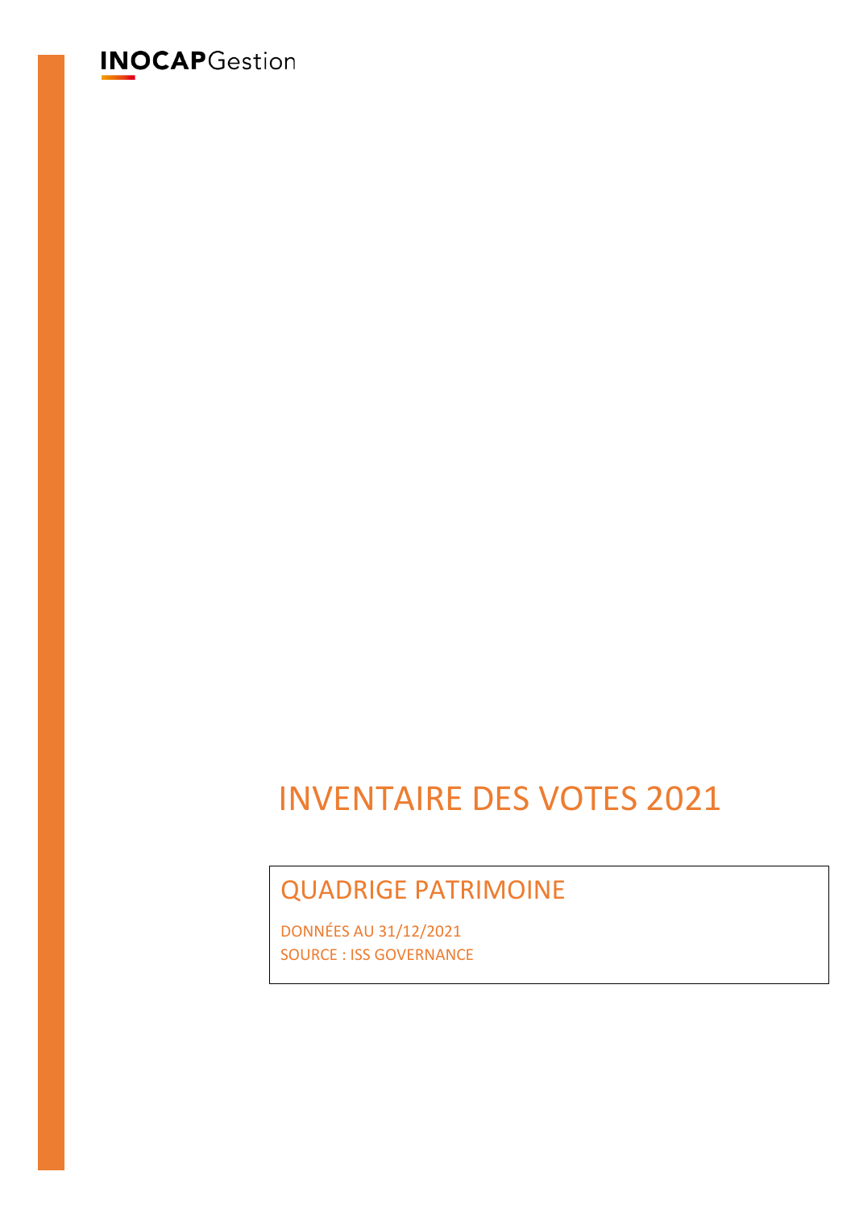**INOCAP**Gestion

# INVENTAIRE DES VOTES 2021

## QUADRIGE PATRIMOINE

DONNÉES AU 31/12/2021
SOURCE : ISS GOVERNANCE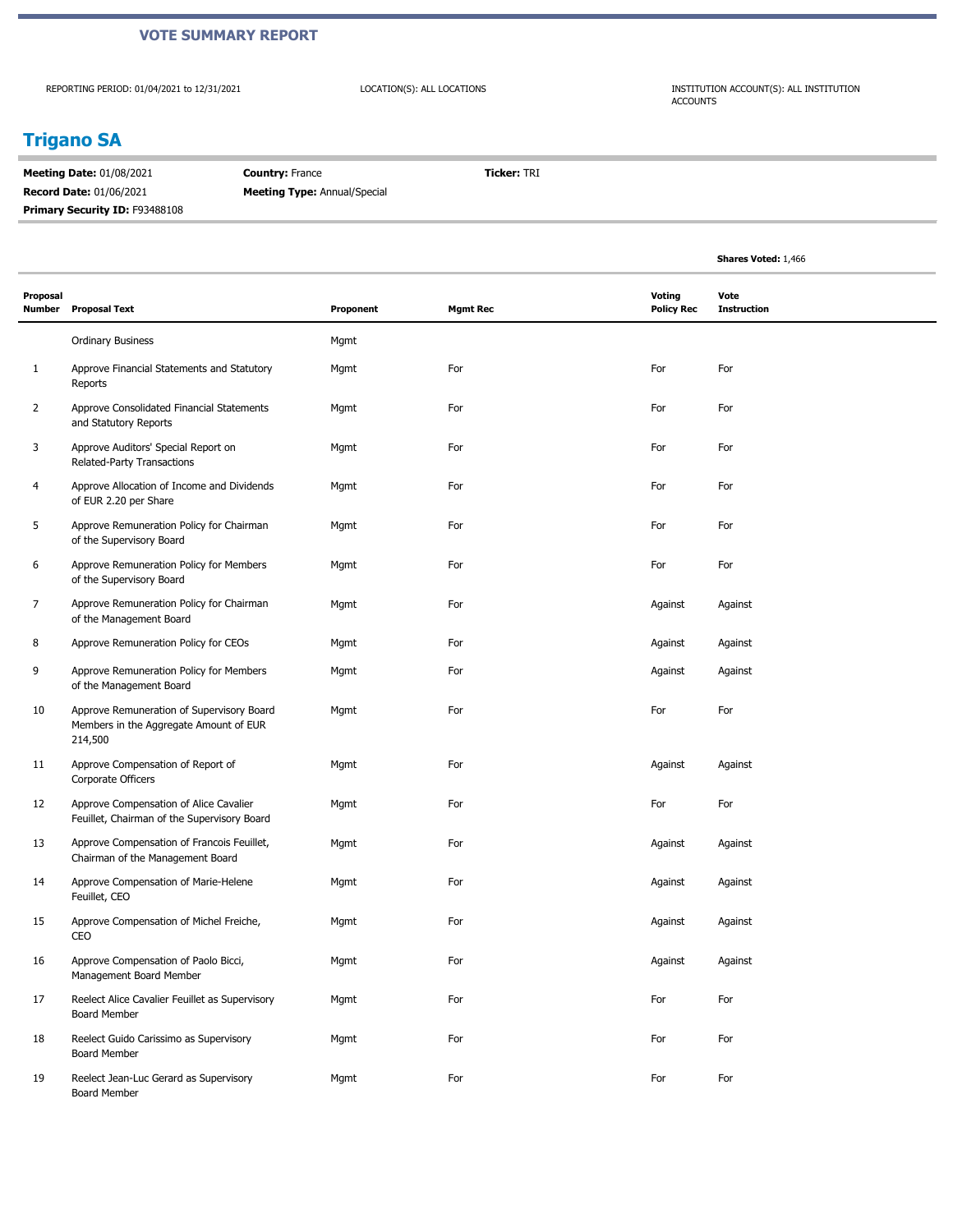**VOTE SUMMARY REPORT**

REPORTING PERIOD: 01/04/2021 to 12/31/2021

LOCATION(S): ALL LOCATIONS

INSTITUTION ACCOUNT(S): ALL INSTITUTION ACCOUNTS

## Trigano SA

**Meeting Date:** 01/08/2021
**Country:** France
**Ticker:** TRI
**Record Date:** 01/06/2021
**Meeting Type:** Annual/Special
**Primary Security ID:** F93488108

**Shares Voted:** 1,466

| Proposal Number | Proposal Text | Proponent | Mgmt Rec | Voting Policy Rec | Vote Instruction |
|---|---|---|---|---|---|
| | Ordinary Business | Mgmt | | | |
| 1 | Approve Financial Statements and Statutory Reports | Mgmt | For | For | For |
| 2 | Approve Consolidated Financial Statements and Statutory Reports | Mgmt | For | For | For |
| 3 | Approve Auditors' Special Report on Related-Party Transactions | Mgmt | For | For | For |
| 4 | Approve Allocation of Income and Dividends of EUR 2.20 per Share | Mgmt | For | For | For |
| 5 | Approve Remuneration Policy for Chairman of the Supervisory Board | Mgmt | For | For | For |
| 6 | Approve Remuneration Policy for Members of the Supervisory Board | Mgmt | For | For | For |
| 7 | Approve Remuneration Policy for Chairman of the Management Board | Mgmt | For | Against | Against |
| 8 | Approve Remuneration Policy for CEOs | Mgmt | For | Against | Against |
| 9 | Approve Remuneration Policy for Members of the Management Board | Mgmt | For | Against | Against |
| 10 | Approve Remuneration of Supervisory Board Members in the Aggregate Amount of EUR 214,500 | Mgmt | For | For | For |
| 11 | Approve Compensation of Report of Corporate Officers | Mgmt | For | Against | Against |
| 12 | Approve Compensation of Alice Cavalier Feuillet, Chairman of the Supervisory Board | Mgmt | For | For | For |
| 13 | Approve Compensation of Francois Feuillet, Chairman of the Management Board | Mgmt | For | Against | Against |
| 14 | Approve Compensation of Marie-Helene Feuillet, CEO | Mgmt | For | Against | Against |
| 15 | Approve Compensation of Michel Freiche, CEO | Mgmt | For | Against | Against |
| 16 | Approve Compensation of Paolo Bicci, Management Board Member | Mgmt | For | Against | Against |
| 17 | Reelect Alice Cavalier Feuillet as Supervisory Board Member | Mgmt | For | For | For |
| 18 | Reelect Guido Carissimo as Supervisory Board Member | Mgmt | For | For | For |
| 19 | Reelect Jean-Luc Gerard as Supervisory Board Member | Mgmt | For | For | For |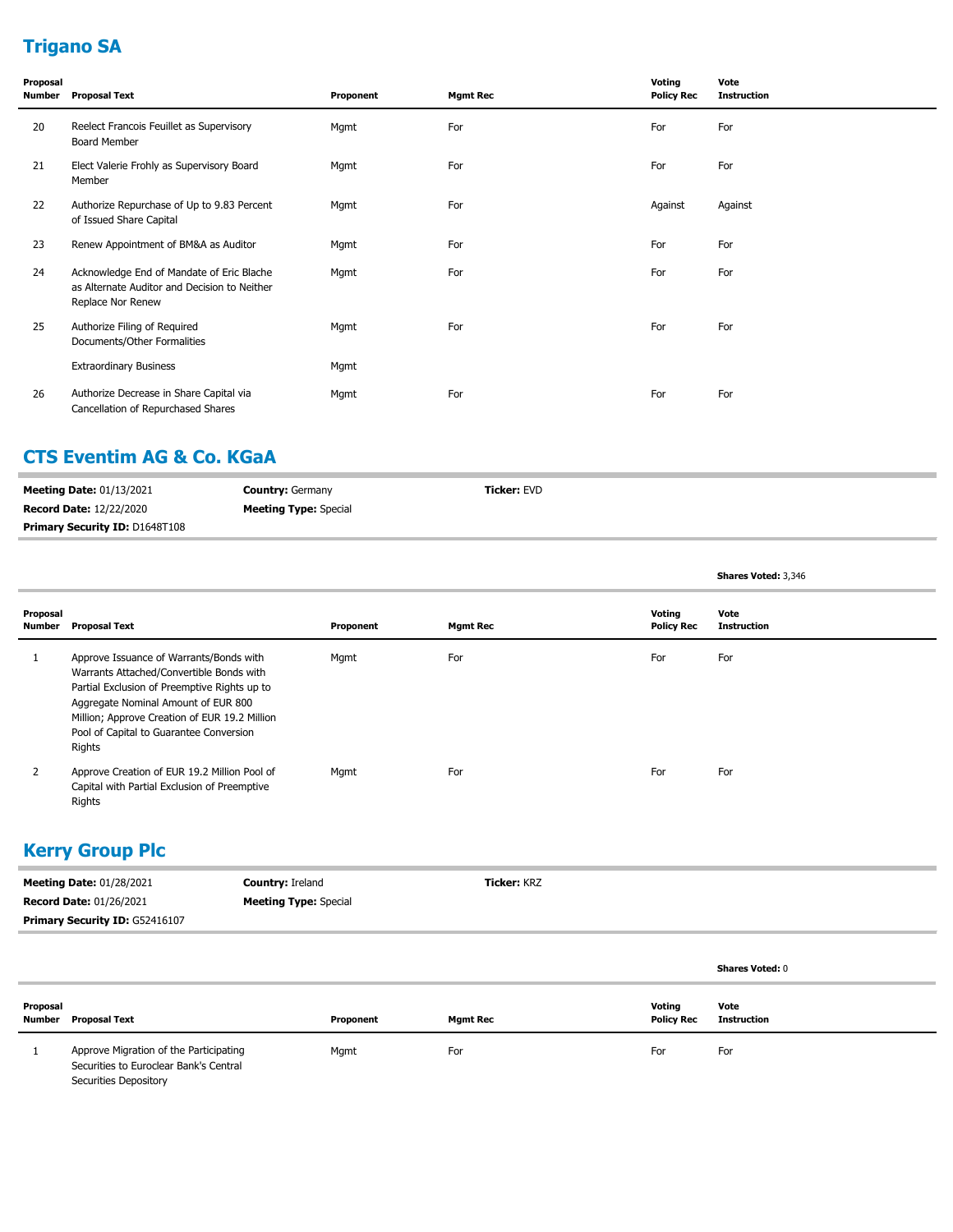## Trigano SA

| Proposal Number | Proposal Text | Proponent | Mgmt Rec | Voting Policy Rec | Vote Instruction |
|---|---|---|---|---|---|
| 20 | Reelect Francois Feuillet as Supervisory Board Member | Mgmt | For | For | For |
| 21 | Elect Valerie Frohly as Supervisory Board Member | Mgmt | For | For | For |
| 22 | Authorize Repurchase of Up to 9.83 Percent of Issued Share Capital | Mgmt | For | Against | Against |
| 23 | Renew Appointment of BM&A as Auditor | Mgmt | For | For | For |
| 24 | Acknowledge End of Mandate of Eric Blache as Alternate Auditor and Decision to Neither Replace Nor Renew | Mgmt | For | For | For |
| 25 | Authorize Filing of Required Documents/Other Formalities | Mgmt | For | For | For |
| | Extraordinary Business | Mgmt | | | |
| 26 | Authorize Decrease in Share Capital via Cancellation of Repurchased Shares | Mgmt | For | For | For |

## CTS Eventim AG & Co. KGaA

**Meeting Date:** 01/13/2021
**Record Date:** 12/22/2020
**Primary Security ID:** D1648T108
**Country:** Germany
**Meeting Type:** Special
**Ticker:** EVD

**Shares Voted:** 3,346

| Proposal Number | Proposal Text | Proponent | Mgmt Rec | Voting Policy Rec | Vote Instruction |
|---|---|---|---|---|---|
| 1 | Approve Issuance of Warrants/Bonds with Warrants Attached/Convertible Bonds with Partial Exclusion of Preemptive Rights up to Aggregate Nominal Amount of EUR 800 Million; Approve Creation of EUR 19.2 Million Pool of Capital to Guarantee Conversion Rights | Mgmt | For | For | For |
| 2 | Approve Creation of EUR 19.2 Million Pool of Capital with Partial Exclusion of Preemptive Rights | Mgmt | For | For | For |

## Kerry Group Plc

**Meeting Date:** 01/28/2021
**Record Date:** 01/26/2021
**Primary Security ID:** G52416107
**Country:** Ireland
**Meeting Type:** Special
**Ticker:** KRZ

**Shares Voted:** 0

| Proposal Number | Proposal Text | Proponent | Mgmt Rec | Voting Policy Rec | Vote Instruction |
|---|---|---|---|---|---|
| 1 | Approve Migration of the Participating Securities to Euroclear Bank's Central Securities Depository | Mgmt | For | For | For |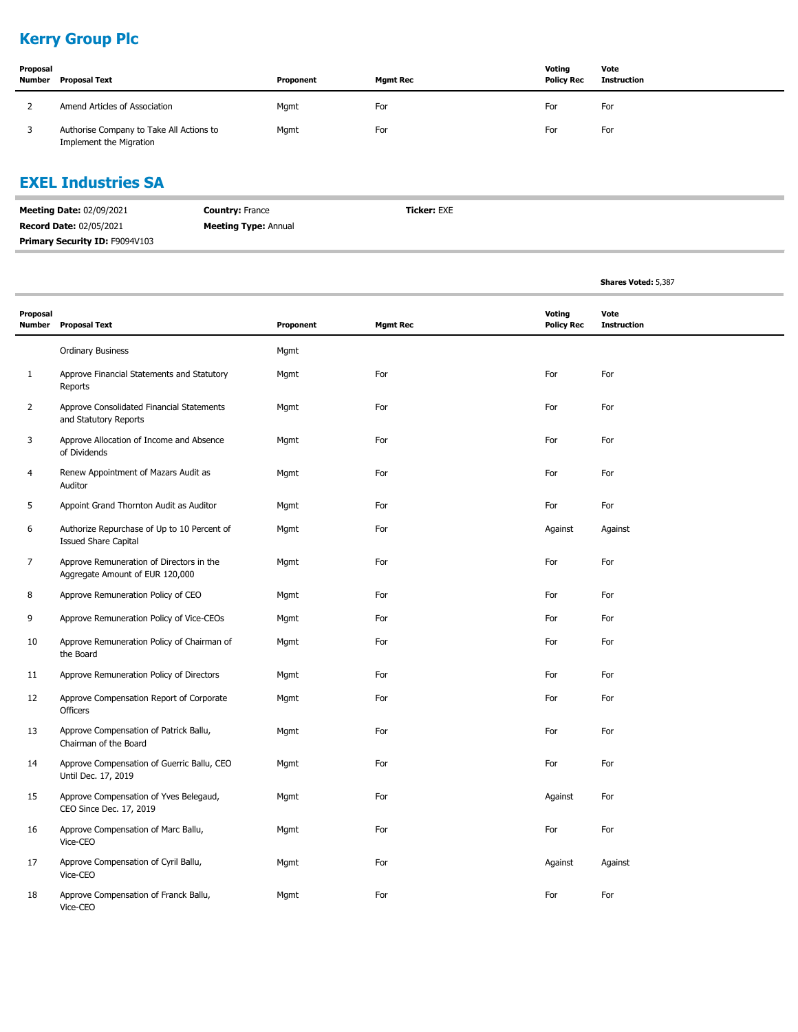## Kerry Group Plc

| Proposal Number | Proposal Text | Proponent | Mgmt Rec | Voting Policy Rec | Vote Instruction |
|---|---|---|---|---|---|
| 2 | Amend Articles of Association | Mgmt | For | For | For |
| 3 | Authorise Company to Take All Actions to Implement the Migration | Mgmt | For | For | For |

## EXEL Industries SA

**Meeting Date:** 02/09/2021
**Record Date:** 02/05/2021
**Primary Security ID:** F9094V103
**Country:** France
**Meeting Type:** Annual
**Ticker:** EXE

**Shares Voted:** 5,387

| Proposal Number | Proposal Text | Proponent | Mgmt Rec | Voting Policy Rec | Vote Instruction |
|---|---|---|---|---|---|
| | Ordinary Business | Mgmt | | | |
| 1 | Approve Financial Statements and Statutory Reports | Mgmt | For | For | For |
| 2 | Approve Consolidated Financial Statements and Statutory Reports | Mgmt | For | For | For |
| 3 | Approve Allocation of Income and Absence of Dividends | Mgmt | For | For | For |
| 4 | Renew Appointment of Mazars Audit as Auditor | Mgmt | For | For | For |
| 5 | Appoint Grand Thornton Audit as Auditor | Mgmt | For | For | For |
| 6 | Authorize Repurchase of Up to 10 Percent of Issued Share Capital | Mgmt | For | Against | Against |
| 7 | Approve Remuneration of Directors in the Aggregate Amount of EUR 120,000 | Mgmt | For | For | For |
| 8 | Approve Remuneration Policy of CEO | Mgmt | For | For | For |
| 9 | Approve Remuneration Policy of Vice-CEOs | Mgmt | For | For | For |
| 10 | Approve Remuneration Policy of Chairman of the Board | Mgmt | For | For | For |
| 11 | Approve Remuneration Policy of Directors | Mgmt | For | For | For |
| 12 | Approve Compensation Report of Corporate Officers | Mgmt | For | For | For |
| 13 | Approve Compensation of Patrick Ballu, Chairman of the Board | Mgmt | For | For | For |
| 14 | Approve Compensation of Guerric Ballu, CEO Until Dec. 17, 2019 | Mgmt | For | For | For |
| 15 | Approve Compensation of Yves Belegaud, CEO Since Dec. 17, 2019 | Mgmt | For | Against | For |
| 16 | Approve Compensation of Marc Ballu, Vice-CEO | Mgmt | For | For | For |
| 17 | Approve Compensation of Cyril Ballu, Vice-CEO | Mgmt | For | Against | Against |
| 18 | Approve Compensation of Franck Ballu, Vice-CEO | Mgmt | For | For | For |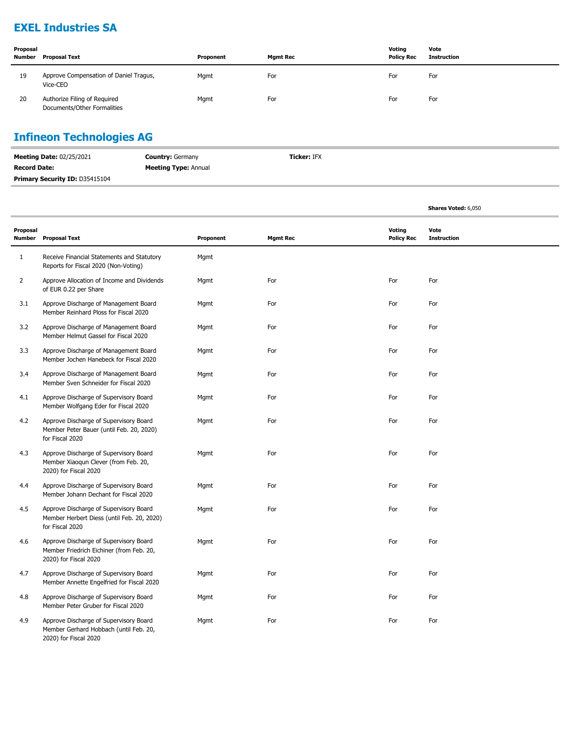## EXEL Industries SA

| Proposal Number | Proposal Text | Proponent | Mgmt Rec | Voting Policy Rec | Vote Instruction |
|---|---|---|---|---|---|
| 19 | Approve Compensation of Daniel Tragus, Vice-CEO | Mgmt | For | For | For |
| 20 | Authorize Filing of Required Documents/Other Formalities | Mgmt | For | For | For |

## Infineon Technologies AG

**Meeting Date:** 02/25/2021 | **Country:** Germany | **Ticker:** IFX

**Record Date:** | **Meeting Type:** Annual

**Primary Security ID:** D35415104

**Shares Voted:** 6,050

| Proposal Number | Proposal Text | Proponent | Mgmt Rec | Voting Policy Rec | Vote Instruction |
|---|---|---|---|---|---|
| 1 | Receive Financial Statements and Statutory Reports for Fiscal 2020 (Non-Voting) | Mgmt | | | |
| 2 | Approve Allocation of Income and Dividends of EUR 0.22 per Share | Mgmt | For | For | For |
| 3.1 | Approve Discharge of Management Board Member Reinhard Ploss for Fiscal 2020 | Mgmt | For | For | For |
| 3.2 | Approve Discharge of Management Board Member Helmut Gassel for Fiscal 2020 | Mgmt | For | For | For |
| 3.3 | Approve Discharge of Management Board Member Jochen Hanebeck for Fiscal 2020 | Mgmt | For | For | For |
| 3.4 | Approve Discharge of Management Board Member Sven Schneider for Fiscal 2020 | Mgmt | For | For | For |
| 4.1 | Approve Discharge of Supervisory Board Member Wolfgang Eder for Fiscal 2020 | Mgmt | For | For | For |
| 4.2 | Approve Discharge of Supervisory Board Member Peter Bauer (until Feb. 20, 2020) for Fiscal 2020 | Mgmt | For | For | For |
| 4.3 | Approve Discharge of Supervisory Board Member Xiaoqun Clever (from Feb. 20, 2020) for Fiscal 2020 | Mgmt | For | For | For |
| 4.4 | Approve Discharge of Supervisory Board Member Johann Dechant for Fiscal 2020 | Mgmt | For | For | For |
| 4.5 | Approve Discharge of Supervisory Board Member Herbert Diess (until Feb. 20, 2020) for Fiscal 2020 | Mgmt | For | For | For |
| 4.6 | Approve Discharge of Supervisory Board Member Friedrich Eichiner (from Feb. 20, 2020) for Fiscal 2020 | Mgmt | For | For | For |
| 4.7 | Approve Discharge of Supervisory Board Member Annette Engelfried for Fiscal 2020 | Mgmt | For | For | For |
| 4.8 | Approve Discharge of Supervisory Board Member Peter Gruber for Fiscal 2020 | Mgmt | For | For | For |
| 4.9 | Approve Discharge of Supervisory Board Member Gerhard Hobbach (until Feb. 20, 2020) for Fiscal 2020 | Mgmt | For | For | For |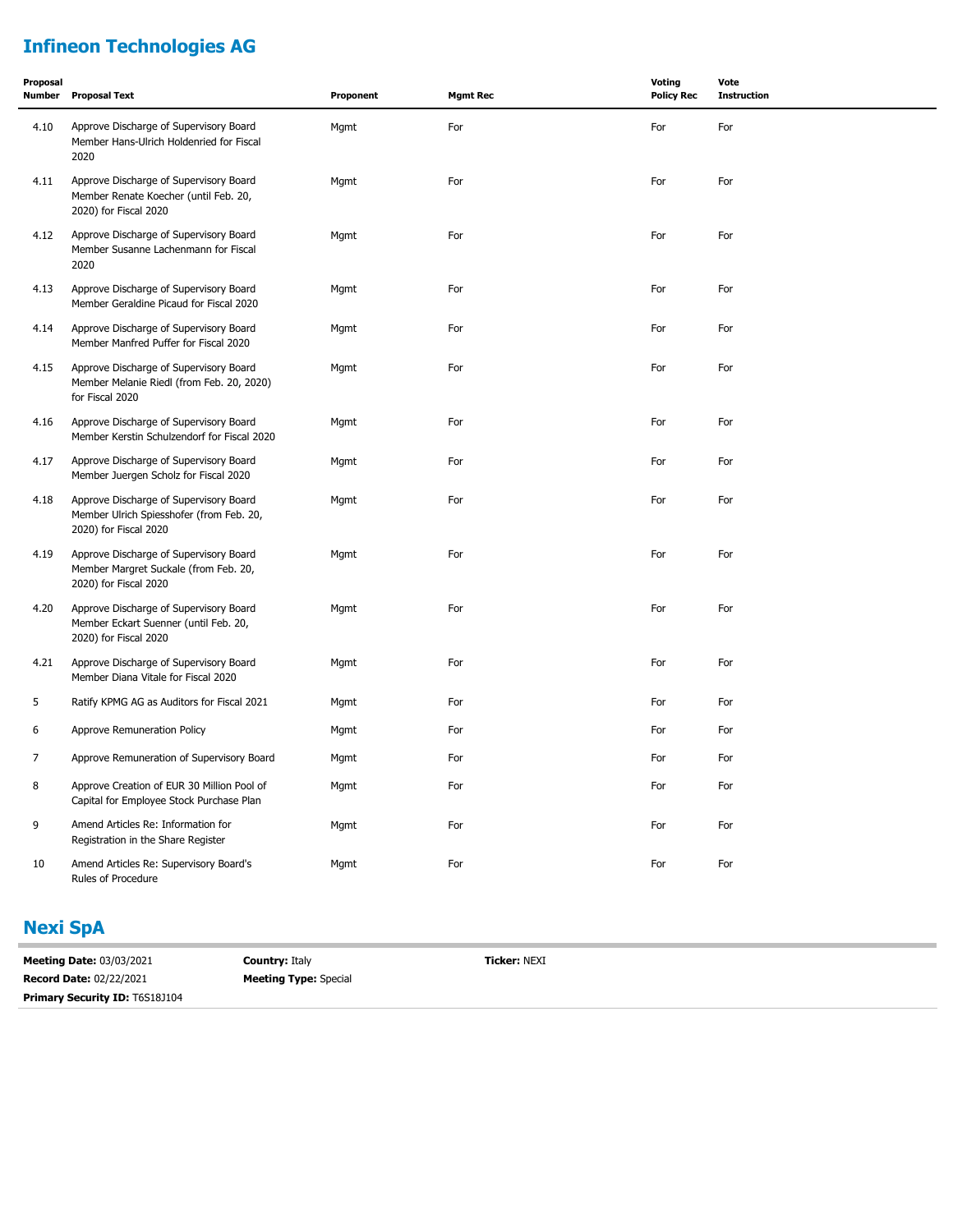## Infineon Technologies AG

| Proposal Number | Proposal Text | Proponent | Mgmt Rec | Voting Policy Rec | Vote Instruction |
|---|---|---|---|---|---|
| 4.10 | Approve Discharge of Supervisory Board Member Hans-Ulrich Holdenried for Fiscal 2020 | Mgmt | For | For | For |
| 4.11 | Approve Discharge of Supervisory Board Member Renate Koecher (until Feb. 20, 2020) for Fiscal 2020 | Mgmt | For | For | For |
| 4.12 | Approve Discharge of Supervisory Board Member Susanne Lachenmann for Fiscal 2020 | Mgmt | For | For | For |
| 4.13 | Approve Discharge of Supervisory Board Member Geraldine Picaud for Fiscal 2020 | Mgmt | For | For | For |
| 4.14 | Approve Discharge of Supervisory Board Member Manfred Puffer for Fiscal 2020 | Mgmt | For | For | For |
| 4.15 | Approve Discharge of Supervisory Board Member Melanie Riedl (from Feb. 20, 2020) for Fiscal 2020 | Mgmt | For | For | For |
| 4.16 | Approve Discharge of Supervisory Board Member Kerstin Schulzendorf for Fiscal 2020 | Mgmt | For | For | For |
| 4.17 | Approve Discharge of Supervisory Board Member Juergen Scholz for Fiscal 2020 | Mgmt | For | For | For |
| 4.18 | Approve Discharge of Supervisory Board Member Ulrich Spiesshofer (from Feb. 20, 2020) for Fiscal 2020 | Mgmt | For | For | For |
| 4.19 | Approve Discharge of Supervisory Board Member Margret Suckale (from Feb. 20, 2020) for Fiscal 2020 | Mgmt | For | For | For |
| 4.20 | Approve Discharge of Supervisory Board Member Eckart Suenner (until Feb. 20, 2020) for Fiscal 2020 | Mgmt | For | For | For |
| 4.21 | Approve Discharge of Supervisory Board Member Diana Vitale for Fiscal 2020 | Mgmt | For | For | For |
| 5 | Ratify KPMG AG as Auditors for Fiscal 2021 | Mgmt | For | For | For |
| 6 | Approve Remuneration Policy | Mgmt | For | For | For |
| 7 | Approve Remuneration of Supervisory Board | Mgmt | For | For | For |
| 8 | Approve Creation of EUR 30 Million Pool of Capital for Employee Stock Purchase Plan | Mgmt | For | For | For |
| 9 | Amend Articles Re: Information for Registration in the Share Register | Mgmt | For | For | For |
| 10 | Amend Articles Re: Supervisory Board's Rules of Procedure | Mgmt | For | For | For |

## Nexi SpA

**Meeting Date:** 03/03/2021 | **Country:** Italy | **Ticker:** NEXI

**Record Date:** 02/22/2021 | **Meeting Type:** Special

**Primary Security ID:** T6S18J104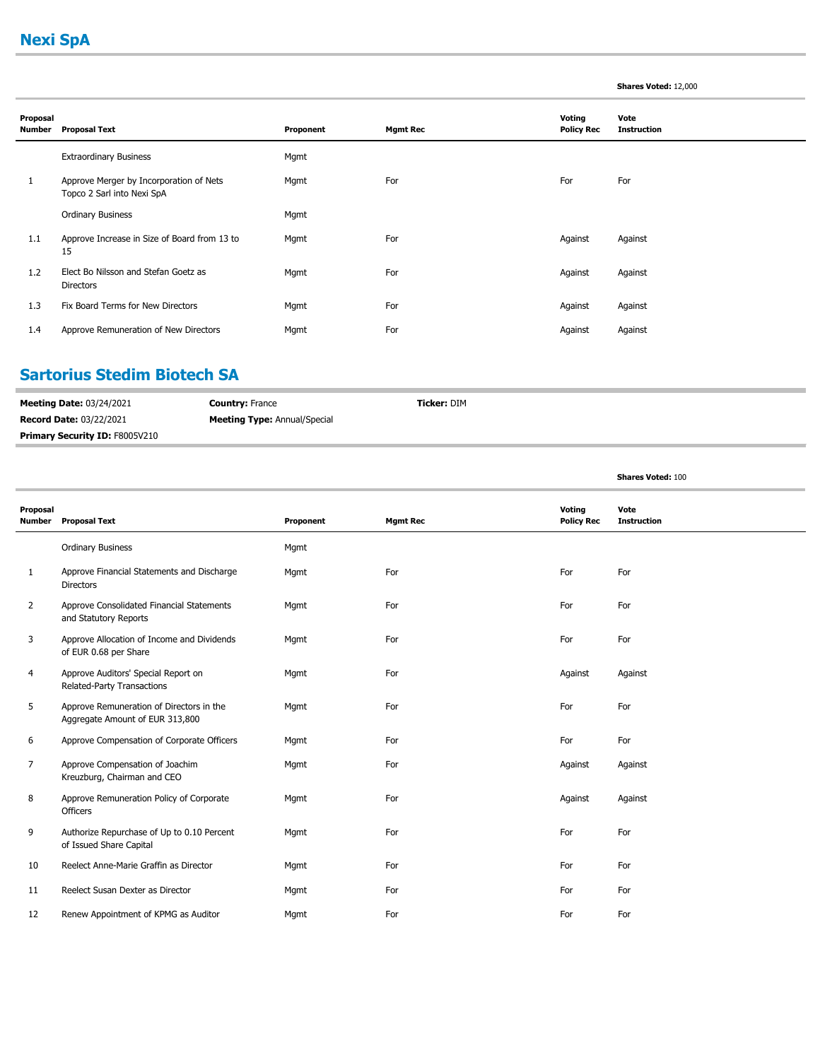## Nexi SpA

**Shares Voted:** 12,000

| Proposal Number | Proposal Text | Proponent | Mgmt Rec | Voting Policy Rec | Vote Instruction |
|---|---|---|---|---|---|
| | Extraordinary Business | Mgmt | | | |
| 1 | Approve Merger by Incorporation of Nets Topco 2 Sarl into Nexi SpA | Mgmt | For | For | For |
| | Ordinary Business | Mgmt | | | |
| 1.1 | Approve Increase in Size of Board from 13 to 15 | Mgmt | For | Against | Against |
| 1.2 | Elect Bo Nilsson and Stefan Goetz as Directors | Mgmt | For | Against | Against |
| 1.3 | Fix Board Terms for New Directors | Mgmt | For | Against | Against |
| 1.4 | Approve Remuneration of New Directors | Mgmt | For | Against | Against |

## Sartorius Stedim Biotech SA

**Meeting Date:** 03/24/2021 | **Country:** France | **Ticker:** DIM
**Record Date:** 03/22/2021 | **Meeting Type:** Annual/Special
**Primary Security ID:** F8005V210

**Shares Voted:** 100

| Proposal Number | Proposal Text | Proponent | Mgmt Rec | Voting Policy Rec | Vote Instruction |
|---|---|---|---|---|---|
| | Ordinary Business | Mgmt | | | |
| 1 | Approve Financial Statements and Discharge Directors | Mgmt | For | For | For |
| 2 | Approve Consolidated Financial Statements and Statutory Reports | Mgmt | For | For | For |
| 3 | Approve Allocation of Income and Dividends of EUR 0.68 per Share | Mgmt | For | For | For |
| 4 | Approve Auditors' Special Report on Related-Party Transactions | Mgmt | For | Against | Against |
| 5 | Approve Remuneration of Directors in the Aggregate Amount of EUR 313,800 | Mgmt | For | For | For |
| 6 | Approve Compensation of Corporate Officers | Mgmt | For | For | For |
| 7 | Approve Compensation of Joachim Kreuzburg, Chairman and CEO | Mgmt | For | Against | Against |
| 8 | Approve Remuneration Policy of Corporate Officers | Mgmt | For | Against | Against |
| 9 | Authorize Repurchase of Up to 0.10 Percent of Issued Share Capital | Mgmt | For | For | For |
| 10 | Reelect Anne-Marie Graffin as Director | Mgmt | For | For | For |
| 11 | Reelect Susan Dexter as Director | Mgmt | For | For | For |
| 12 | Renew Appointment of KPMG as Auditor | Mgmt | For | For | For |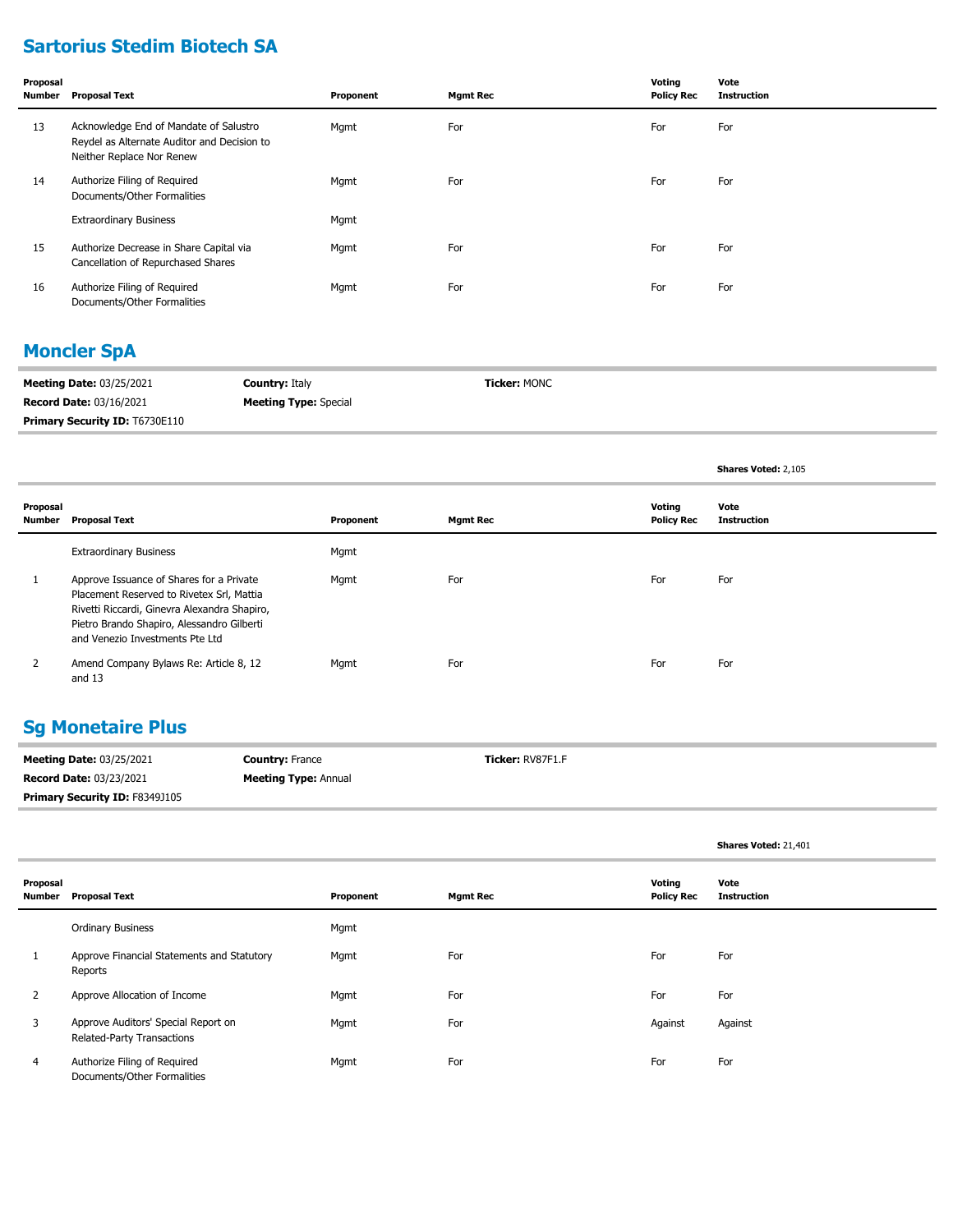## Sartorius Stedim Biotech SA

| Proposal Number | Proposal Text | Proponent | Mgmt Rec | Voting Policy Rec | Vote Instruction |
|---|---|---|---|---|---|
| 13 | Acknowledge End of Mandate of Salustro Reydel as Alternate Auditor and Decision to Neither Replace Nor Renew | Mgmt | For | For | For |
| 14 | Authorize Filing of Required Documents/Other Formalities | Mgmt | For | For | For |
| | Extraordinary Business | Mgmt | | | |
| 15 | Authorize Decrease in Share Capital via Cancellation of Repurchased Shares | Mgmt | For | For | For |
| 16 | Authorize Filing of Required Documents/Other Formalities | Mgmt | For | For | For |

## Moncler SpA

**Meeting Date:** 03/25/2021 **Country:** Italy **Ticker:** MONC
**Record Date:** 03/16/2021 **Meeting Type:** Special
**Primary Security ID:** T6730E110

**Shares Voted:** 2,105

| Proposal Number | Proposal Text | Proponent | Mgmt Rec | Voting Policy Rec | Vote Instruction |
|---|---|---|---|---|---|
| | Extraordinary Business | Mgmt | | | |
| 1 | Approve Issuance of Shares for a Private Placement Reserved to Rivetex Srl, Mattia Rivetti Riccardi, Ginevra Alexandra Shapiro, Pietro Brando Shapiro, Alessandro Gilberti and Venezio Investments Pte Ltd | Mgmt | For | For | For |
| 2 | Amend Company Bylaws Re: Article 8, 12 and 13 | Mgmt | For | For | For |

## Sg Monetaire Plus

**Meeting Date:** 03/25/2021 **Country:** France **Ticker:** RV87F1.F
**Record Date:** 03/23/2021 **Meeting Type:** Annual
**Primary Security ID:** F8349J105

**Shares Voted:** 21,401

| Proposal Number | Proposal Text | Proponent | Mgmt Rec | Voting Policy Rec | Vote Instruction |
|---|---|---|---|---|---|
| | Ordinary Business | Mgmt | | | |
| 1 | Approve Financial Statements and Statutory Reports | Mgmt | For | For | For |
| 2 | Approve Allocation of Income | Mgmt | For | For | For |
| 3 | Approve Auditors' Special Report on Related-Party Transactions | Mgmt | For | Against | Against |
| 4 | Authorize Filing of Required Documents/Other Formalities | Mgmt | For | For | For |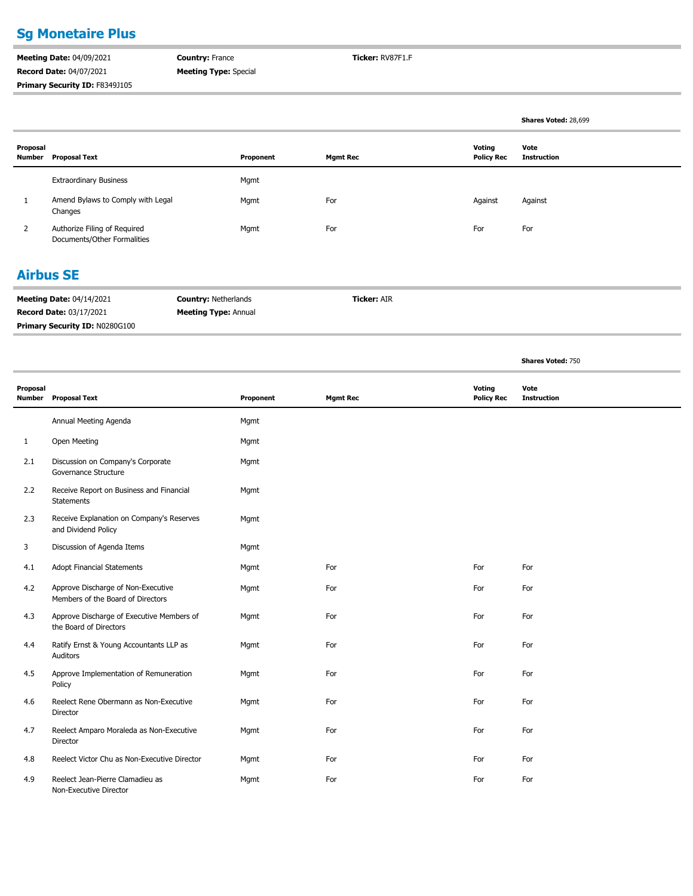## Sg Monetaire Plus

**Meeting Date:** 04/09/2021
**Record Date:** 04/07/2021
**Primary Security ID:** F8349J105
**Country:** France
**Meeting Type:** Special
**Ticker:** RV87F1.F

**Shares Voted:** 28,699

| Proposal Number | Proposal Text | Proponent | Mgmt Rec | Voting Policy Rec | Vote Instruction |
|---|---|---|---|---|---|
| | Extraordinary Business | Mgmt | | | |
| 1 | Amend Bylaws to Comply with Legal Changes | Mgmt | For | Against | Against |
| 2 | Authorize Filing of Required Documents/Other Formalities | Mgmt | For | For | For |

## Airbus SE

**Meeting Date:** 04/14/2021
**Record Date:** 03/17/2021
**Primary Security ID:** N0280G100
**Country:** Netherlands
**Meeting Type:** Annual
**Ticker:** AIR

**Shares Voted:** 750

| Proposal Number | Proposal Text | Proponent | Mgmt Rec | Voting Policy Rec | Vote Instruction |
|---|---|---|---|---|---|
| | Annual Meeting Agenda | Mgmt | | | |
| 1 | Open Meeting | Mgmt | | | |
| 2.1 | Discussion on Company's Corporate Governance Structure | Mgmt | | | |
| 2.2 | Receive Report on Business and Financial Statements | Mgmt | | | |
| 2.3 | Receive Explanation on Company's Reserves and Dividend Policy | Mgmt | | | |
| 3 | Discussion of Agenda Items | Mgmt | | | |
| 4.1 | Adopt Financial Statements | Mgmt | For | For | For |
| 4.2 | Approve Discharge of Non-Executive Members of the Board of Directors | Mgmt | For | For | For |
| 4.3 | Approve Discharge of Executive Members of the Board of Directors | Mgmt | For | For | For |
| 4.4 | Ratify Ernst & Young Accountants LLP as Auditors | Mgmt | For | For | For |
| 4.5 | Approve Implementation of Remuneration Policy | Mgmt | For | For | For |
| 4.6 | Reelect Rene Obermann as Non-Executive Director | Mgmt | For | For | For |
| 4.7 | Reelect Amparo Moraleda as Non-Executive Director | Mgmt | For | For | For |
| 4.8 | Reelect Victor Chu as Non-Executive Director | Mgmt | For | For | For |
| 4.9 | Reelect Jean-Pierre Clamadieu as Non-Executive Director | Mgmt | For | For | For |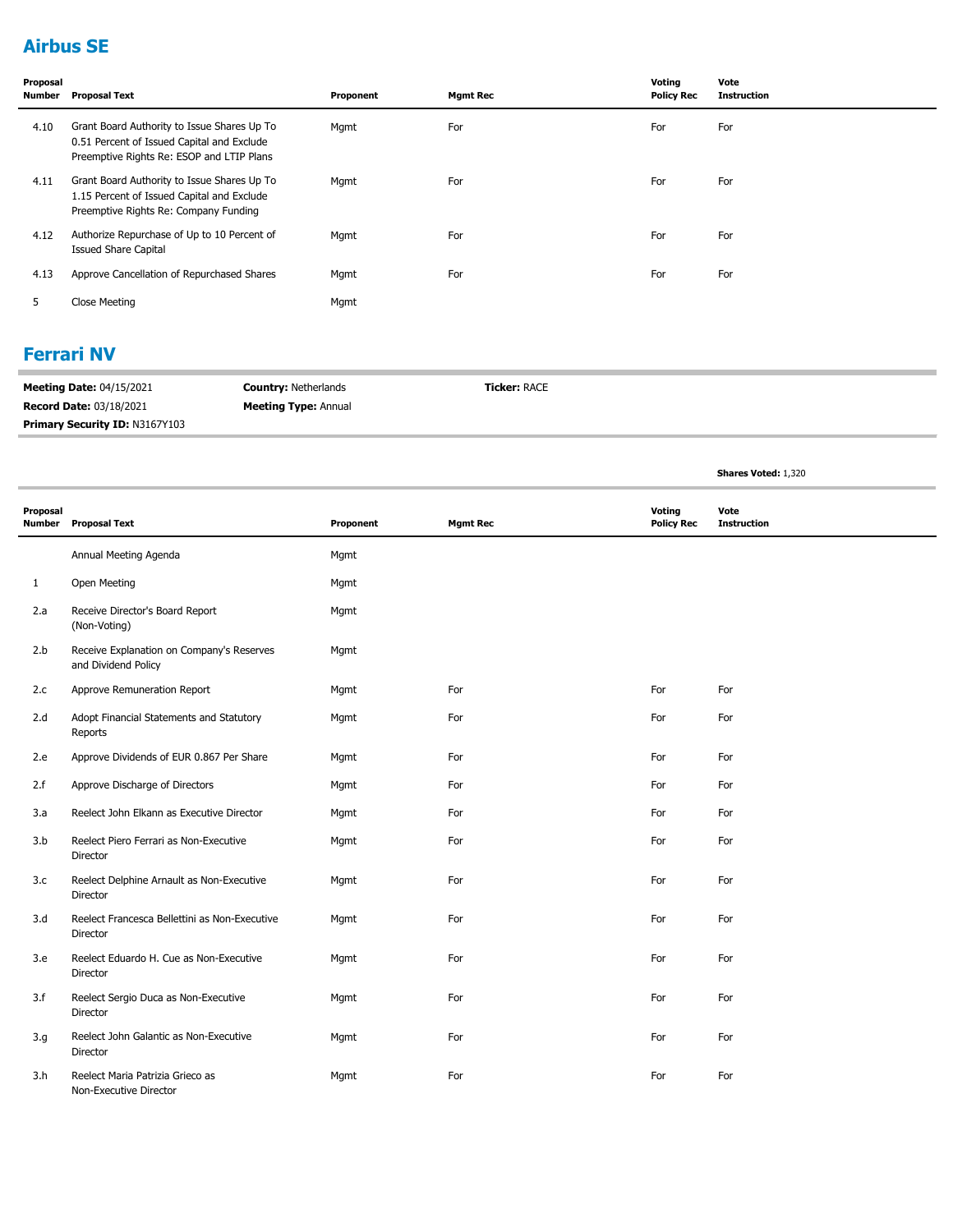## Airbus SE

| Proposal Number | Proposal Text | Proponent | Mgmt Rec | Voting Policy Rec | Vote Instruction |
|---|---|---|---|---|---|
| 4.10 | Grant Board Authority to Issue Shares Up To 0.51 Percent of Issued Capital and Exclude Preemptive Rights Re: ESOP and LTIP Plans | Mgmt | For | For | For |
| 4.11 | Grant Board Authority to Issue Shares Up To 1.15 Percent of Issued Capital and Exclude Preemptive Rights Re: Company Funding | Mgmt | For | For | For |
| 4.12 | Authorize Repurchase of Up to 10 Percent of Issued Share Capital | Mgmt | For | For | For |
| 4.13 | Approve Cancellation of Repurchased Shares | Mgmt | For | For | For |
| 5 | Close Meeting | Mgmt | | | |

## Ferrari NV

**Meeting Date:** 04/15/2021 | **Country:** Netherlands | **Ticker:** RACE
**Record Date:** 03/18/2021 | **Meeting Type:** Annual
**Primary Security ID:** N3167Y103

**Shares Voted:** 1,320

| Proposal Number | Proposal Text | Proponent | Mgmt Rec | Voting Policy Rec | Vote Instruction |
|---|---|---|---|---|---|
| | Annual Meeting Agenda | Mgmt | | | |
| 1 | Open Meeting | Mgmt | | | |
| 2.a | Receive Director's Board Report (Non-Voting) | Mgmt | | | |
| 2.b | Receive Explanation on Company's Reserves and Dividend Policy | Mgmt | | | |
| 2.c | Approve Remuneration Report | Mgmt | For | For | For |
| 2.d | Adopt Financial Statements and Statutory Reports | Mgmt | For | For | For |
| 2.e | Approve Dividends of EUR 0.867 Per Share | Mgmt | For | For | For |
| 2.f | Approve Discharge of Directors | Mgmt | For | For | For |
| 3.a | Reelect John Elkann as Executive Director | Mgmt | For | For | For |
| 3.b | Reelect Piero Ferrari as Non-Executive Director | Mgmt | For | For | For |
| 3.c | Reelect Delphine Arnault as Non-Executive Director | Mgmt | For | For | For |
| 3.d | Reelect Francesca Bellettini as Non-Executive Director | Mgmt | For | For | For |
| 3.e | Reelect Eduardo H. Cue as Non-Executive Director | Mgmt | For | For | For |
| 3.f | Reelect Sergio Duca as Non-Executive Director | Mgmt | For | For | For |
| 3.g | Reelect John Galantic as Non-Executive Director | Mgmt | For | For | For |
| 3.h | Reelect Maria Patrizia Grieco as Non-Executive Director | Mgmt | For | For | For |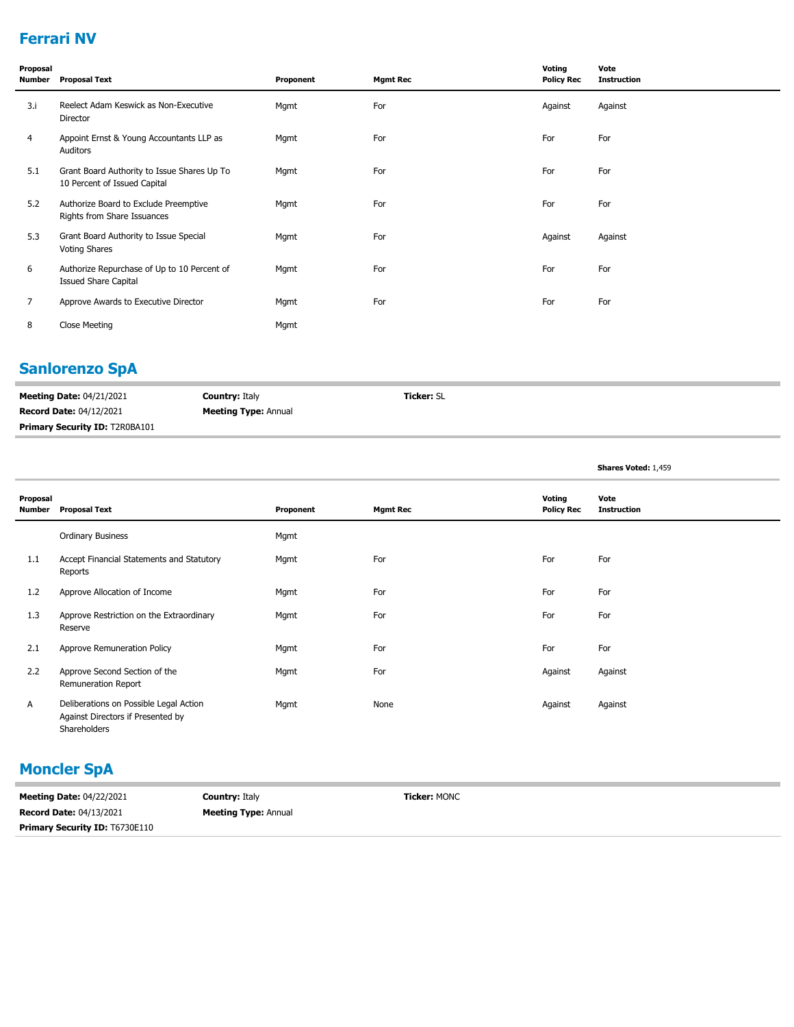## Ferrari NV

| Proposal Number | Proposal Text | Proponent | Mgmt Rec | Voting Policy Rec | Vote Instruction |
|---|---|---|---|---|---|
| 3.i | Reelect Adam Keswick as Non-Executive Director | Mgmt | For | Against | Against |
| 4 | Appoint Ernst & Young Accountants LLP as Auditors | Mgmt | For | For | For |
| 5.1 | Grant Board Authority to Issue Shares Up To 10 Percent of Issued Capital | Mgmt | For | For | For |
| 5.2 | Authorize Board to Exclude Preemptive Rights from Share Issuances | Mgmt | For | For | For |
| 5.3 | Grant Board Authority to Issue Special Voting Shares | Mgmt | For | Against | Against |
| 6 | Authorize Repurchase of Up to 10 Percent of Issued Share Capital | Mgmt | For | For | For |
| 7 | Approve Awards to Executive Director | Mgmt | For | For | For |
| 8 | Close Meeting | Mgmt | | | |

## Sanlorenzo SpA

**Meeting Date:** 04/21/2021 **Country:** Italy **Ticker:** SL
**Record Date:** 04/12/2021 **Meeting Type:** Annual
**Primary Security ID:** T2R0BA101

**Shares Voted:** 1,459

| Proposal Number | Proposal Text | Proponent | Mgmt Rec | Voting Policy Rec | Vote Instruction |
|---|---|---|---|---|---|
| | Ordinary Business | Mgmt | | | |
| 1.1 | Accept Financial Statements and Statutory Reports | Mgmt | For | For | For |
| 1.2 | Approve Allocation of Income | Mgmt | For | For | For |
| 1.3 | Approve Restriction on the Extraordinary Reserve | Mgmt | For | For | For |
| 2.1 | Approve Remuneration Policy | Mgmt | For | For | For |
| 2.2 | Approve Second Section of the Remuneration Report | Mgmt | For | Against | Against |
| A | Deliberations on Possible Legal Action Against Directors if Presented by Shareholders | Mgmt | None | Against | Against |

## Moncler SpA

**Meeting Date:** 04/22/2021 **Country:** Italy **Ticker:** MONC
**Record Date:** 04/13/2021 **Meeting Type:** Annual
**Primary Security ID:** T6730E110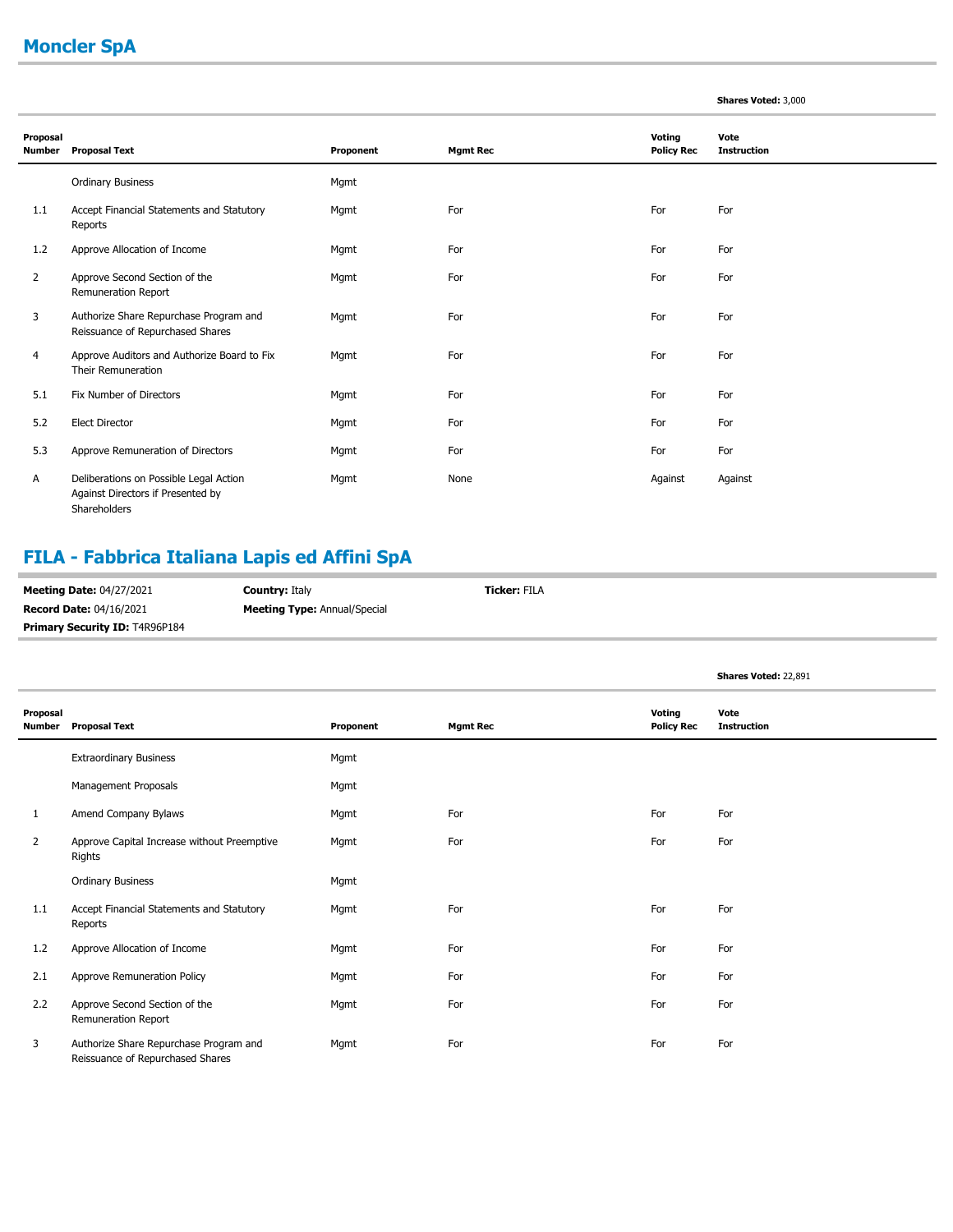## Moncler SpA

**Shares Voted:** 3,000

| Proposal Number | Proposal Text | Proponent | Mgmt Rec | Voting Policy Rec | Vote Instruction |
|---|---|---|---|---|---|
| | Ordinary Business | Mgmt | | | |
| 1.1 | Accept Financial Statements and Statutory Reports | Mgmt | For | For | For |
| 1.2 | Approve Allocation of Income | Mgmt | For | For | For |
| 2 | Approve Second Section of the Remuneration Report | Mgmt | For | For | For |
| 3 | Authorize Share Repurchase Program and Reissuance of Repurchased Shares | Mgmt | For | For | For |
| 4 | Approve Auditors and Authorize Board to Fix Their Remuneration | Mgmt | For | For | For |
| 5.1 | Fix Number of Directors | Mgmt | For | For | For |
| 5.2 | Elect Director | Mgmt | For | For | For |
| 5.3 | Approve Remuneration of Directors | Mgmt | For | For | For |
| A | Deliberations on Possible Legal Action Against Directors if Presented by Shareholders | Mgmt | None | Against | Against |

## FILA - Fabbrica Italiana Lapis ed Affini SpA

**Meeting Date:** 04/27/2021 **Country:** Italy **Ticker:** FILA
**Record Date:** 04/16/2021 **Meeting Type:** Annual/Special
**Primary Security ID:** T4R96P184

**Shares Voted:** 22,891

| Proposal Number | Proposal Text | Proponent | Mgmt Rec | Voting Policy Rec | Vote Instruction |
|---|---|---|---|---|---|
| | Extraordinary Business | Mgmt | | | |
| | Management Proposals | Mgmt | | | |
| 1 | Amend Company Bylaws | Mgmt | For | For | For |
| 2 | Approve Capital Increase without Preemptive Rights | Mgmt | For | For | For |
| | Ordinary Business | Mgmt | | | |
| 1.1 | Accept Financial Statements and Statutory Reports | Mgmt | For | For | For |
| 1.2 | Approve Allocation of Income | Mgmt | For | For | For |
| 2.1 | Approve Remuneration Policy | Mgmt | For | For | For |
| 2.2 | Approve Second Section of the Remuneration Report | Mgmt | For | For | For |
| 3 | Authorize Share Repurchase Program and Reissuance of Repurchased Shares | Mgmt | For | For | For |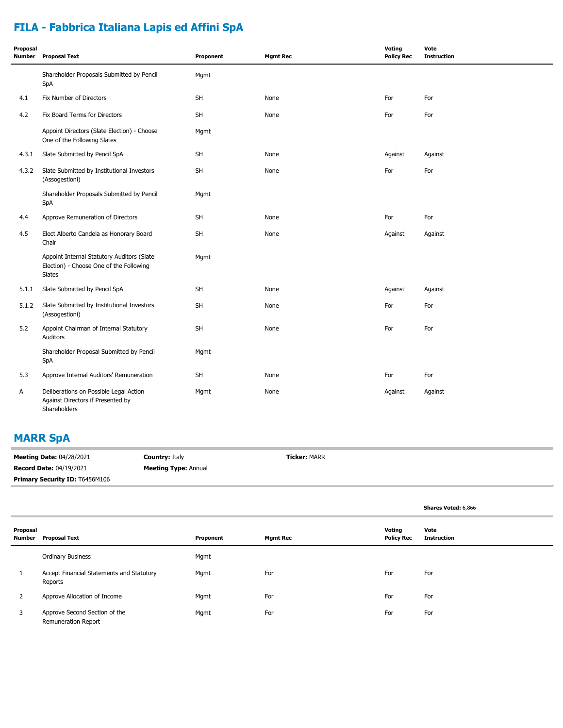## FILA - Fabbrica Italiana Lapis ed Affini SpA

| Proposal Number | Proposal Text | Proponent | Mgmt Rec | Voting Policy Rec | Vote Instruction |
|---|---|---|---|---|---|
| | Shareholder Proposals Submitted by Pencil SpA | Mgmt | | | |
| 4.1 | Fix Number of Directors | SH | None | For | For |
| 4.2 | Fix Board Terms for Directors | SH | None | For | For |
| | Appoint Directors (Slate Election) - Choose One of the Following Slates | Mgmt | | | |
| 4.3.1 | Slate Submitted by Pencil SpA | SH | None | Against | Against |
| 4.3.2 | Slate Submitted by Institutional Investors (Assogestioni) | SH | None | For | For |
| | Shareholder Proposals Submitted by Pencil SpA | Mgmt | | | |
| 4.4 | Approve Remuneration of Directors | SH | None | For | For |
| 4.5 | Elect Alberto Candela as Honorary Board Chair | SH | None | Against | Against |
| | Appoint Internal Statutory Auditors (Slate Election) - Choose One of the Following Slates | Mgmt | | | |
| 5.1.1 | Slate Submitted by Pencil SpA | SH | None | Against | Against |
| 5.1.2 | Slate Submitted by Institutional Investors (Assogestioni) | SH | None | For | For |
| 5.2 | Appoint Chairman of Internal Statutory Auditors | SH | None | For | For |
| | Shareholder Proposal Submitted by Pencil SpA | Mgmt | | | |
| 5.3 | Approve Internal Auditors' Remuneration | SH | None | For | For |
| A | Deliberations on Possible Legal Action Against Directors if Presented by Shareholders | Mgmt | None | Against | Against |

## MARR SpA

**Meeting Date:** 04/28/2021 **Country:** Italy **Ticker:** MARR

**Record Date:** 04/19/2021 **Meeting Type:** Annual

**Primary Security ID:** T6456M106

**Shares Voted:** 6,866

| Proposal Number | Proposal Text | Proponent | Mgmt Rec | Voting Policy Rec | Vote Instruction |
|---|---|---|---|---|---|
| | Ordinary Business | Mgmt | | | |
| 1 | Accept Financial Statements and Statutory Reports | Mgmt | For | For | For |
| 2 | Approve Allocation of Income | Mgmt | For | For | For |
| 3 | Approve Second Section of the Remuneration Report | Mgmt | For | For | For |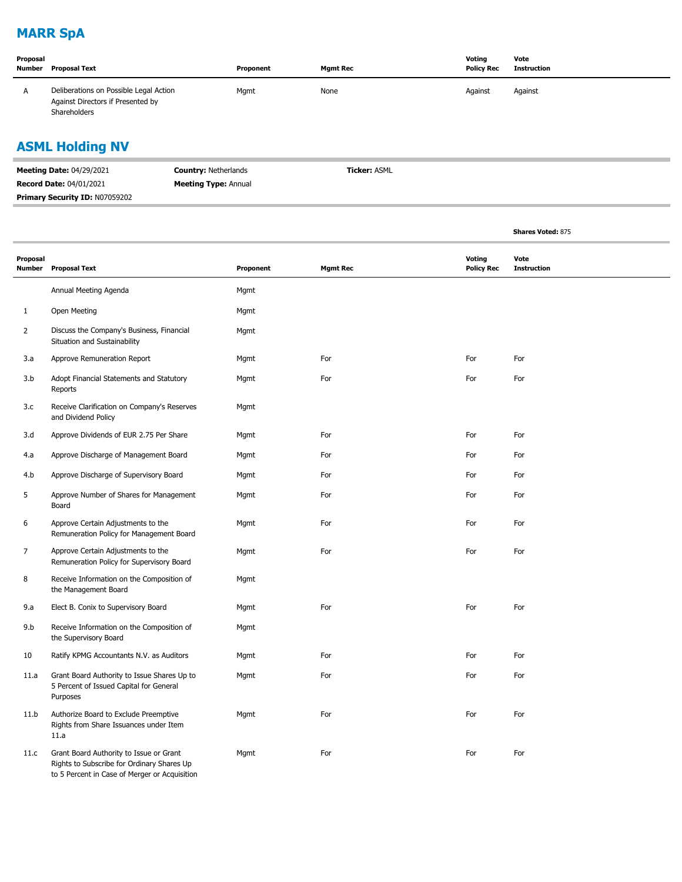## MARR SpA

| Proposal Number | Proposal Text | Proponent | Mgmt Rec | Voting Policy Rec | Vote Instruction |
|---|---|---|---|---|---|
| A | Deliberations on Possible Legal Action Against Directors if Presented by Shareholders | Mgmt | None | Against | Against |

## ASML Holding NV

**Meeting Date:** 04/29/2021 **Country:** Netherlands **Ticker:** ASML
**Record Date:** 04/01/2021 **Meeting Type:** Annual
**Primary Security ID:** N07059202

**Shares Voted:** 875

| Proposal Number | Proposal Text | Proponent | Mgmt Rec | Voting Policy Rec | Vote Instruction |
|---|---|---|---|---|---|
| | Annual Meeting Agenda | Mgmt | | | |
| 1 | Open Meeting | Mgmt | | | |
| 2 | Discuss the Company's Business, Financial Situation and Sustainability | Mgmt | | | |
| 3.a | Approve Remuneration Report | Mgmt | For | For | For |
| 3.b | Adopt Financial Statements and Statutory Reports | Mgmt | For | For | For |
| 3.c | Receive Clarification on Company's Reserves and Dividend Policy | Mgmt | | | |
| 3.d | Approve Dividends of EUR 2.75 Per Share | Mgmt | For | For | For |
| 4.a | Approve Discharge of Management Board | Mgmt | For | For | For |
| 4.b | Approve Discharge of Supervisory Board | Mgmt | For | For | For |
| 5 | Approve Number of Shares for Management Board | Mgmt | For | For | For |
| 6 | Approve Certain Adjustments to the Remuneration Policy for Management Board | Mgmt | For | For | For |
| 7 | Approve Certain Adjustments to the Remuneration Policy for Supervisory Board | Mgmt | For | For | For |
| 8 | Receive Information on the Composition of the Management Board | Mgmt | | | |
| 9.a | Elect B. Conix to Supervisory Board | Mgmt | For | For | For |
| 9.b | Receive Information on the Composition of the Supervisory Board | Mgmt | | | |
| 10 | Ratify KPMG Accountants N.V. as Auditors | Mgmt | For | For | For |
| 11.a | Grant Board Authority to Issue Shares Up to 5 Percent of Issued Capital for General Purposes | Mgmt | For | For | For |
| 11.b | Authorize Board to Exclude Preemptive Rights from Share Issuances under Item 11.a | Mgmt | For | For | For |
| 11.c | Grant Board Authority to Issue or Grant Rights to Subscribe for Ordinary Shares Up to 5 Percent in Case of Merger or Acquisition | Mgmt | For | For | For |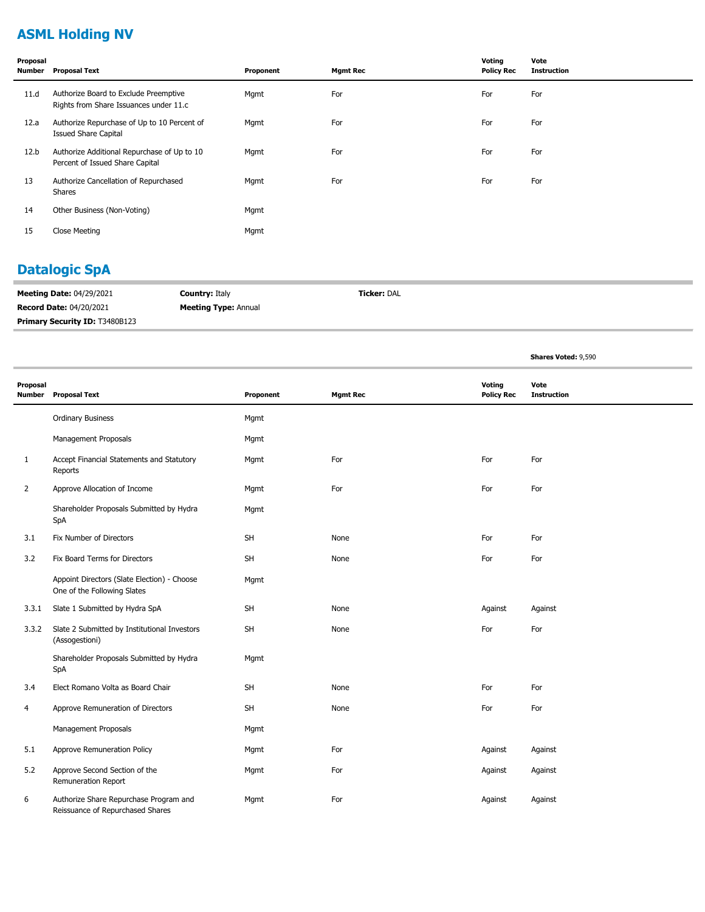## ASML Holding NV

| Proposal Number | Proposal Text | Proponent | Mgmt Rec | Voting Policy Rec | Vote Instruction |
|---|---|---|---|---|---|
| 11.d | Authorize Board to Exclude Preemptive Rights from Share Issuances under 11.c | Mgmt | For | For | For |
| 12.a | Authorize Repurchase of Up to 10 Percent of Issued Share Capital | Mgmt | For | For | For |
| 12.b | Authorize Additional Repurchase of Up to 10 Percent of Issued Share Capital | Mgmt | For | For | For |
| 13 | Authorize Cancellation of Repurchased Shares | Mgmt | For | For | For |
| 14 | Other Business (Non-Voting) | Mgmt | | | |
| 15 | Close Meeting | Mgmt | | | |

## Datalogic SpA

**Meeting Date:** 04/29/2021 **Country:** Italy **Ticker:** DAL

**Record Date:** 04/20/2021 **Meeting Type:** Annual

**Primary Security ID:** T3480B123

**Shares Voted:** 9,590

| Proposal Number | Proposal Text | Proponent | Mgmt Rec | Voting Policy Rec | Vote Instruction |
|---|---|---|---|---|---|
| | Ordinary Business | Mgmt | | | |
| | Management Proposals | Mgmt | | | |
| 1 | Accept Financial Statements and Statutory Reports | Mgmt | For | For | For |
| 2 | Approve Allocation of Income | Mgmt | For | For | For |
| | Shareholder Proposals Submitted by Hydra SpA | Mgmt | | | |
| 3.1 | Fix Number of Directors | SH | None | For | For |
| 3.2 | Fix Board Terms for Directors | SH | None | For | For |
| | Appoint Directors (Slate Election) - Choose One of the Following Slates | Mgmt | | | |
| 3.3.1 | Slate 1 Submitted by Hydra SpA | SH | None | Against | Against |
| 3.3.2 | Slate 2 Submitted by Institutional Investors (Assogestioni) | SH | None | For | For |
| | Shareholder Proposals Submitted by Hydra SpA | Mgmt | | | |
| 3.4 | Elect Romano Volta as Board Chair | SH | None | For | For |
| 4 | Approve Remuneration of Directors | SH | None | For | For |
| | Management Proposals | Mgmt | | | |
| 5.1 | Approve Remuneration Policy | Mgmt | For | Against | Against |
| 5.2 | Approve Second Section of the Remuneration Report | Mgmt | For | Against | Against |
| 6 | Authorize Share Repurchase Program and Reissuance of Repurchased Shares | Mgmt | For | Against | Against |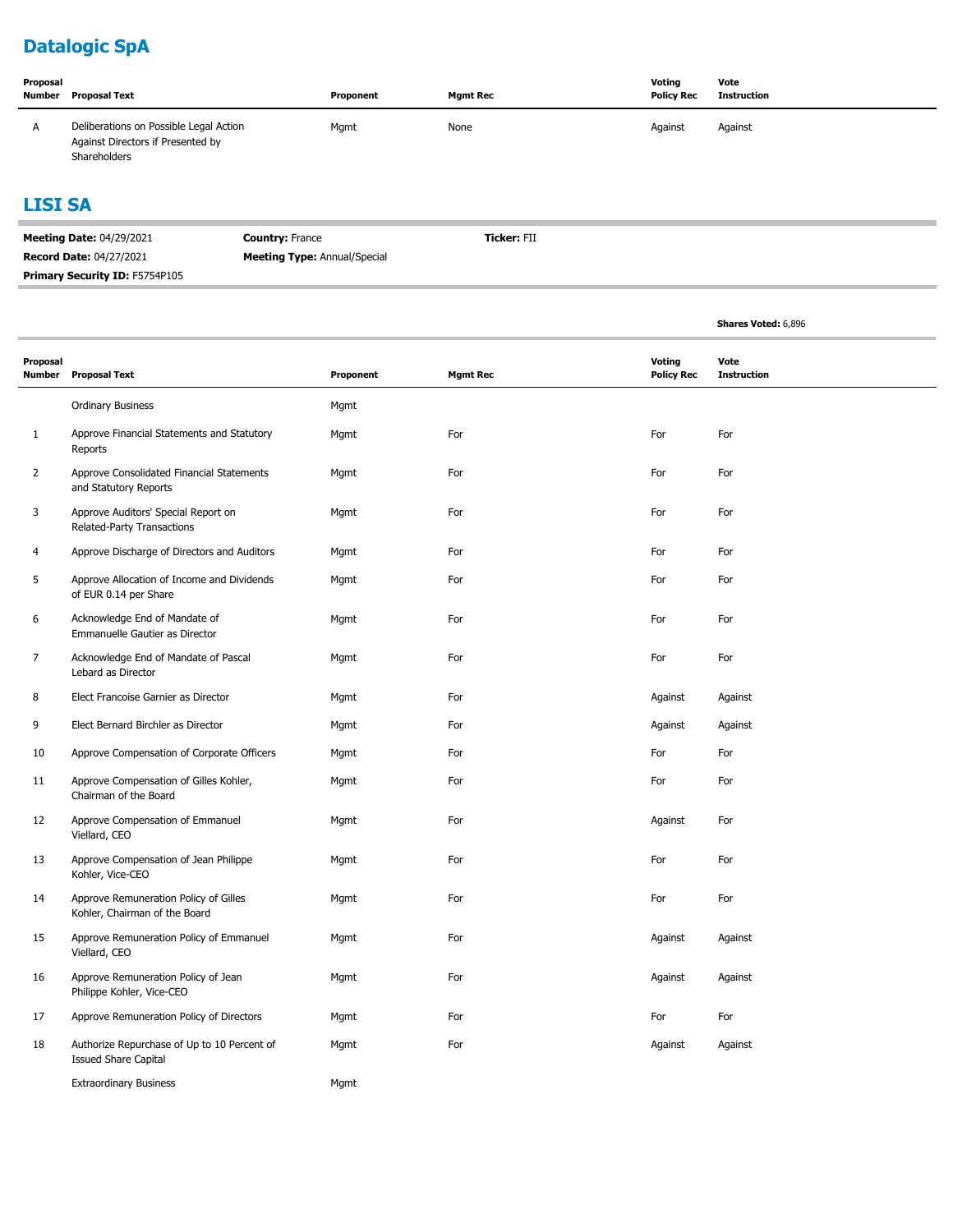## Datalogic SpA

| Proposal Number | Proposal Text | Proponent | Mgmt Rec | Voting Policy Rec | Vote Instruction |
|---|---|---|---|---|---|
| A | Deliberations on Possible Legal Action Against Directors if Presented by Shareholders | Mgmt | None | Against | Against |

## LISI SA

**Meeting Date:** 04/29/2021 **Country:** France **Ticker:** FII

**Record Date:** 04/27/2021 **Meeting Type:** Annual/Special

**Primary Security ID:** F5754P105

**Shares Voted:** 6,896

| Proposal Number | Proposal Text | Proponent | Mgmt Rec | Voting Policy Rec | Vote Instruction |
|---|---|---|---|---|---|
| | Ordinary Business | Mgmt | | | |
| 1 | Approve Financial Statements and Statutory Reports | Mgmt | For | For | For |
| 2 | Approve Consolidated Financial Statements and Statutory Reports | Mgmt | For | For | For |
| 3 | Approve Auditors' Special Report on Related-Party Transactions | Mgmt | For | For | For |
| 4 | Approve Discharge of Directors and Auditors | Mgmt | For | For | For |
| 5 | Approve Allocation of Income and Dividends of EUR 0.14 per Share | Mgmt | For | For | For |
| 6 | Acknowledge End of Mandate of Emmanuelle Gautier as Director | Mgmt | For | For | For |
| 7 | Acknowledge End of Mandate of Pascal Lebard as Director | Mgmt | For | For | For |
| 8 | Elect Francoise Garnier as Director | Mgmt | For | Against | Against |
| 9 | Elect Bernard Birchler as Director | Mgmt | For | Against | Against |
| 10 | Approve Compensation of Corporate Officers | Mgmt | For | For | For |
| 11 | Approve Compensation of Gilles Kohler, Chairman of the Board | Mgmt | For | For | For |
| 12 | Approve Compensation of Emmanuel Viellard, CEO | Mgmt | For | Against | For |
| 13 | Approve Compensation of Jean Philippe Kohler, Vice-CEO | Mgmt | For | For | For |
| 14 | Approve Remuneration Policy of Gilles Kohler, Chairman of the Board | Mgmt | For | For | For |
| 15 | Approve Remuneration Policy of Emmanuel Viellard, CEO | Mgmt | For | Against | Against |
| 16 | Approve Remuneration Policy of Jean Philippe Kohler, Vice-CEO | Mgmt | For | Against | Against |
| 17 | Approve Remuneration Policy of Directors | Mgmt | For | For | For |
| 18 | Authorize Repurchase of Up to 10 Percent of Issued Share Capital | Mgmt | For | Against | Against |
| | Extraordinary Business | Mgmt | | | |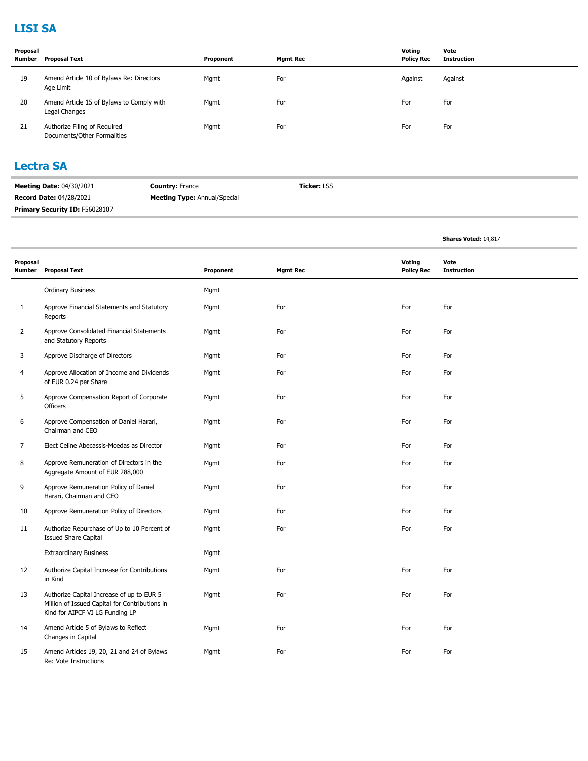## LISI SA

| Proposal Number | Proposal Text | Proponent | Mgmt Rec | Voting Policy Rec | Vote Instruction |
|---|---|---|---|---|---|
| 19 | Amend Article 10 of Bylaws Re: Directors Age Limit | Mgmt | For | Against | Against |
| 20 | Amend Article 15 of Bylaws to Comply with Legal Changes | Mgmt | For | For | For |
| 21 | Authorize Filing of Required Documents/Other Formalities | Mgmt | For | For | For |

## Lectra SA

**Meeting Date:** 04/30/2021 **Country:** France **Ticker:** LSS
**Record Date:** 04/28/2021 **Meeting Type:** Annual/Special
**Primary Security ID:** F56028107

**Shares Voted:** 14,817

| Proposal Number | Proposal Text | Proponent | Mgmt Rec | Voting Policy Rec | Vote Instruction |
|---|---|---|---|---|---|
| | Ordinary Business | Mgmt | | | |
| 1 | Approve Financial Statements and Statutory Reports | Mgmt | For | For | For |
| 2 | Approve Consolidated Financial Statements and Statutory Reports | Mgmt | For | For | For |
| 3 | Approve Discharge of Directors | Mgmt | For | For | For |
| 4 | Approve Allocation of Income and Dividends of EUR 0.24 per Share | Mgmt | For | For | For |
| 5 | Approve Compensation Report of Corporate Officers | Mgmt | For | For | For |
| 6 | Approve Compensation of Daniel Harari, Chairman and CEO | Mgmt | For | For | For |
| 7 | Elect Celine Abecassis-Moedas as Director | Mgmt | For | For | For |
| 8 | Approve Remuneration of Directors in the Aggregate Amount of EUR 288,000 | Mgmt | For | For | For |
| 9 | Approve Remuneration Policy of Daniel Harari, Chairman and CEO | Mgmt | For | For | For |
| 10 | Approve Remuneration Policy of Directors | Mgmt | For | For | For |
| 11 | Authorize Repurchase of Up to 10 Percent of Issued Share Capital | Mgmt | For | For | For |
| | Extraordinary Business | Mgmt | | | |
| 12 | Authorize Capital Increase for Contributions in Kind | Mgmt | For | For | For |
| 13 | Authorize Capital Increase of up to EUR 5 Million of Issued Capital for Contributions in Kind for AIPCF VI LG Funding LP | Mgmt | For | For | For |
| 14 | Amend Article 5 of Bylaws to Reflect Changes in Capital | Mgmt | For | For | For |
| 15 | Amend Articles 19, 20, 21 and 24 of Bylaws Re: Vote Instructions | Mgmt | For | For | For |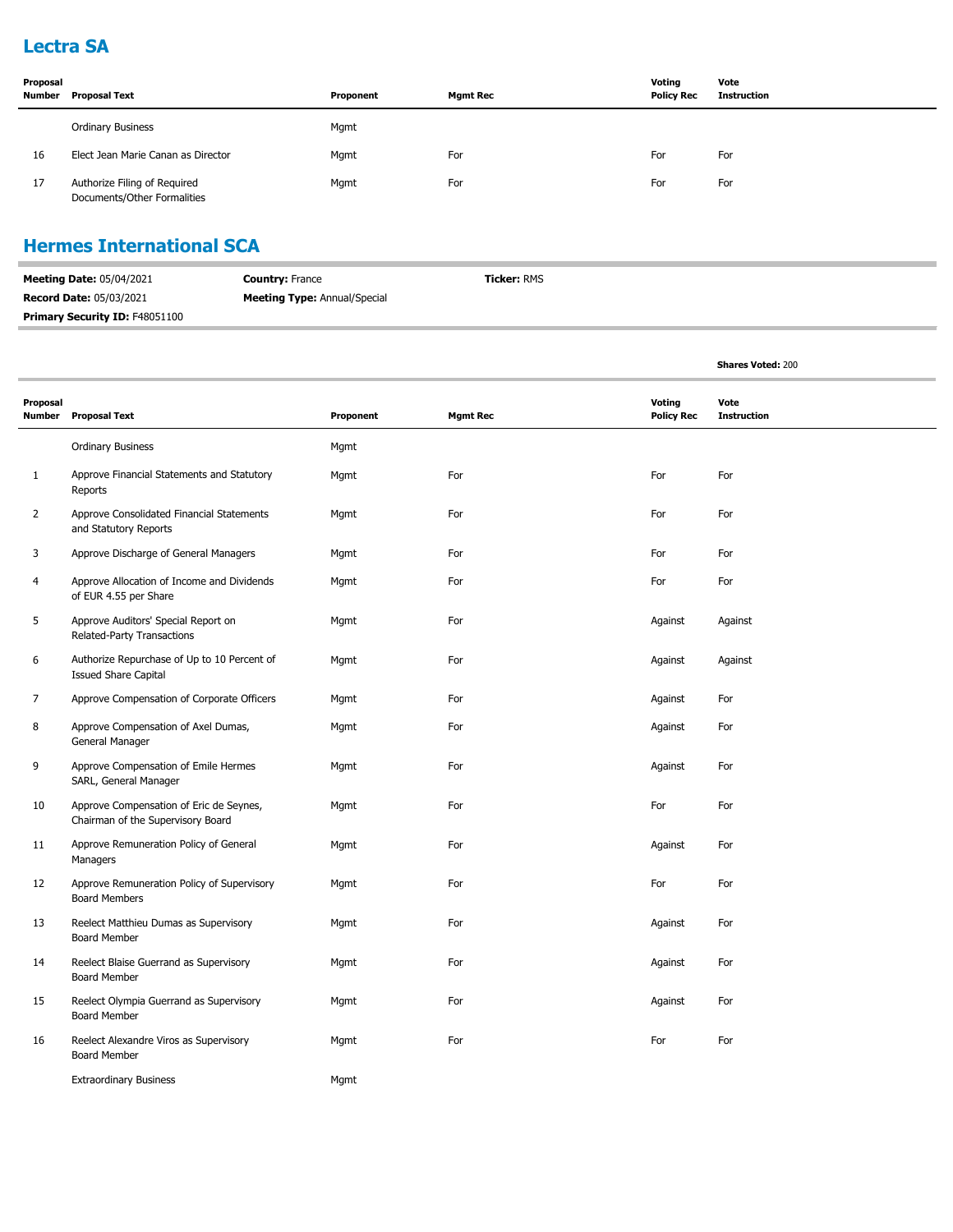## Lectra SA

| Proposal Number | Proposal Text | Proponent | Mgmt Rec | Voting Policy Rec | Vote Instruction |
|---|---|---|---|---|---|
| | Ordinary Business | Mgmt | | | |
| 16 | Elect Jean Marie Canan as Director | Mgmt | For | For | For |
| 17 | Authorize Filing of Required Documents/Other Formalities | Mgmt | For | For | For |

## Hermes International SCA

**Meeting Date:** 05/04/2021 **Country:** France **Ticker:** RMS

**Record Date:** 05/03/2021 **Meeting Type:** Annual/Special

**Primary Security ID:** F48051100

**Shares Voted:** 200

| Proposal Number | Proposal Text | Proponent | Mgmt Rec | Voting Policy Rec | Vote Instruction |
|---|---|---|---|---|---|
| | Ordinary Business | Mgmt | | | |
| 1 | Approve Financial Statements and Statutory Reports | Mgmt | For | For | For |
| 2 | Approve Consolidated Financial Statements and Statutory Reports | Mgmt | For | For | For |
| 3 | Approve Discharge of General Managers | Mgmt | For | For | For |
| 4 | Approve Allocation of Income and Dividends of EUR 4.55 per Share | Mgmt | For | For | For |
| 5 | Approve Auditors' Special Report on Related-Party Transactions | Mgmt | For | Against | Against |
| 6 | Authorize Repurchase of Up to 10 Percent of Issued Share Capital | Mgmt | For | Against | Against |
| 7 | Approve Compensation of Corporate Officers | Mgmt | For | Against | For |
| 8 | Approve Compensation of Axel Dumas, General Manager | Mgmt | For | Against | For |
| 9 | Approve Compensation of Emile Hermes SARL, General Manager | Mgmt | For | Against | For |
| 10 | Approve Compensation of Eric de Seynes, Chairman of the Supervisory Board | Mgmt | For | For | For |
| 11 | Approve Remuneration Policy of General Managers | Mgmt | For | Against | For |
| 12 | Approve Remuneration Policy of Supervisory Board Members | Mgmt | For | For | For |
| 13 | Reelect Matthieu Dumas as Supervisory Board Member | Mgmt | For | Against | For |
| 14 | Reelect Blaise Guerrand as Supervisory Board Member | Mgmt | For | Against | For |
| 15 | Reelect Olympia Guerrand as Supervisory Board Member | Mgmt | For | Against | For |
| 16 | Reelect Alexandre Viros as Supervisory Board Member | Mgmt | For | For | For |
| | Extraordinary Business | Mgmt | | | |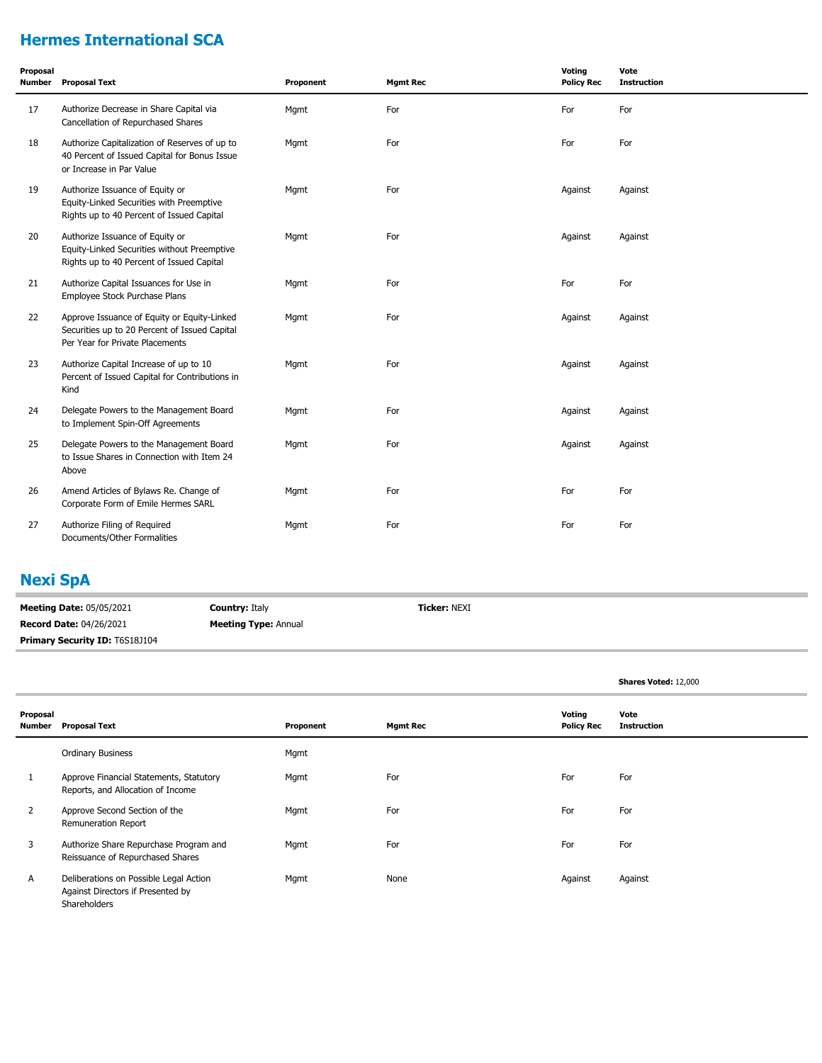## Hermes International SCA

| Proposal Number | Proposal Text | Proponent | Mgmt Rec | Voting Policy Rec | Vote Instruction |
|---|---|---|---|---|---|
| 17 | Authorize Decrease in Share Capital via Cancellation of Repurchased Shares | Mgmt | For | For | For |
| 18 | Authorize Capitalization of Reserves of up to 40 Percent of Issued Capital for Bonus Issue or Increase in Par Value | Mgmt | For | For | For |
| 19 | Authorize Issuance of Equity or Equity-Linked Securities with Preemptive Rights up to 40 Percent of Issued Capital | Mgmt | For | Against | Against |
| 20 | Authorize Issuance of Equity or Equity-Linked Securities without Preemptive Rights up to 40 Percent of Issued Capital | Mgmt | For | Against | Against |
| 21 | Authorize Capital Issuances for Use in Employee Stock Purchase Plans | Mgmt | For | For | For |
| 22 | Approve Issuance of Equity or Equity-Linked Securities up to 20 Percent of Issued Capital Per Year for Private Placements | Mgmt | For | Against | Against |
| 23 | Authorize Capital Increase of up to 10 Percent of Issued Capital for Contributions in Kind | Mgmt | For | Against | Against |
| 24 | Delegate Powers to the Management Board to Implement Spin-Off Agreements | Mgmt | For | Against | Against |
| 25 | Delegate Powers to the Management Board to Issue Shares in Connection with Item 24 Above | Mgmt | For | Against | Against |
| 26 | Amend Articles of Bylaws Re. Change of Corporate Form of Emile Hermes SARL | Mgmt | For | For | For |
| 27 | Authorize Filing of Required Documents/Other Formalities | Mgmt | For | For | For |

## Nexi SpA

**Meeting Date:** 05/05/2021 **Country:** Italy **Ticker:** NEXI

**Record Date:** 04/26/2021 **Meeting Type:** Annual

**Primary Security ID:** T6S18J104

**Shares Voted:** 12,000

| Proposal Number | Proposal Text | Proponent | Mgmt Rec | Voting Policy Rec | Vote Instruction |
|---|---|---|---|---|---|
| | Ordinary Business | Mgmt | | | |
| 1 | Approve Financial Statements, Statutory Reports, and Allocation of Income | Mgmt | For | For | For |
| 2 | Approve Second Section of the Remuneration Report | Mgmt | For | For | For |
| 3 | Authorize Share Repurchase Program and Reissuance of Repurchased Shares | Mgmt | For | For | For |
| A | Deliberations on Possible Legal Action Against Directors if Presented by Shareholders | Mgmt | None | Against | Against |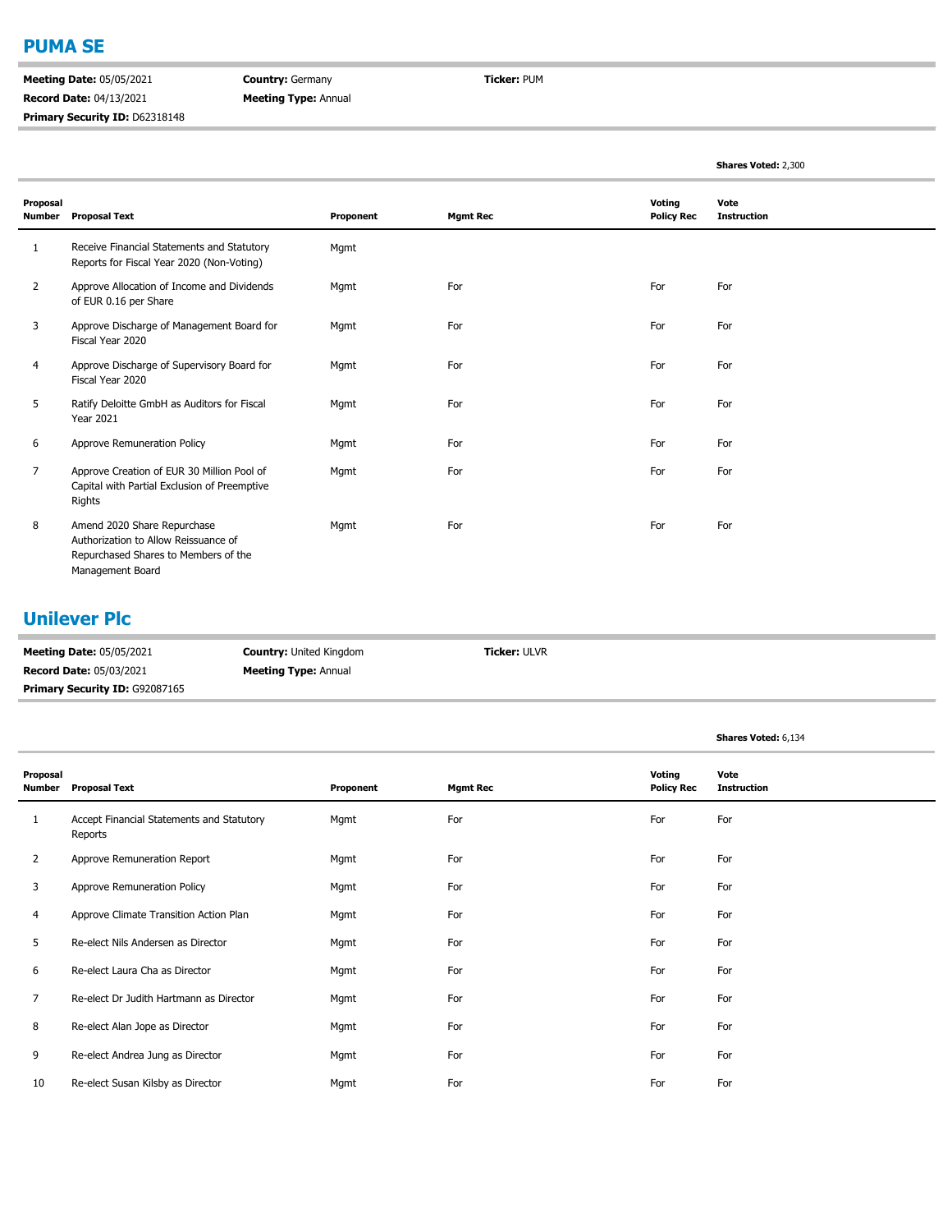## PUMA SE

**Meeting Date:** 05/05/2021
**Record Date:** 04/13/2021
**Primary Security ID:** D62318148
**Country:** Germany
**Meeting Type:** Annual
**Ticker:** PUM

**Shares Voted:** 2,300

| Proposal Number | Proposal Text | Proponent | Mgmt Rec | Voting Policy Rec | Vote Instruction |
|---|---|---|---|---|---|
| 1 | Receive Financial Statements and Statutory Reports for Fiscal Year 2020 (Non-Voting) | Mgmt | | | |
| 2 | Approve Allocation of Income and Dividends of EUR 0.16 per Share | Mgmt | For | For | For |
| 3 | Approve Discharge of Management Board for Fiscal Year 2020 | Mgmt | For | For | For |
| 4 | Approve Discharge of Supervisory Board for Fiscal Year 2020 | Mgmt | For | For | For |
| 5 | Ratify Deloitte GmbH as Auditors for Fiscal Year 2021 | Mgmt | For | For | For |
| 6 | Approve Remuneration Policy | Mgmt | For | For | For |
| 7 | Approve Creation of EUR 30 Million Pool of Capital with Partial Exclusion of Preemptive Rights | Mgmt | For | For | For |
| 8 | Amend 2020 Share Repurchase Authorization to Allow Reissuance of Repurchased Shares to Members of the Management Board | Mgmt | For | For | For |

## Unilever Plc

**Meeting Date:** 05/05/2021
**Record Date:** 05/03/2021
**Primary Security ID:** G92087165
**Country:** United Kingdom
**Meeting Type:** Annual
**Ticker:** ULVR

**Shares Voted:** 6,134

| Proposal Number | Proposal Text | Proponent | Mgmt Rec | Voting Policy Rec | Vote Instruction |
|---|---|---|---|---|---|
| 1 | Accept Financial Statements and Statutory Reports | Mgmt | For | For | For |
| 2 | Approve Remuneration Report | Mgmt | For | For | For |
| 3 | Approve Remuneration Policy | Mgmt | For | For | For |
| 4 | Approve Climate Transition Action Plan | Mgmt | For | For | For |
| 5 | Re-elect Nils Andersen as Director | Mgmt | For | For | For |
| 6 | Re-elect Laura Cha as Director | Mgmt | For | For | For |
| 7 | Re-elect Dr Judith Hartmann as Director | Mgmt | For | For | For |
| 8 | Re-elect Alan Jope as Director | Mgmt | For | For | For |
| 9 | Re-elect Andrea Jung as Director | Mgmt | For | For | For |
| 10 | Re-elect Susan Kilsby as Director | Mgmt | For | For | For |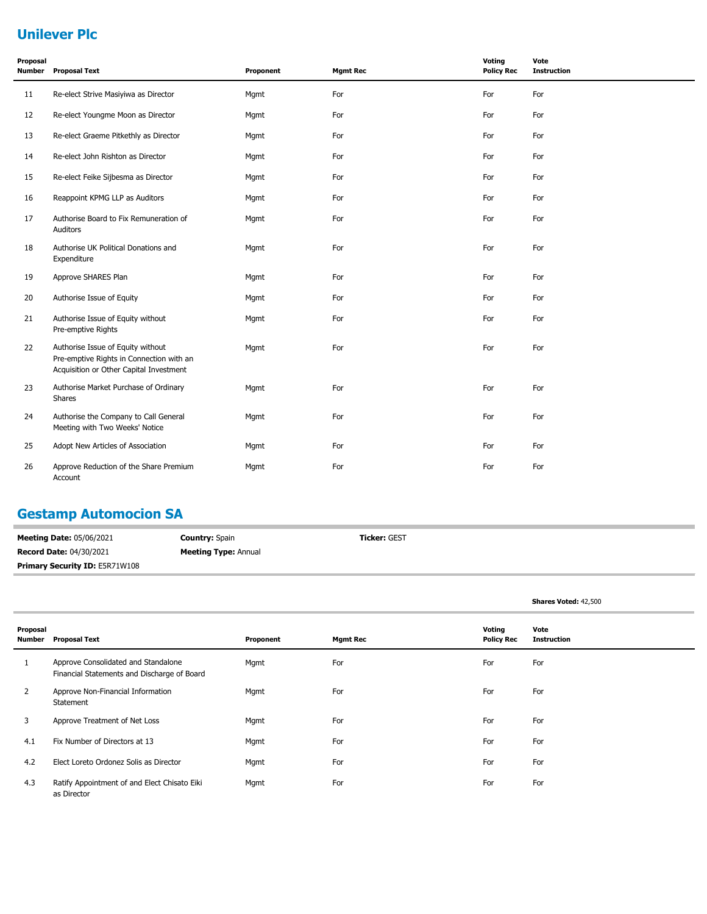## Unilever Plc

| Proposal Number | Proposal Text | Proponent | Mgmt Rec | Voting Policy Rec | Vote Instruction |
|---|---|---|---|---|---|
| 11 | Re-elect Strive Masiyiwa as Director | Mgmt | For | For | For |
| 12 | Re-elect Youngme Moon as Director | Mgmt | For | For | For |
| 13 | Re-elect Graeme Pitkethly as Director | Mgmt | For | For | For |
| 14 | Re-elect John Rishton as Director | Mgmt | For | For | For |
| 15 | Re-elect Feike Sijbesma as Director | Mgmt | For | For | For |
| 16 | Reappoint KPMG LLP as Auditors | Mgmt | For | For | For |
| 17 | Authorise Board to Fix Remuneration of Auditors | Mgmt | For | For | For |
| 18 | Authorise UK Political Donations and Expenditure | Mgmt | For | For | For |
| 19 | Approve SHARES Plan | Mgmt | For | For | For |
| 20 | Authorise Issue of Equity | Mgmt | For | For | For |
| 21 | Authorise Issue of Equity without Pre-emptive Rights | Mgmt | For | For | For |
| 22 | Authorise Issue of Equity without Pre-emptive Rights in Connection with an Acquisition or Other Capital Investment | Mgmt | For | For | For |
| 23 | Authorise Market Purchase of Ordinary Shares | Mgmt | For | For | For |
| 24 | Authorise the Company to Call General Meeting with Two Weeks' Notice | Mgmt | For | For | For |
| 25 | Adopt New Articles of Association | Mgmt | For | For | For |
| 26 | Approve Reduction of the Share Premium Account | Mgmt | For | For | For |

## Gestamp Automocion SA

**Meeting Date:** 05/06/2021 **Country:** Spain **Ticker:** GEST

**Record Date:** 04/30/2021 **Meeting Type:** Annual

**Primary Security ID:** E5R71W108

**Shares Voted:** 42,500

| Proposal Number | Proposal Text | Proponent | Mgmt Rec | Voting Policy Rec | Vote Instruction |
|---|---|---|---|---|---|
| 1 | Approve Consolidated and Standalone Financial Statements and Discharge of Board | Mgmt | For | For | For |
| 2 | Approve Non-Financial Information Statement | Mgmt | For | For | For |
| 3 | Approve Treatment of Net Loss | Mgmt | For | For | For |
| 4.1 | Fix Number of Directors at 13 | Mgmt | For | For | For |
| 4.2 | Elect Loreto Ordonez Solis as Director | Mgmt | For | For | For |
| 4.3 | Ratify Appointment of and Elect Chisato Eiki as Director | Mgmt | For | For | For |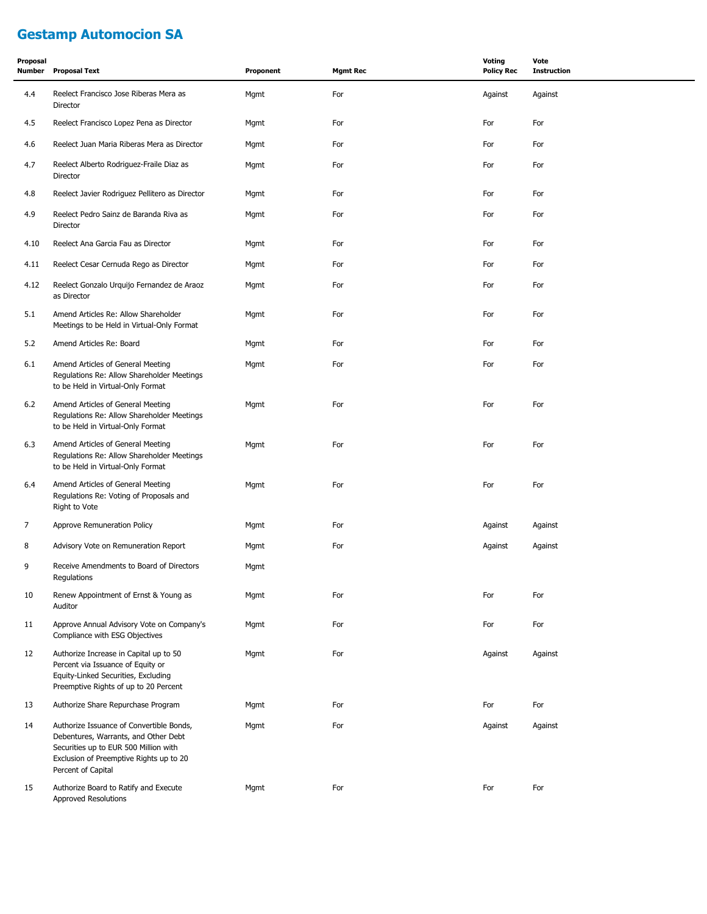## Gestamp Automocion SA

| Proposal Number | Proposal Text | Proponent | Mgmt Rec | Voting Policy Rec | Vote Instruction |
|---|---|---|---|---|---|
| 4.4 | Reelect Francisco Jose Riberas Mera as Director | Mgmt | For | Against | Against |
| 4.5 | Reelect Francisco Lopez Pena as Director | Mgmt | For | For | For |
| 4.6 | Reelect Juan Maria Riberas Mera as Director | Mgmt | For | For | For |
| 4.7 | Reelect Alberto Rodriguez-Fraile Diaz as Director | Mgmt | For | For | For |
| 4.8 | Reelect Javier Rodriguez Pellitero as Director | Mgmt | For | For | For |
| 4.9 | Reelect Pedro Sainz de Baranda Riva as Director | Mgmt | For | For | For |
| 4.10 | Reelect Ana Garcia Fau as Director | Mgmt | For | For | For |
| 4.11 | Reelect Cesar Cernuda Rego as Director | Mgmt | For | For | For |
| 4.12 | Reelect Gonzalo Urquijo Fernandez de Araoz as Director | Mgmt | For | For | For |
| 5.1 | Amend Articles Re: Allow Shareholder Meetings to be Held in Virtual-Only Format | Mgmt | For | For | For |
| 5.2 | Amend Articles Re: Board | Mgmt | For | For | For |
| 6.1 | Amend Articles of General Meeting Regulations Re: Allow Shareholder Meetings to be Held in Virtual-Only Format | Mgmt | For | For | For |
| 6.2 | Amend Articles of General Meeting Regulations Re: Allow Shareholder Meetings to be Held in Virtual-Only Format | Mgmt | For | For | For |
| 6.3 | Amend Articles of General Meeting Regulations Re: Allow Shareholder Meetings to be Held in Virtual-Only Format | Mgmt | For | For | For |
| 6.4 | Amend Articles of General Meeting Regulations Re: Voting of Proposals and Right to Vote | Mgmt | For | For | For |
| 7 | Approve Remuneration Policy | Mgmt | For | Against | Against |
| 8 | Advisory Vote on Remuneration Report | Mgmt | For | Against | Against |
| 9 | Receive Amendments to Board of Directors Regulations | Mgmt | | | |
| 10 | Renew Appointment of Ernst & Young as Auditor | Mgmt | For | For | For |
| 11 | Approve Annual Advisory Vote on Company's Compliance with ESG Objectives | Mgmt | For | For | For |
| 12 | Authorize Increase in Capital up to 50 Percent via Issuance of Equity or Equity-Linked Securities, Excluding Preemptive Rights of up to 20 Percent | Mgmt | For | Against | Against |
| 13 | Authorize Share Repurchase Program | Mgmt | For | For | For |
| 14 | Authorize Issuance of Convertible Bonds, Debentures, Warrants, and Other Debt Securities up to EUR 500 Million with Exclusion of Preemptive Rights up to 20 Percent of Capital | Mgmt | For | Against | Against |
| 15 | Authorize Board to Ratify and Execute Approved Resolutions | Mgmt | For | For | For |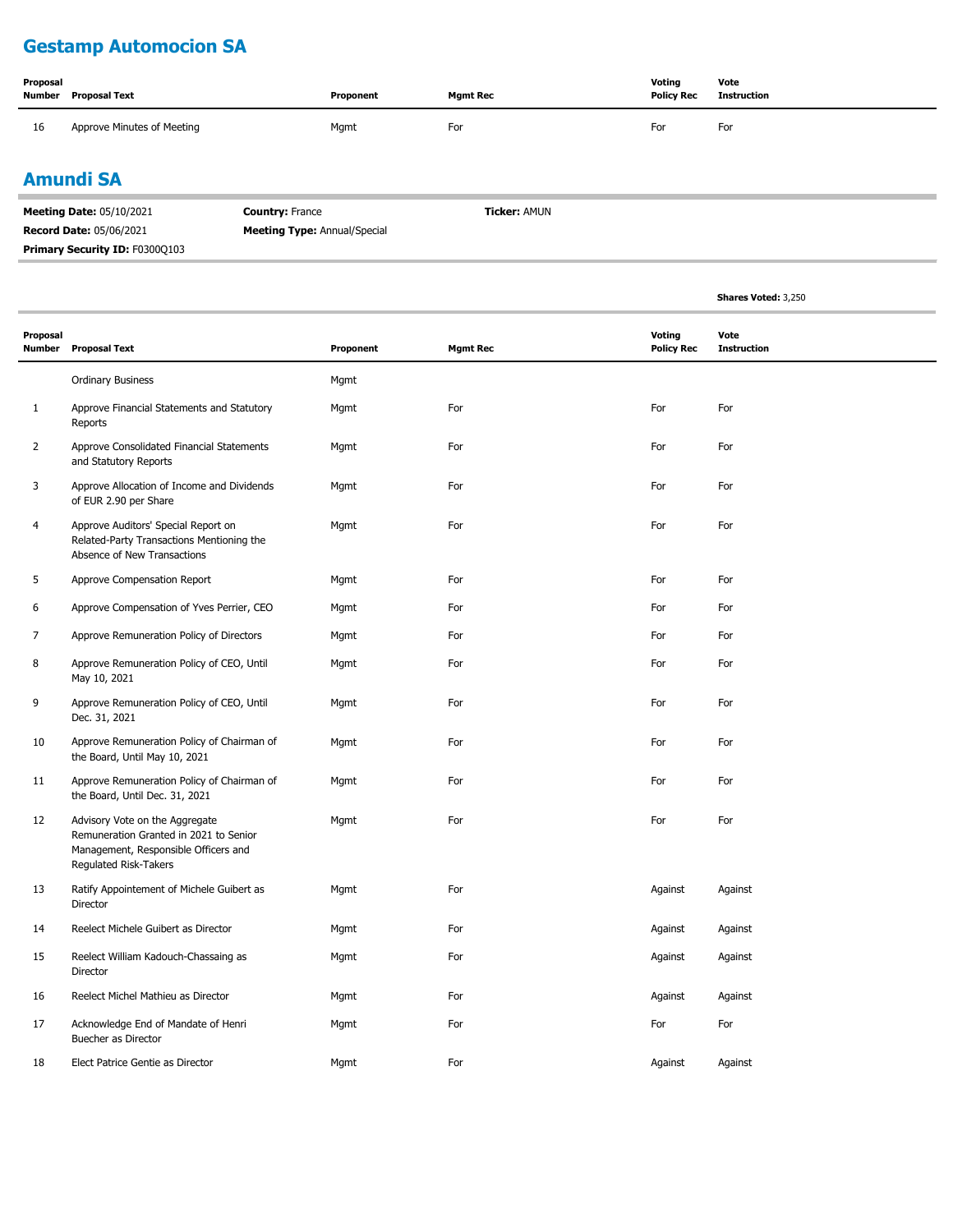## Gestamp Automocion SA

| Proposal Number | Proposal Text | Proponent | Mgmt Rec | Voting Policy Rec | Vote Instruction |
|---|---|---|---|---|---|
| 16 | Approve Minutes of Meeting | Mgmt | For | For | For |

## Amundi SA

**Meeting Date:** 05/10/2021 **Country:** France **Ticker:** AMUN

**Record Date:** 05/06/2021 **Meeting Type:** Annual/Special

**Primary Security ID:** F0300Q103

**Shares Voted:** 3,250

| Proposal Number | Proposal Text | Proponent | Mgmt Rec | Voting Policy Rec | Vote Instruction |
|---|---|---|---|---|---|
| | Ordinary Business | Mgmt | | | |
| 1 | Approve Financial Statements and Statutory Reports | Mgmt | For | For | For |
| 2 | Approve Consolidated Financial Statements and Statutory Reports | Mgmt | For | For | For |
| 3 | Approve Allocation of Income and Dividends of EUR 2.90 per Share | Mgmt | For | For | For |
| 4 | Approve Auditors' Special Report on Related-Party Transactions Mentioning the Absence of New Transactions | Mgmt | For | For | For |
| 5 | Approve Compensation Report | Mgmt | For | For | For |
| 6 | Approve Compensation of Yves Perrier, CEO | Mgmt | For | For | For |
| 7 | Approve Remuneration Policy of Directors | Mgmt | For | For | For |
| 8 | Approve Remuneration Policy of CEO, Until May 10, 2021 | Mgmt | For | For | For |
| 9 | Approve Remuneration Policy of CEO, Until Dec. 31, 2021 | Mgmt | For | For | For |
| 10 | Approve Remuneration Policy of Chairman of the Board, Until May 10, 2021 | Mgmt | For | For | For |
| 11 | Approve Remuneration Policy of Chairman of the Board, Until Dec. 31, 2021 | Mgmt | For | For | For |
| 12 | Advisory Vote on the Aggregate Remuneration Granted in 2021 to Senior Management, Responsible Officers and Regulated Risk-Takers | Mgmt | For | For | For |
| 13 | Ratify Appointement of Michele Guibert as Director | Mgmt | For | Against | Against |
| 14 | Reelect Michele Guibert as Director | Mgmt | For | Against | Against |
| 15 | Reelect William Kadouch-Chassaing as Director | Mgmt | For | Against | Against |
| 16 | Reelect Michel Mathieu as Director | Mgmt | For | Against | Against |
| 17 | Acknowledge End of Mandate of Henri Buecher as Director | Mgmt | For | For | For |
| 18 | Elect Patrice Gentie as Director | Mgmt | For | Against | Against |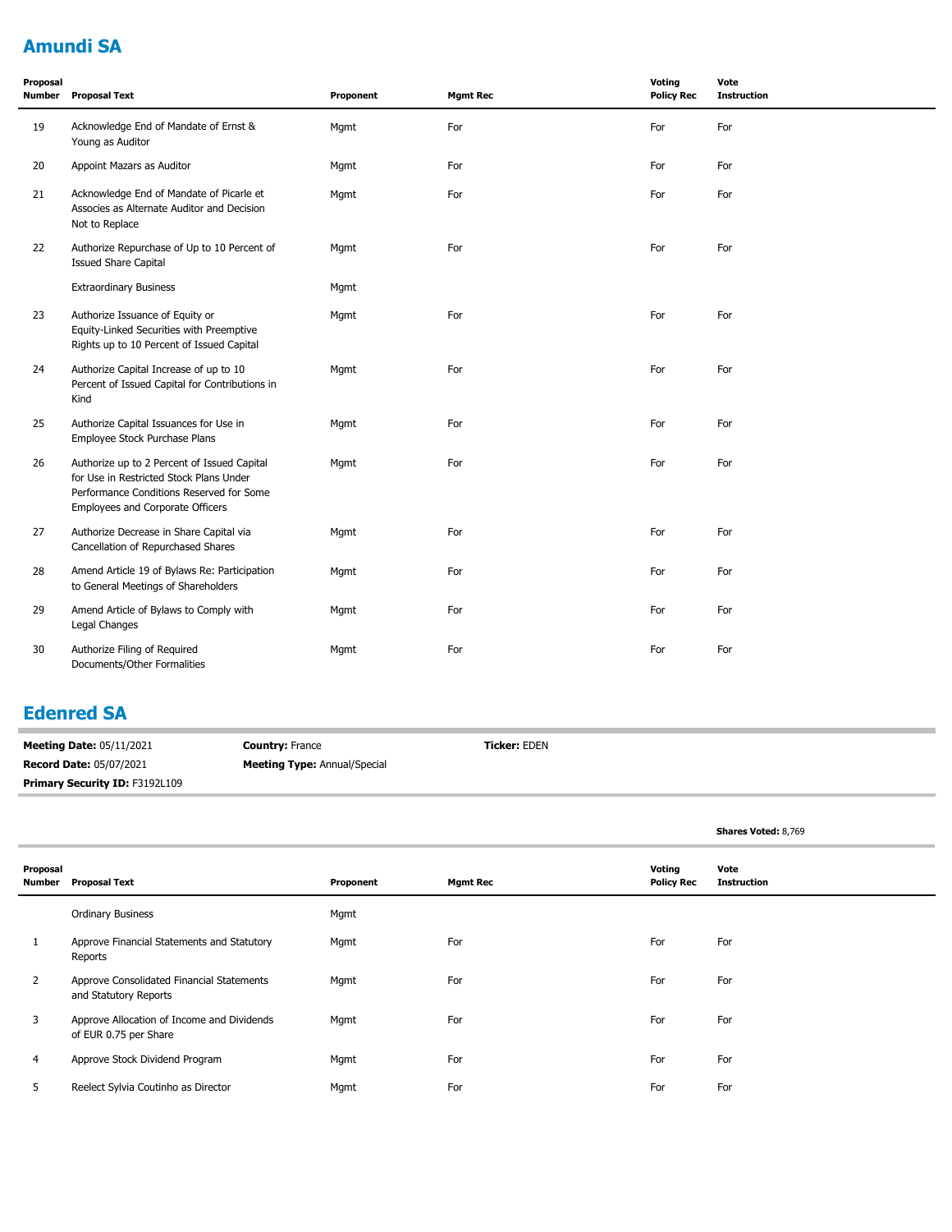## Amundi SA

| Proposal Number | Proposal Text | Proponent | Mgmt Rec | Voting Policy Rec | Vote Instruction |
|---|---|---|---|---|---|
| 19 | Acknowledge End of Mandate of Ernst & Young as Auditor | Mgmt | For | For | For |
| 20 | Appoint Mazars as Auditor | Mgmt | For | For | For |
| 21 | Acknowledge End of Mandate of Picarle et Associes as Alternate Auditor and Decision Not to Replace | Mgmt | For | For | For |
| 22 | Authorize Repurchase of Up to 10 Percent of Issued Share Capital | Mgmt | For | For | For |
| | Extraordinary Business | Mgmt | | | |
| 23 | Authorize Issuance of Equity or Equity-Linked Securities with Preemptive Rights up to 10 Percent of Issued Capital | Mgmt | For | For | For |
| 24 | Authorize Capital Increase of up to 10 Percent of Issued Capital for Contributions in Kind | Mgmt | For | For | For |
| 25 | Authorize Capital Issuances for Use in Employee Stock Purchase Plans | Mgmt | For | For | For |
| 26 | Authorize up to 2 Percent of Issued Capital for Use in Restricted Stock Plans Under Performance Conditions Reserved for Some Employees and Corporate Officers | Mgmt | For | For | For |
| 27 | Authorize Decrease in Share Capital via Cancellation of Repurchased Shares | Mgmt | For | For | For |
| 28 | Amend Article 19 of Bylaws Re: Participation to General Meetings of Shareholders | Mgmt | For | For | For |
| 29 | Amend Article of Bylaws to Comply with Legal Changes | Mgmt | For | For | For |
| 30 | Authorize Filing of Required Documents/Other Formalities | Mgmt | For | For | For |

## Edenred SA

**Meeting Date:** 05/11/2021 **Country:** France **Ticker:** EDEN

**Record Date:** 05/07/2021 **Meeting Type:** Annual/Special

**Primary Security ID:** F3192L109

**Shares Voted:** 8,769

| Proposal Number | Proposal Text | Proponent | Mgmt Rec | Voting Policy Rec | Vote Instruction |
|---|---|---|---|---|---|
| | Ordinary Business | Mgmt | | | |
| 1 | Approve Financial Statements and Statutory Reports | Mgmt | For | For | For |
| 2 | Approve Consolidated Financial Statements and Statutory Reports | Mgmt | For | For | For |
| 3 | Approve Allocation of Income and Dividends of EUR 0.75 per Share | Mgmt | For | For | For |
| 4 | Approve Stock Dividend Program | Mgmt | For | For | For |
| 5 | Reelect Sylvia Coutinho as Director | Mgmt | For | For | For |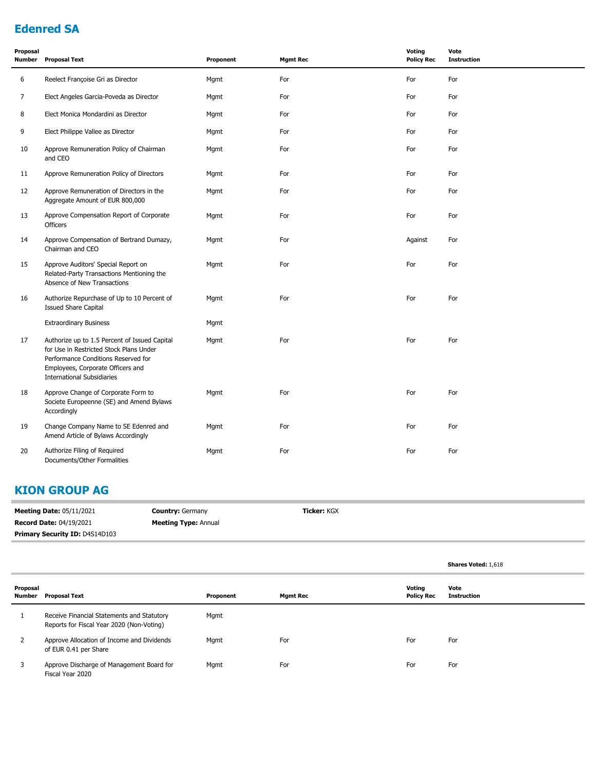## Edenred SA

| Proposal Number | Proposal Text | Proponent | Mgmt Rec | Voting Policy Rec | Vote Instruction |
|---|---|---|---|---|---|
| 6 | Reelect Françoise Gri as Director | Mgmt | For | For | For |
| 7 | Elect Angeles Garcia-Poveda as Director | Mgmt | For | For | For |
| 8 | Elect Monica Mondardini as Director | Mgmt | For | For | For |
| 9 | Elect Philippe Vallee as Director | Mgmt | For | For | For |
| 10 | Approve Remuneration Policy of Chairman and CEO | Mgmt | For | For | For |
| 11 | Approve Remuneration Policy of Directors | Mgmt | For | For | For |
| 12 | Approve Remuneration of Directors in the Aggregate Amount of EUR 800,000 | Mgmt | For | For | For |
| 13 | Approve Compensation Report of Corporate Officers | Mgmt | For | For | For |
| 14 | Approve Compensation of Bertrand Dumazy, Chairman and CEO | Mgmt | For | Against | For |
| 15 | Approve Auditors' Special Report on Related-Party Transactions Mentioning the Absence of New Transactions | Mgmt | For | For | For |
| 16 | Authorize Repurchase of Up to 10 Percent of Issued Share Capital | Mgmt | For | For | For |
| | Extraordinary Business | Mgmt | | | |
| 17 | Authorize up to 1.5 Percent of Issued Capital for Use in Restricted Stock Plans Under Performance Conditions Reserved for Employees, Corporate Officers and International Subsidiaries | Mgmt | For | For | For |
| 18 | Approve Change of Corporate Form to Societe Europeenne (SE) and Amend Bylaws Accordingly | Mgmt | For | For | For |
| 19 | Change Company Name to SE Edenred and Amend Article of Bylaws Accordingly | Mgmt | For | For | For |
| 20 | Authorize Filing of Required Documents/Other Formalities | Mgmt | For | For | For |

## KION GROUP AG

**Meeting Date:** 05/11/2021 **Country:** Germany **Ticker:** KGX
**Record Date:** 04/19/2021 **Meeting Type:** Annual
**Primary Security ID:** D4S14D103

**Shares Voted:** 1,618

| Proposal Number | Proposal Text | Proponent | Mgmt Rec | Voting Policy Rec | Vote Instruction |
|---|---|---|---|---|---|
| 1 | Receive Financial Statements and Statutory Reports for Fiscal Year 2020 (Non-Voting) | Mgmt | | | |
| 2 | Approve Allocation of Income and Dividends of EUR 0.41 per Share | Mgmt | For | For | For |
| 3 | Approve Discharge of Management Board for Fiscal Year 2020 | Mgmt | For | For | For |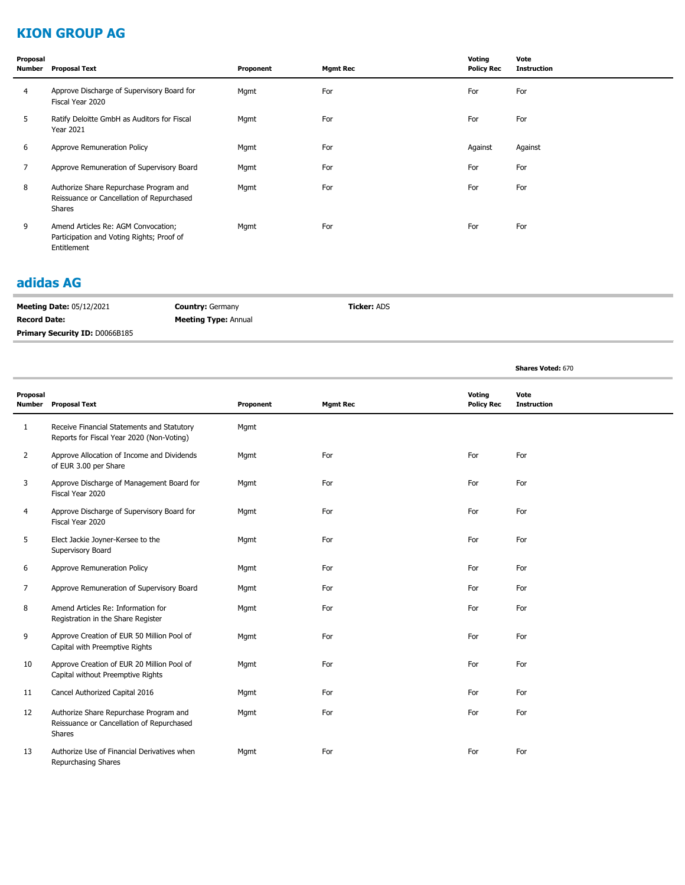## KION GROUP AG

| Proposal Number | Proposal Text | Proponent | Mgmt Rec | Voting Policy Rec | Vote Instruction |
|---|---|---|---|---|---|
| 4 | Approve Discharge of Supervisory Board for Fiscal Year 2020 | Mgmt | For | For | For |
| 5 | Ratify Deloitte GmbH as Auditors for Fiscal Year 2021 | Mgmt | For | For | For |
| 6 | Approve Remuneration Policy | Mgmt | For | Against | Against |
| 7 | Approve Remuneration of Supervisory Board | Mgmt | For | For | For |
| 8 | Authorize Share Repurchase Program and Reissuance or Cancellation of Repurchased Shares | Mgmt | For | For | For |
| 9 | Amend Articles Re: AGM Convocation; Participation and Voting Rights; Proof of Entitlement | Mgmt | For | For | For |

## adidas AG

**Meeting Date:** 05/12/2021 **Country:** Germany **Ticker:** ADS

**Record Date:** **Meeting Type:** Annual

**Primary Security ID:** D0066B185

**Shares Voted:** 670

| Proposal Number | Proposal Text | Proponent | Mgmt Rec | Voting Policy Rec | Vote Instruction |
|---|---|---|---|---|---|
| 1 | Receive Financial Statements and Statutory Reports for Fiscal Year 2020 (Non-Voting) | Mgmt | | | |
| 2 | Approve Allocation of Income and Dividends of EUR 3.00 per Share | Mgmt | For | For | For |
| 3 | Approve Discharge of Management Board for Fiscal Year 2020 | Mgmt | For | For | For |
| 4 | Approve Discharge of Supervisory Board for Fiscal Year 2020 | Mgmt | For | For | For |
| 5 | Elect Jackie Joyner-Kersee to the Supervisory Board | Mgmt | For | For | For |
| 6 | Approve Remuneration Policy | Mgmt | For | For | For |
| 7 | Approve Remuneration of Supervisory Board | Mgmt | For | For | For |
| 8 | Amend Articles Re: Information for Registration in the Share Register | Mgmt | For | For | For |
| 9 | Approve Creation of EUR 50 Million Pool of Capital with Preemptive Rights | Mgmt | For | For | For |
| 10 | Approve Creation of EUR 20 Million Pool of Capital without Preemptive Rights | Mgmt | For | For | For |
| 11 | Cancel Authorized Capital 2016 | Mgmt | For | For | For |
| 12 | Authorize Share Repurchase Program and Reissuance or Cancellation of Repurchased Shares | Mgmt | For | For | For |
| 13 | Authorize Use of Financial Derivatives when Repurchasing Shares | Mgmt | For | For | For |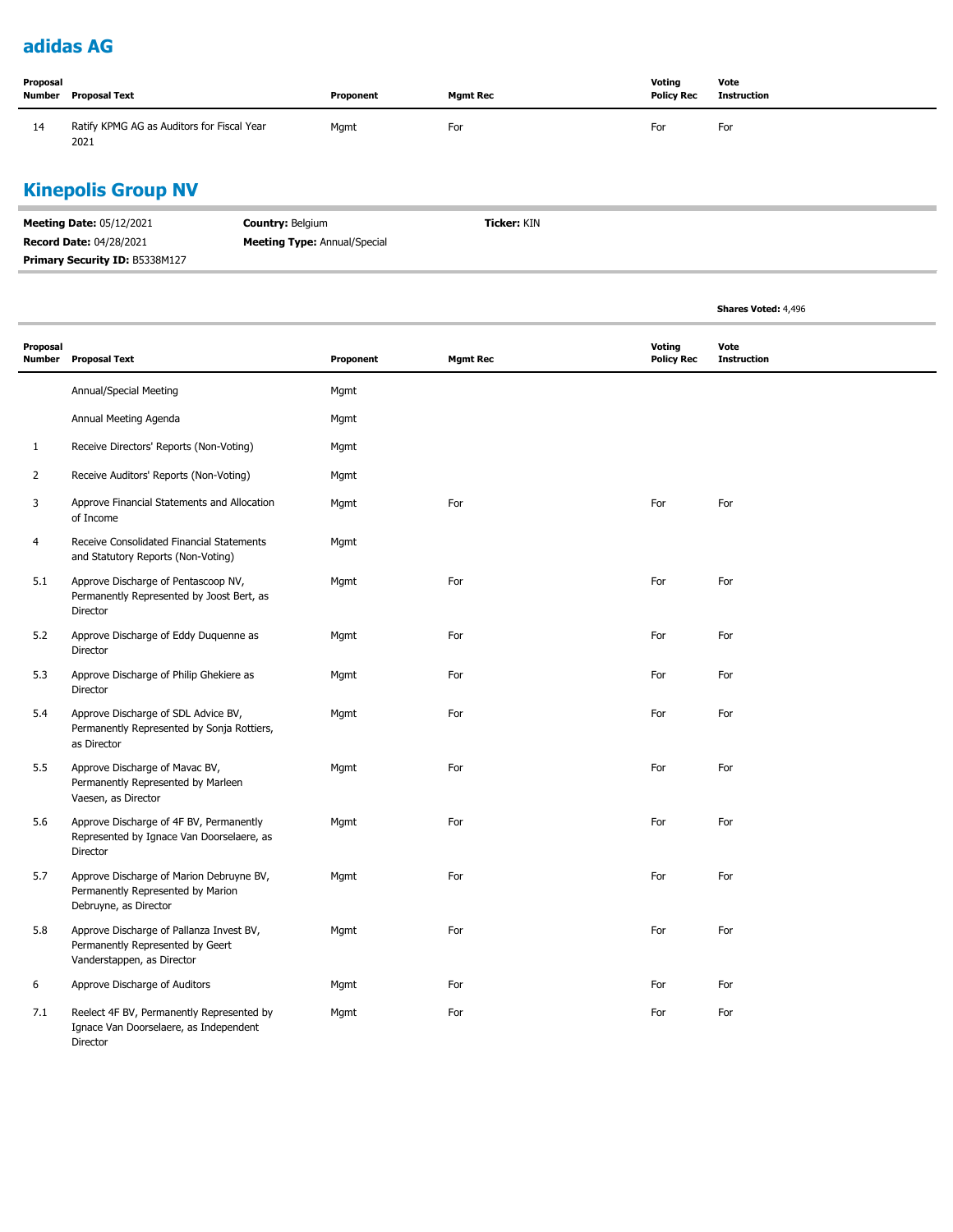## adidas AG

| Proposal Number | Proposal Text | Proponent | Mgmt Rec | Voting Policy Rec | Vote Instruction |
|---|---|---|---|---|---|
| 14 | Ratify KPMG AG as Auditors for Fiscal Year 2021 | Mgmt | For | For | For |

## Kinepolis Group NV

**Meeting Date:** 05/12/2021 **Country:** Belgium **Ticker:** KIN

**Record Date:** 04/28/2021 **Meeting Type:** Annual/Special

**Primary Security ID:** B5338M127

**Shares Voted:** 4,496

| Proposal Number | Proposal Text | Proponent | Mgmt Rec | Voting Policy Rec | Vote Instruction |
|---|---|---|---|---|---|
| | Annual/Special Meeting | Mgmt | | | |
| | Annual Meeting Agenda | Mgmt | | | |
| 1 | Receive Directors' Reports (Non-Voting) | Mgmt | | | |
| 2 | Receive Auditors' Reports (Non-Voting) | Mgmt | | | |
| 3 | Approve Financial Statements and Allocation of Income | Mgmt | For | For | For |
| 4 | Receive Consolidated Financial Statements and Statutory Reports (Non-Voting) | Mgmt | | | |
| 5.1 | Approve Discharge of Pentascoop NV, Permanently Represented by Joost Bert, as Director | Mgmt | For | For | For |
| 5.2 | Approve Discharge of Eddy Duquenne as Director | Mgmt | For | For | For |
| 5.3 | Approve Discharge of Philip Ghekiere as Director | Mgmt | For | For | For |
| 5.4 | Approve Discharge of SDL Advice BV, Permanently Represented by Sonja Rottiers, as Director | Mgmt | For | For | For |
| 5.5 | Approve Discharge of Mavac BV, Permanently Represented by Marleen Vaesen, as Director | Mgmt | For | For | For |
| 5.6 | Approve Discharge of 4F BV, Permanently Represented by Ignace Van Doorselaere, as Director | Mgmt | For | For | For |
| 5.7 | Approve Discharge of Marion Debruyne BV, Permanently Represented by Marion Debruyne, as Director | Mgmt | For | For | For |
| 5.8 | Approve Discharge of Pallanza Invest BV, Permanently Represented by Geert Vanderstappen, as Director | Mgmt | For | For | For |
| 6 | Approve Discharge of Auditors | Mgmt | For | For | For |
| 7.1 | Reelect 4F BV, Permanently Represented by Ignace Van Doorselaere, as Independent Director | Mgmt | For | For | For |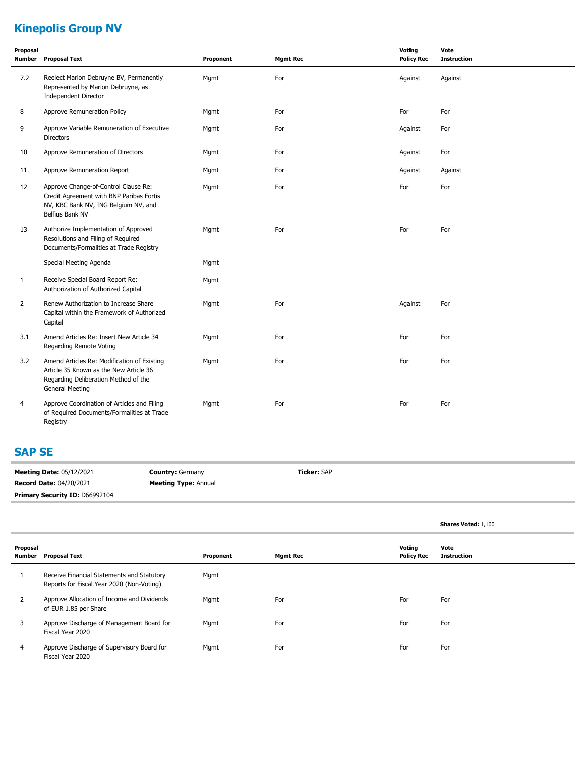## Kinepolis Group NV

| Proposal Number | Proposal Text | Proponent | Mgmt Rec | Voting Policy Rec | Vote Instruction |
|---|---|---|---|---|---|
| 7.2 | Reelect Marion Debruyne BV, Permanently Represented by Marion Debruyne, as Independent Director | Mgmt | For | Against | Against |
| 8 | Approve Remuneration Policy | Mgmt | For | For | For |
| 9 | Approve Variable Remuneration of Executive Directors | Mgmt | For | Against | For |
| 10 | Approve Remuneration of Directors | Mgmt | For | Against | For |
| 11 | Approve Remuneration Report | Mgmt | For | Against | Against |
| 12 | Approve Change-of-Control Clause Re: Credit Agreement with BNP Paribas Fortis NV, KBC Bank NV, ING Belgium NV, and Belfius Bank NV | Mgmt | For | For | For |
| 13 | Authorize Implementation of Approved Resolutions and Filing of Required Documents/Formalities at Trade Registry | Mgmt | For | For | For |
| | Special Meeting Agenda | Mgmt | | | |
| 1 | Receive Special Board Report Re: Authorization of Authorized Capital | Mgmt | | | |
| 2 | Renew Authorization to Increase Share Capital within the Framework of Authorized Capital | Mgmt | For | Against | For |
| 3.1 | Amend Articles Re: Insert New Article 34 Regarding Remote Voting | Mgmt | For | For | For |
| 3.2 | Amend Articles Re: Modification of Existing Article 35 Known as the New Article 36 Regarding Deliberation Method of the General Meeting | Mgmt | For | For | For |
| 4 | Approve Coordination of Articles and Filing of Required Documents/Formalities at Trade Registry | Mgmt | For | For | For |

## SAP SE

**Meeting Date:** 05/12/2021 **Country:** Germany **Ticker:** SAP

**Record Date:** 04/20/2021 **Meeting Type:** Annual

**Primary Security ID:** D66992104

**Shares Voted:** 1,100

| Proposal Number | Proposal Text | Proponent | Mgmt Rec | Voting Policy Rec | Vote Instruction |
|---|---|---|---|---|---|
| 1 | Receive Financial Statements and Statutory Reports for Fiscal Year 2020 (Non-Voting) | Mgmt | | | |
| 2 | Approve Allocation of Income and Dividends of EUR 1.85 per Share | Mgmt | For | For | For |
| 3 | Approve Discharge of Management Board for Fiscal Year 2020 | Mgmt | For | For | For |
| 4 | Approve Discharge of Supervisory Board for Fiscal Year 2020 | Mgmt | For | For | For |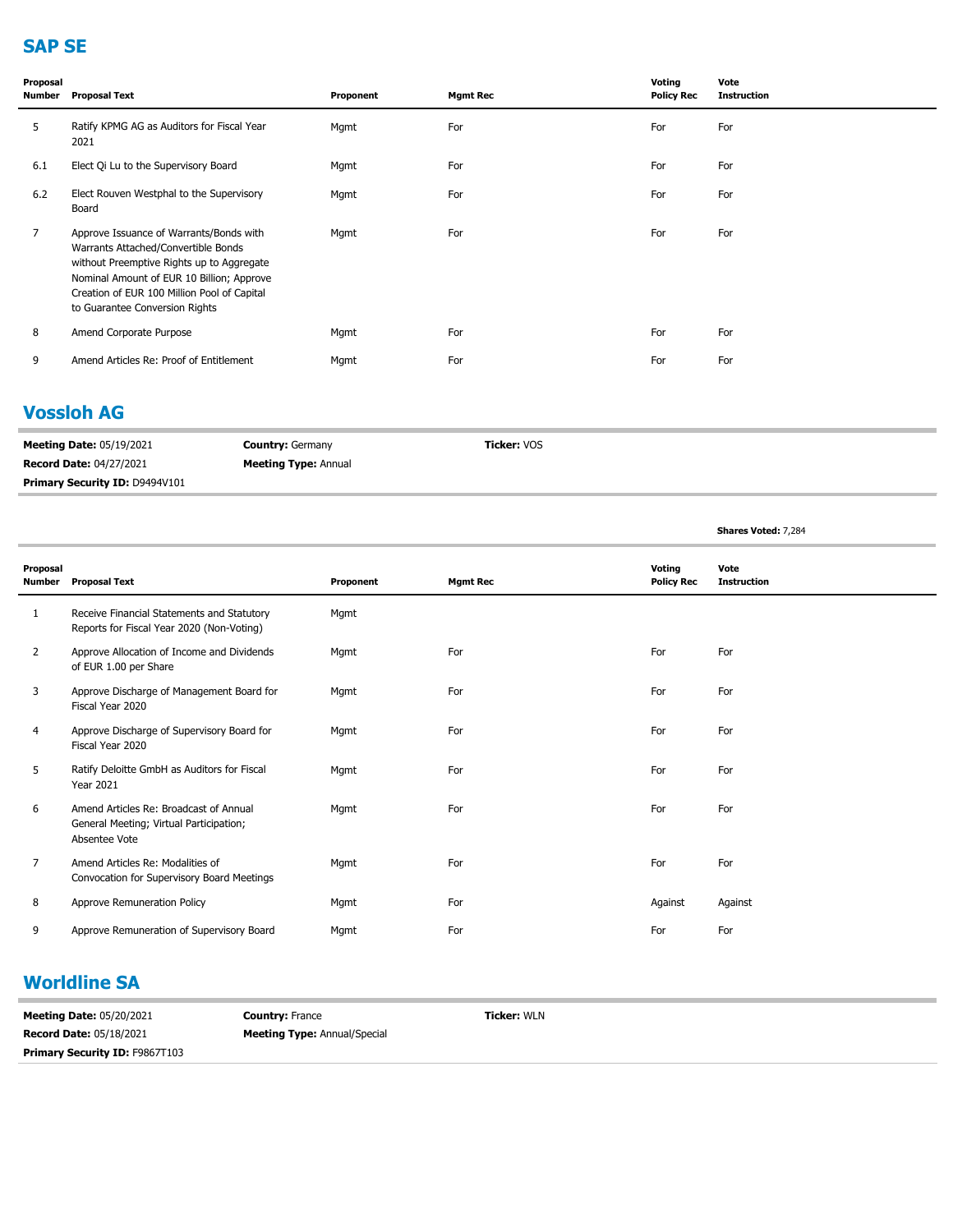## SAP SE

| Proposal Number | Proposal Text | Proponent | Mgmt Rec | Voting Policy Rec | Vote Instruction |
|---|---|---|---|---|---|
| 5 | Ratify KPMG AG as Auditors for Fiscal Year 2021 | Mgmt | For | For | For |
| 6.1 | Elect Qi Lu to the Supervisory Board | Mgmt | For | For | For |
| 6.2 | Elect Rouven Westphal to the Supervisory Board | Mgmt | For | For | For |
| 7 | Approve Issuance of Warrants/Bonds with Warrants Attached/Convertible Bonds without Preemptive Rights up to Aggregate Nominal Amount of EUR 10 Billion; Approve Creation of EUR 100 Million Pool of Capital to Guarantee Conversion Rights | Mgmt | For | For | For |
| 8 | Amend Corporate Purpose | Mgmt | For | For | For |
| 9 | Amend Articles Re: Proof of Entitlement | Mgmt | For | For | For |

## Vossloh AG

**Meeting Date:** 05/19/2021 | **Country:** Germany | **Ticker:** VOS
**Record Date:** 04/27/2021 | **Meeting Type:** Annual
**Primary Security ID:** D9494V101

**Shares Voted:** 7,284

| Proposal Number | Proposal Text | Proponent | Mgmt Rec | Voting Policy Rec | Vote Instruction |
|---|---|---|---|---|---|
| 1 | Receive Financial Statements and Statutory Reports for Fiscal Year 2020 (Non-Voting) | Mgmt | | | |
| 2 | Approve Allocation of Income and Dividends of EUR 1.00 per Share | Mgmt | For | For | For |
| 3 | Approve Discharge of Management Board for Fiscal Year 2020 | Mgmt | For | For | For |
| 4 | Approve Discharge of Supervisory Board for Fiscal Year 2020 | Mgmt | For | For | For |
| 5 | Ratify Deloitte GmbH as Auditors for Fiscal Year 2021 | Mgmt | For | For | For |
| 6 | Amend Articles Re: Broadcast of Annual General Meeting; Virtual Participation; Absentee Vote | Mgmt | For | For | For |
| 7 | Amend Articles Re: Modalities of Convocation for Supervisory Board Meetings | Mgmt | For | For | For |
| 8 | Approve Remuneration Policy | Mgmt | For | Against | Against |
| 9 | Approve Remuneration of Supervisory Board | Mgmt | For | For | For |

## Worldline SA

**Meeting Date:** 05/20/2021 | **Country:** France | **Ticker:** WLN
**Record Date:** 05/18/2021 | **Meeting Type:** Annual/Special
**Primary Security ID:** F9867T103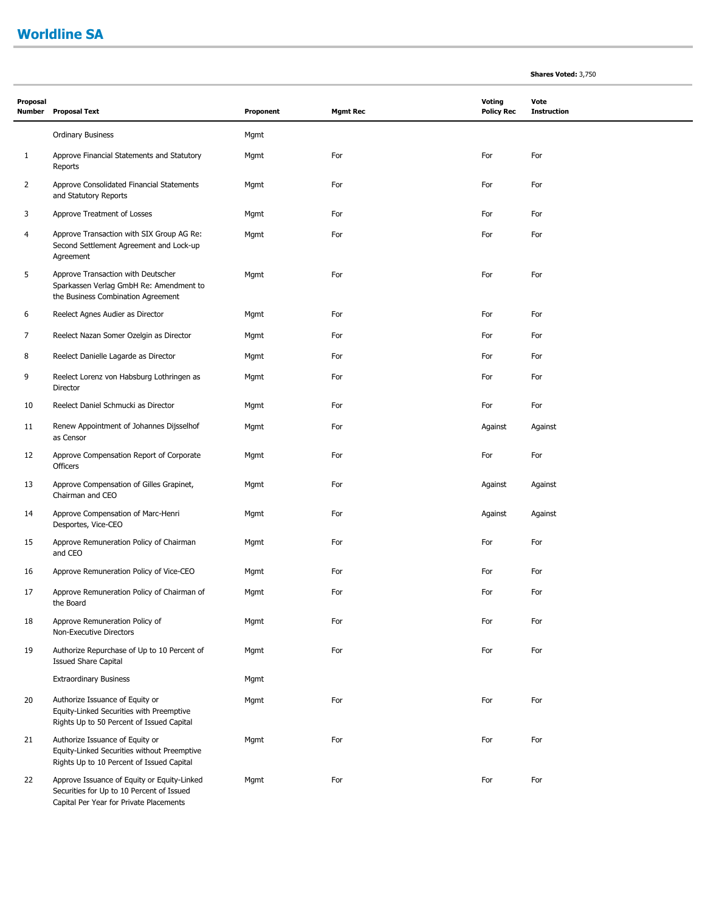## Worldline SA

**Shares Voted:** 3,750

| Proposal Number | Proposal Text | Proponent | Mgmt Rec | Voting Policy Rec | Vote Instruction |
|---|---|---|---|---|---|
| | Ordinary Business | Mgmt | | | |
| 1 | Approve Financial Statements and Statutory Reports | Mgmt | For | For | For |
| 2 | Approve Consolidated Financial Statements and Statutory Reports | Mgmt | For | For | For |
| 3 | Approve Treatment of Losses | Mgmt | For | For | For |
| 4 | Approve Transaction with SIX Group AG Re: Second Settlement Agreement and Lock-up Agreement | Mgmt | For | For | For |
| 5 | Approve Transaction with Deutscher Sparkassen Verlag GmbH Re: Amendment to the Business Combination Agreement | Mgmt | For | For | For |
| 6 | Reelect Agnes Audier as Director | Mgmt | For | For | For |
| 7 | Reelect Nazan Somer Ozelgin as Director | Mgmt | For | For | For |
| 8 | Reelect Danielle Lagarde as Director | Mgmt | For | For | For |
| 9 | Reelect Lorenz von Habsburg Lothringen as Director | Mgmt | For | For | For |
| 10 | Reelect Daniel Schmucki as Director | Mgmt | For | For | For |
| 11 | Renew Appointment of Johannes Dijsselhof as Censor | Mgmt | For | Against | Against |
| 12 | Approve Compensation Report of Corporate Officers | Mgmt | For | For | For |
| 13 | Approve Compensation of Gilles Grapinet, Chairman and CEO | Mgmt | For | Against | Against |
| 14 | Approve Compensation of Marc-Henri Desportes, Vice-CEO | Mgmt | For | Against | Against |
| 15 | Approve Remuneration Policy of Chairman and CEO | Mgmt | For | For | For |
| 16 | Approve Remuneration Policy of Vice-CEO | Mgmt | For | For | For |
| 17 | Approve Remuneration Policy of Chairman of the Board | Mgmt | For | For | For |
| 18 | Approve Remuneration Policy of Non-Executive Directors | Mgmt | For | For | For |
| 19 | Authorize Repurchase of Up to 10 Percent of Issued Share Capital | Mgmt | For | For | For |
| | Extraordinary Business | Mgmt | | | |
| 20 | Authorize Issuance of Equity or Equity-Linked Securities with Preemptive Rights Up to 50 Percent of Issued Capital | Mgmt | For | For | For |
| 21 | Authorize Issuance of Equity or Equity-Linked Securities without Preemptive Rights Up to 10 Percent of Issued Capital | Mgmt | For | For | For |
| 22 | Approve Issuance of Equity or Equity-Linked Securities for Up to 10 Percent of Issued Capital Per Year for Private Placements | Mgmt | For | For | For |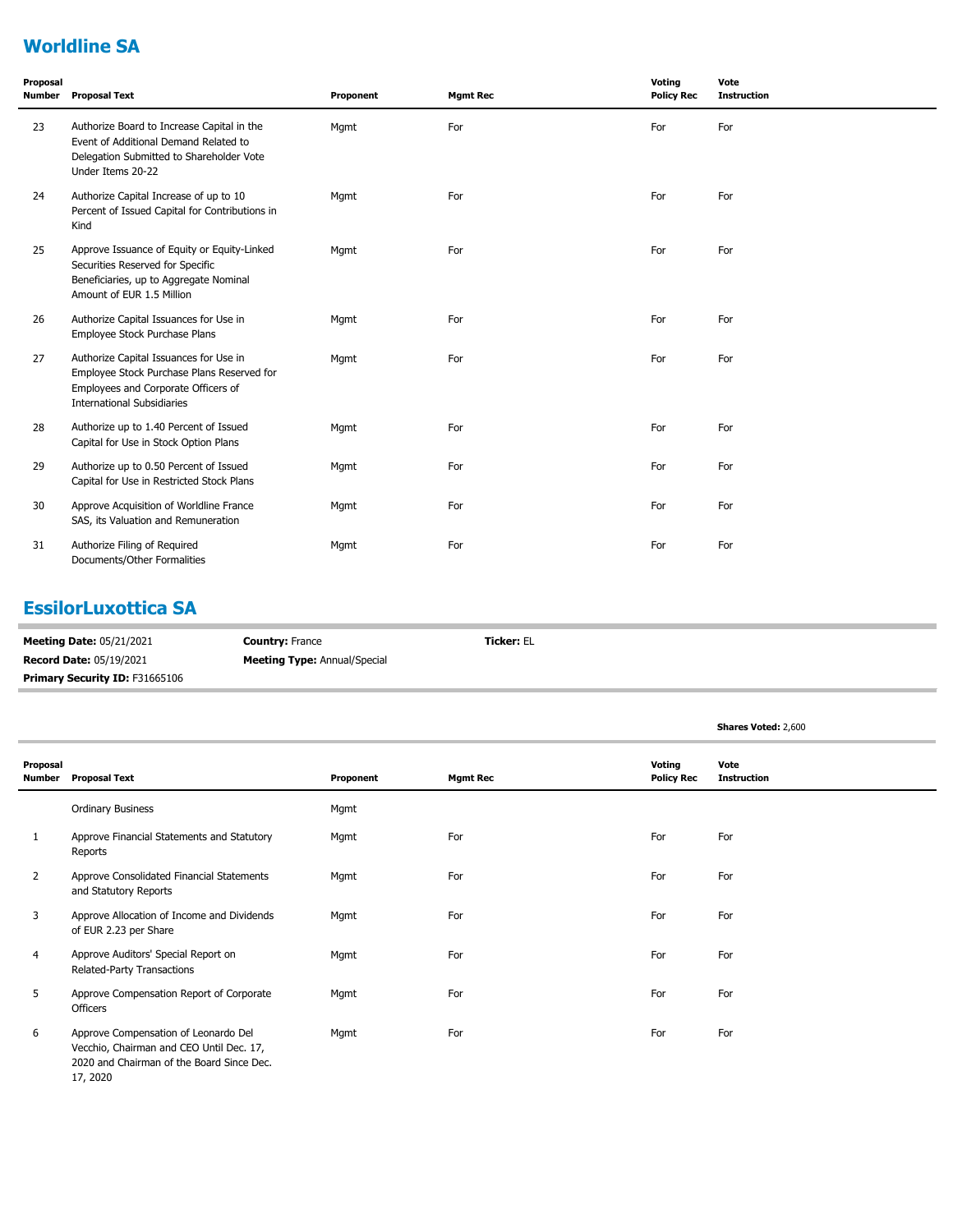## Worldline SA

| Proposal Number | Proposal Text | Proponent | Mgmt Rec | Voting Policy Rec | Vote Instruction |
|---|---|---|---|---|---|
| 23 | Authorize Board to Increase Capital in the Event of Additional Demand Related to Delegation Submitted to Shareholder Vote Under Items 20-22 | Mgmt | For | For | For |
| 24 | Authorize Capital Increase of up to 10 Percent of Issued Capital for Contributions in Kind | Mgmt | For | For | For |
| 25 | Approve Issuance of Equity or Equity-Linked Securities Reserved for Specific Beneficiaries, up to Aggregate Nominal Amount of EUR 1.5 Million | Mgmt | For | For | For |
| 26 | Authorize Capital Issuances for Use in Employee Stock Purchase Plans | Mgmt | For | For | For |
| 27 | Authorize Capital Issuances for Use in Employee Stock Purchase Plans Reserved for Employees and Corporate Officers of International Subsidiaries | Mgmt | For | For | For |
| 28 | Authorize up to 1.40 Percent of Issued Capital for Use in Stock Option Plans | Mgmt | For | For | For |
| 29 | Authorize up to 0.50 Percent of Issued Capital for Use in Restricted Stock Plans | Mgmt | For | For | For |
| 30 | Approve Acquisition of Worldline France SAS, its Valuation and Remuneration | Mgmt | For | For | For |
| 31 | Authorize Filing of Required Documents/Other Formalities | Mgmt | For | For | For |

## EssilorLuxottica SA

**Meeting Date:** 05/21/2021 | **Country:** France | **Ticker:** EL

**Record Date:** 05/19/2021 | **Meeting Type:** Annual/Special

**Primary Security ID:** F31665106

**Shares Voted:** 2,600

| Proposal Number | Proposal Text | Proponent | Mgmt Rec | Voting Policy Rec | Vote Instruction |
|---|---|---|---|---|---|
| | Ordinary Business | Mgmt | | | |
| 1 | Approve Financial Statements and Statutory Reports | Mgmt | For | For | For |
| 2 | Approve Consolidated Financial Statements and Statutory Reports | Mgmt | For | For | For |
| 3 | Approve Allocation of Income and Dividends of EUR 2.23 per Share | Mgmt | For | For | For |
| 4 | Approve Auditors' Special Report on Related-Party Transactions | Mgmt | For | For | For |
| 5 | Approve Compensation Report of Corporate Officers | Mgmt | For | For | For |
| 6 | Approve Compensation of Leonardo Del Vecchio, Chairman and CEO Until Dec. 17, 2020 and Chairman of the Board Since Dec. 17, 2020 | Mgmt | For | For | For |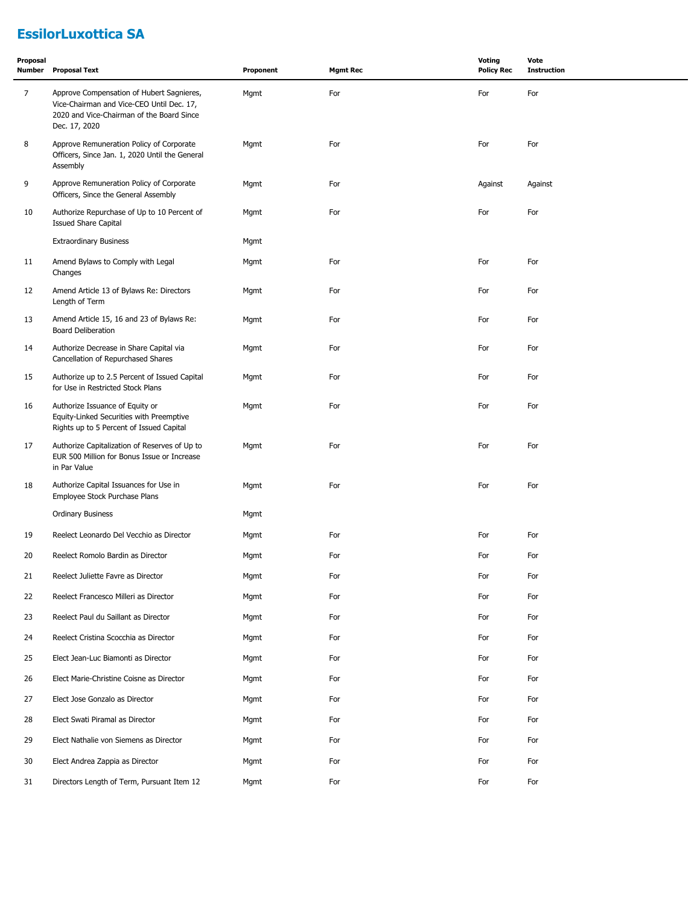## EssilorLuxottica SA

| Proposal Number | Proposal Text | Proponent | Mgmt Rec | Voting Policy Rec | Vote Instruction |
|---|---|---|---|---|---|
| 7 | Approve Compensation of Hubert Sagnieres, Vice-Chairman and Vice-CEO Until Dec. 17, 2020 and Vice-Chairman of the Board Since Dec. 17, 2020 | Mgmt | For | For | For |
| 8 | Approve Remuneration Policy of Corporate Officers, Since Jan. 1, 2020 Until the General Assembly | Mgmt | For | For | For |
| 9 | Approve Remuneration Policy of Corporate Officers, Since the General Assembly | Mgmt | For | Against | Against |
| 10 | Authorize Repurchase of Up to 10 Percent of Issued Share Capital | Mgmt | For | For | For |
| | Extraordinary Business | Mgmt | | | |
| 11 | Amend Bylaws to Comply with Legal Changes | Mgmt | For | For | For |
| 12 | Amend Article 13 of Bylaws Re: Directors Length of Term | Mgmt | For | For | For |
| 13 | Amend Article 15, 16 and 23 of Bylaws Re: Board Deliberation | Mgmt | For | For | For |
| 14 | Authorize Decrease in Share Capital via Cancellation of Repurchased Shares | Mgmt | For | For | For |
| 15 | Authorize up to 2.5 Percent of Issued Capital for Use in Restricted Stock Plans | Mgmt | For | For | For |
| 16 | Authorize Issuance of Equity or Equity-Linked Securities with Preemptive Rights up to 5 Percent of Issued Capital | Mgmt | For | For | For |
| 17 | Authorize Capitalization of Reserves of Up to EUR 500 Million for Bonus Issue or Increase in Par Value | Mgmt | For | For | For |
| 18 | Authorize Capital Issuances for Use in Employee Stock Purchase Plans | Mgmt | For | For | For |
| | Ordinary Business | Mgmt | | | |
| 19 | Reelect Leonardo Del Vecchio as Director | Mgmt | For | For | For |
| 20 | Reelect Romolo Bardin as Director | Mgmt | For | For | For |
| 21 | Reelect Juliette Favre as Director | Mgmt | For | For | For |
| 22 | Reelect Francesco Milleri as Director | Mgmt | For | For | For |
| 23 | Reelect Paul du Saillant as Director | Mgmt | For | For | For |
| 24 | Reelect Cristina Scocchia as Director | Mgmt | For | For | For |
| 25 | Elect Jean-Luc Biamonti as Director | Mgmt | For | For | For |
| 26 | Elect Marie-Christine Coisne as Director | Mgmt | For | For | For |
| 27 | Elect Jose Gonzalo as Director | Mgmt | For | For | For |
| 28 | Elect Swati Piramal as Director | Mgmt | For | For | For |
| 29 | Elect Nathalie von Siemens as Director | Mgmt | For | For | For |
| 30 | Elect Andrea Zappia as Director | Mgmt | For | For | For |
| 31 | Directors Length of Term, Pursuant Item 12 | Mgmt | For | For | For |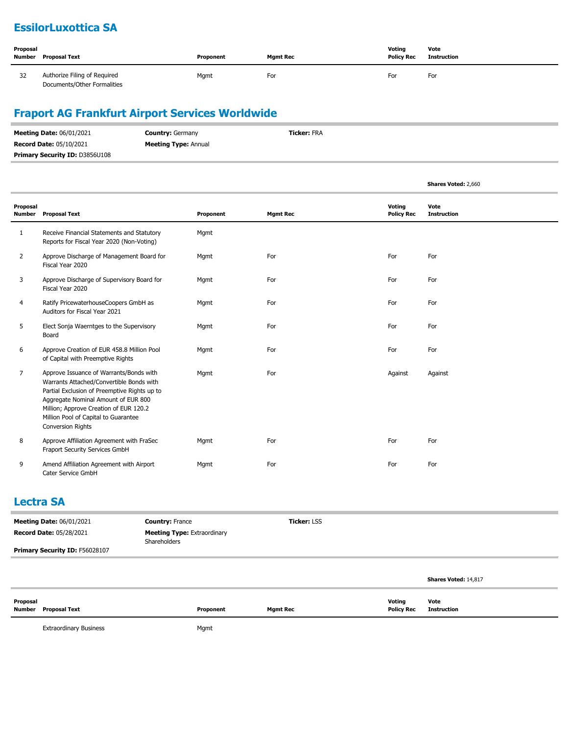## EssilorLuxottica SA

| Proposal Number | Proposal Text | Proponent | Mgmt Rec | Voting Policy Rec | Vote Instruction |
|---|---|---|---|---|---|
| 32 | Authorize Filing of Required Documents/Other Formalities | Mgmt | For | For | For |

## Fraport AG Frankfurt Airport Services Worldwide

**Meeting Date:** 06/01/2021 **Country:** Germany **Ticker:** FRA

**Record Date:** 05/10/2021 **Meeting Type:** Annual

**Primary Security ID:** D3856U108

**Shares Voted:** 2,660

| Proposal Number | Proposal Text | Proponent | Mgmt Rec | Voting Policy Rec | Vote Instruction |
|---|---|---|---|---|---|
| 1 | Receive Financial Statements and Statutory Reports for Fiscal Year 2020 (Non-Voting) | Mgmt | | | |
| 2 | Approve Discharge of Management Board for Fiscal Year 2020 | Mgmt | For | For | For |
| 3 | Approve Discharge of Supervisory Board for Fiscal Year 2020 | Mgmt | For | For | For |
| 4 | Ratify PricewaterhouseCoopers GmbH as Auditors for Fiscal Year 2021 | Mgmt | For | For | For |
| 5 | Elect Sonja Waerntges to the Supervisory Board | Mgmt | For | For | For |
| 6 | Approve Creation of EUR 458.8 Million Pool of Capital with Preemptive Rights | Mgmt | For | For | For |
| 7 | Approve Issuance of Warrants/Bonds with Warrants Attached/Convertible Bonds with Partial Exclusion of Preemptive Rights up to Aggregate Nominal Amount of EUR 800 Million; Approve Creation of EUR 120.2 Million Pool of Capital to Guarantee Conversion Rights | Mgmt | For | Against | Against |
| 8 | Approve Affiliation Agreement with FraSec Fraport Security Services GmbH | Mgmt | For | For | For |
| 9 | Amend Affiliation Agreement with Airport Cater Service GmbH | Mgmt | For | For | For |

## Lectra SA

**Meeting Date:** 06/01/2021 **Country:** France **Ticker:** LSS

**Record Date:** 05/28/2021 **Meeting Type:** Extraordinary Shareholders

**Primary Security ID:** F56028107

**Shares Voted:** 14,817

| Proposal Number | Proposal Text | Proponent | Mgmt Rec | Voting Policy Rec | Vote Instruction |
|---|---|---|---|---|---|
| | Extraordinary Business | Mgmt | | | |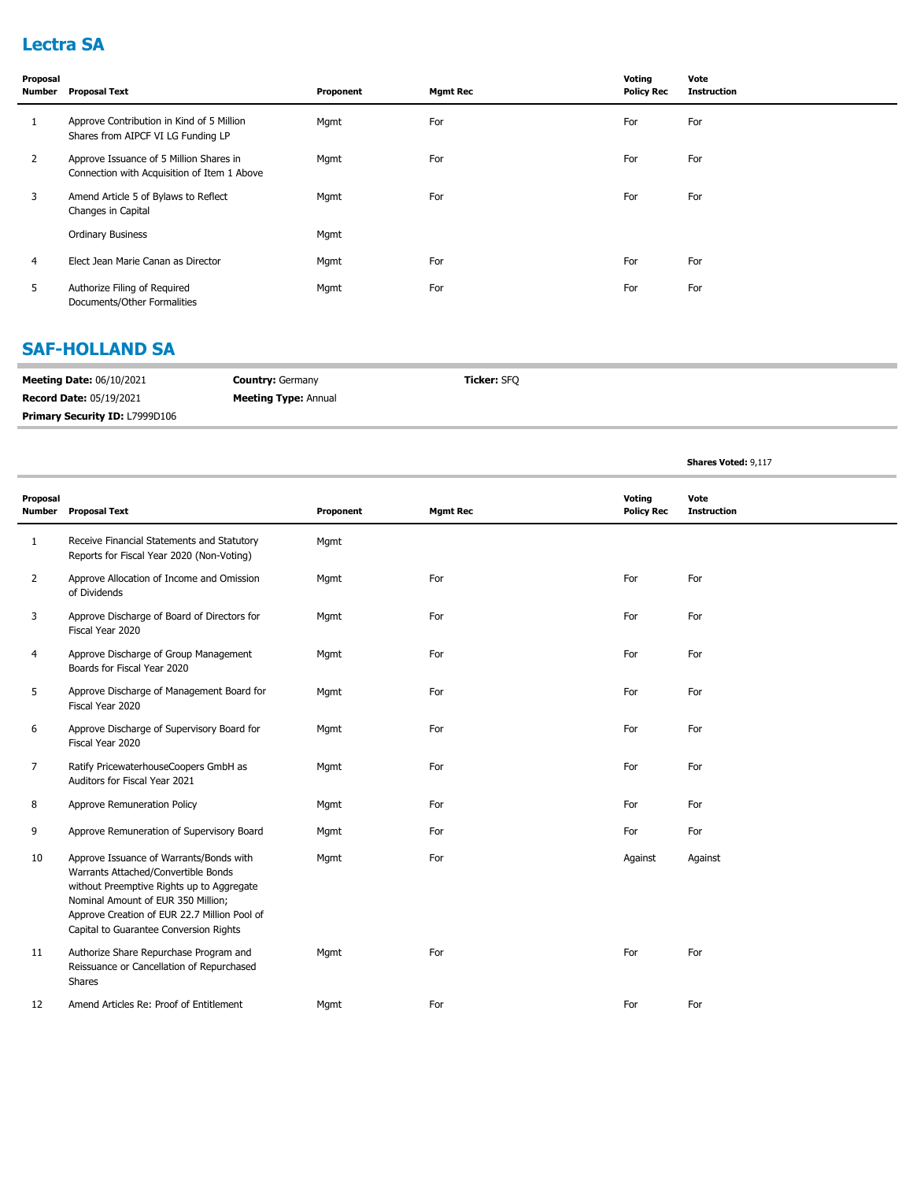## Lectra SA

| Proposal Number | Proposal Text | Proponent | Mgmt Rec | Voting Policy Rec | Vote Instruction |
|---|---|---|---|---|---|
| 1 | Approve Contribution in Kind of 5 Million Shares from AIPCF VI LG Funding LP | Mgmt | For | For | For |
| 2 | Approve Issuance of 5 Million Shares in Connection with Acquisition of Item 1 Above | Mgmt | For | For | For |
| 3 | Amend Article 5 of Bylaws to Reflect Changes in Capital | Mgmt | For | For | For |
| | Ordinary Business | Mgmt | | | |
| 4 | Elect Jean Marie Canan as Director | Mgmt | For | For | For |
| 5 | Authorize Filing of Required Documents/Other Formalities | Mgmt | For | For | For |

## SAF-HOLLAND SA

**Meeting Date:** 06/10/2021 **Country:** Germany **Ticker:** SFQ

**Record Date:** 05/19/2021 **Meeting Type:** Annual

**Primary Security ID:** L7999D106

**Shares Voted:** 9,117

| Proposal Number | Proposal Text | Proponent | Mgmt Rec | Voting Policy Rec | Vote Instruction |
|---|---|---|---|---|---|
| 1 | Receive Financial Statements and Statutory Reports for Fiscal Year 2020 (Non-Voting) | Mgmt | | | |
| 2 | Approve Allocation of Income and Omission of Dividends | Mgmt | For | For | For |
| 3 | Approve Discharge of Board of Directors for Fiscal Year 2020 | Mgmt | For | For | For |
| 4 | Approve Discharge of Group Management Boards for Fiscal Year 2020 | Mgmt | For | For | For |
| 5 | Approve Discharge of Management Board for Fiscal Year 2020 | Mgmt | For | For | For |
| 6 | Approve Discharge of Supervisory Board for Fiscal Year 2020 | Mgmt | For | For | For |
| 7 | Ratify PricewaterhouseCoopers GmbH as Auditors for Fiscal Year 2021 | Mgmt | For | For | For |
| 8 | Approve Remuneration Policy | Mgmt | For | For | For |
| 9 | Approve Remuneration of Supervisory Board | Mgmt | For | For | For |
| 10 | Approve Issuance of Warrants/Bonds with Warrants Attached/Convertible Bonds without Preemptive Rights up to Aggregate Nominal Amount of EUR 350 Million; Approve Creation of EUR 22.7 Million Pool of Capital to Guarantee Conversion Rights | Mgmt | For | Against | Against |
| 11 | Authorize Share Repurchase Program and Reissuance or Cancellation of Repurchased Shares | Mgmt | For | For | For |
| 12 | Amend Articles Re: Proof of Entitlement | Mgmt | For | For | For |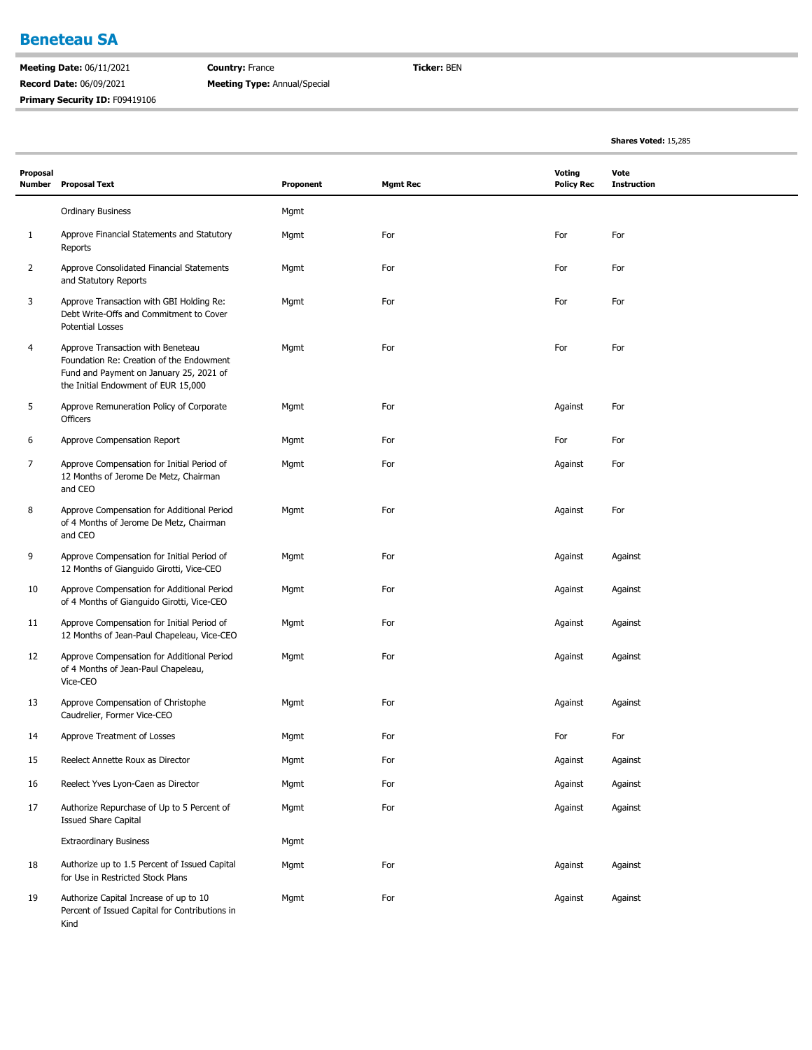## Beneteau SA

**Meeting Date:** 06/11/2021
**Record Date:** 06/09/2021
**Primary Security ID:** F09419106
**Country:** France
**Meeting Type:** Annual/Special
**Ticker:** BEN

**Shares Voted:** 15,285

| Proposal Number | Proposal Text | Proponent | Mgmt Rec | Voting Policy Rec | Vote Instruction |
|---|---|---|---|---|---|
| | Ordinary Business | Mgmt | | | |
| 1 | Approve Financial Statements and Statutory Reports | Mgmt | For | For | For |
| 2 | Approve Consolidated Financial Statements and Statutory Reports | Mgmt | For | For | For |
| 3 | Approve Transaction with GBI Holding Re: Debt Write-Offs and Commitment to Cover Potential Losses | Mgmt | For | For | For |
| 4 | Approve Transaction with Beneteau Foundation Re: Creation of the Endowment Fund and Payment on January 25, 2021 of the Initial Endowment of EUR 15,000 | Mgmt | For | For | For |
| 5 | Approve Remuneration Policy of Corporate Officers | Mgmt | For | Against | For |
| 6 | Approve Compensation Report | Mgmt | For | For | For |
| 7 | Approve Compensation for Initial Period of 12 Months of Jerome De Metz, Chairman and CEO | Mgmt | For | Against | For |
| 8 | Approve Compensation for Additional Period of 4 Months of Jerome De Metz, Chairman and CEO | Mgmt | For | Against | For |
| 9 | Approve Compensation for Initial Period of 12 Months of Gianguido Girotti, Vice-CEO | Mgmt | For | Against | Against |
| 10 | Approve Compensation for Additional Period of 4 Months of Gianguido Girotti, Vice-CEO | Mgmt | For | Against | Against |
| 11 | Approve Compensation for Initial Period of 12 Months of Jean-Paul Chapeleau, Vice-CEO | Mgmt | For | Against | Against |
| 12 | Approve Compensation for Additional Period of 4 Months of Jean-Paul Chapeleau, Vice-CEO | Mgmt | For | Against | Against |
| 13 | Approve Compensation of Christophe Caudrelier, Former Vice-CEO | Mgmt | For | Against | Against |
| 14 | Approve Treatment of Losses | Mgmt | For | For | For |
| 15 | Reelect Annette Roux as Director | Mgmt | For | Against | Against |
| 16 | Reelect Yves Lyon-Caen as Director | Mgmt | For | Against | Against |
| 17 | Authorize Repurchase of Up to 5 Percent of Issued Share Capital | Mgmt | For | Against | Against |
| | Extraordinary Business | Mgmt | | | |
| 18 | Authorize up to 1.5 Percent of Issued Capital for Use in Restricted Stock Plans | Mgmt | For | Against | Against |
| 19 | Authorize Capital Increase of up to 10 Percent of Issued Capital for Contributions in Kind | Mgmt | For | Against | Against |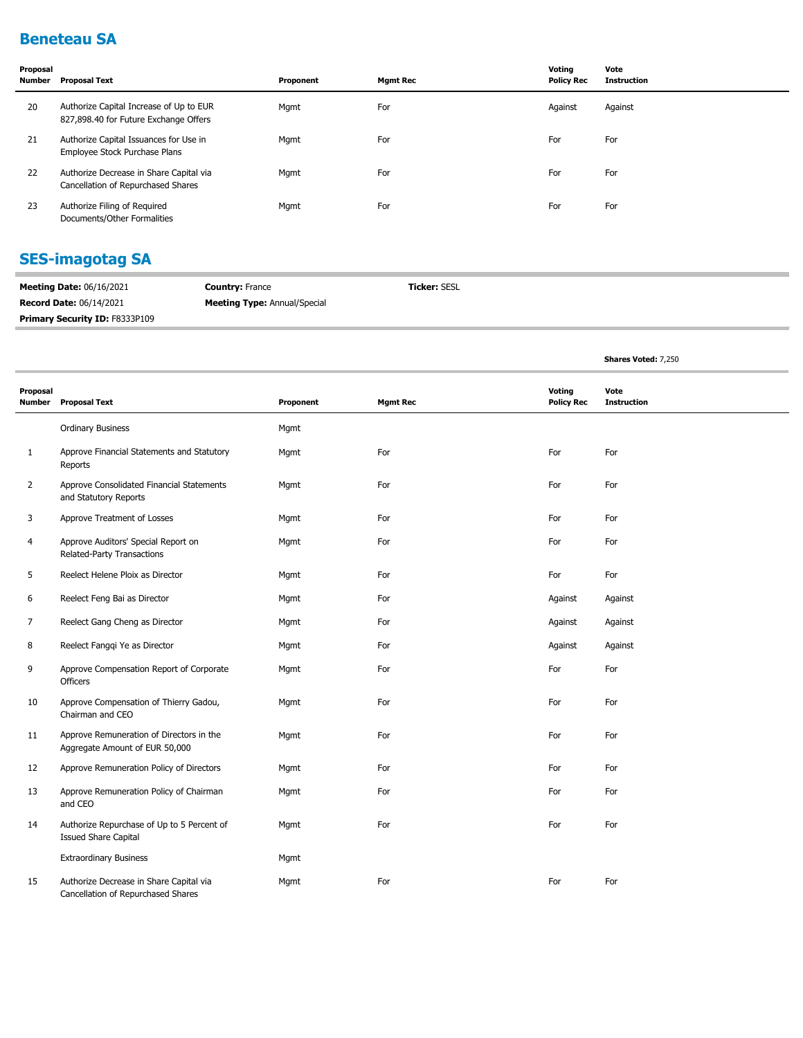## Beneteau SA

| Proposal Number | Proposal Text | Proponent | Mgmt Rec | Voting Policy Rec | Vote Instruction |
|---|---|---|---|---|---|
| 20 | Authorize Capital Increase of Up to EUR 827,898.40 for Future Exchange Offers | Mgmt | For | Against | Against |
| 21 | Authorize Capital Issuances for Use in Employee Stock Purchase Plans | Mgmt | For | For | For |
| 22 | Authorize Decrease in Share Capital via Cancellation of Repurchased Shares | Mgmt | For | For | For |
| 23 | Authorize Filing of Required Documents/Other Formalities | Mgmt | For | For | For |

## SES-imagotag SA

**Meeting Date:** 06/16/2021 **Country:** France **Ticker:** SESL
**Record Date:** 06/14/2021 **Meeting Type:** Annual/Special
**Primary Security ID:** F8333P109

**Shares Voted:** 7,250

| Proposal Number | Proposal Text | Proponent | Mgmt Rec | Voting Policy Rec | Vote Instruction |
|---|---|---|---|---|---|
| | Ordinary Business | Mgmt | | | |
| 1 | Approve Financial Statements and Statutory Reports | Mgmt | For | For | For |
| 2 | Approve Consolidated Financial Statements and Statutory Reports | Mgmt | For | For | For |
| 3 | Approve Treatment of Losses | Mgmt | For | For | For |
| 4 | Approve Auditors' Special Report on Related-Party Transactions | Mgmt | For | For | For |
| 5 | Reelect Helene Ploix as Director | Mgmt | For | For | For |
| 6 | Reelect Feng Bai as Director | Mgmt | For | Against | Against |
| 7 | Reelect Gang Cheng as Director | Mgmt | For | Against | Against |
| 8 | Reelect Fangqi Ye as Director | Mgmt | For | Against | Against |
| 9 | Approve Compensation Report of Corporate Officers | Mgmt | For | For | For |
| 10 | Approve Compensation of Thierry Gadou, Chairman and CEO | Mgmt | For | For | For |
| 11 | Approve Remuneration of Directors in the Aggregate Amount of EUR 50,000 | Mgmt | For | For | For |
| 12 | Approve Remuneration Policy of Directors | Mgmt | For | For | For |
| 13 | Approve Remuneration Policy of Chairman and CEO | Mgmt | For | For | For |
| 14 | Authorize Repurchase of Up to 5 Percent of Issued Share Capital | Mgmt | For | For | For |
| | Extraordinary Business | Mgmt | | | |
| 15 | Authorize Decrease in Share Capital via Cancellation of Repurchased Shares | Mgmt | For | For | For |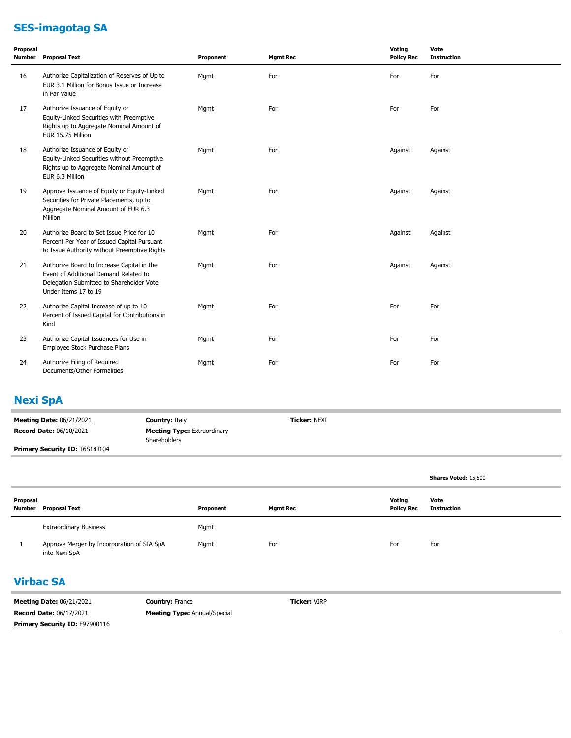## SES-imagotag SA

| Proposal Number | Proposal Text | Proponent | Mgmt Rec | Voting Policy Rec | Vote Instruction |
|---|---|---|---|---|---|
| 16 | Authorize Capitalization of Reserves of Up to EUR 3.1 Million for Bonus Issue or Increase in Par Value | Mgmt | For | For | For |
| 17 | Authorize Issuance of Equity or Equity-Linked Securities with Preemptive Rights up to Aggregate Nominal Amount of EUR 15.75 Million | Mgmt | For | For | For |
| 18 | Authorize Issuance of Equity or Equity-Linked Securities without Preemptive Rights up to Aggregate Nominal Amount of EUR 6.3 Million | Mgmt | For | Against | Against |
| 19 | Approve Issuance of Equity or Equity-Linked Securities for Private Placements, up to Aggregate Nominal Amount of EUR 6.3 Million | Mgmt | For | Against | Against |
| 20 | Authorize Board to Set Issue Price for 10 Percent Per Year of Issued Capital Pursuant to Issue Authority without Preemptive Rights | Mgmt | For | Against | Against |
| 21 | Authorize Board to Increase Capital in the Event of Additional Demand Related to Delegation Submitted to Shareholder Vote Under Items 17 to 19 | Mgmt | For | Against | Against |
| 22 | Authorize Capital Increase of up to 10 Percent of Issued Capital for Contributions in Kind | Mgmt | For | For | For |
| 23 | Authorize Capital Issuances for Use in Employee Stock Purchase Plans | Mgmt | For | For | For |
| 24 | Authorize Filing of Required Documents/Other Formalities | Mgmt | For | For | For |

## Nexi SpA

**Meeting Date:** 06/21/2021
**Record Date:** 06/10/2021
**Primary Security ID:** T6S18J104
**Country:** Italy
**Meeting Type:** Extraordinary Shareholders
**Ticker:** NEXI

**Shares Voted:** 15,500

| Proposal Number | Proposal Text | Proponent | Mgmt Rec | Voting Policy Rec | Vote Instruction |
|---|---|---|---|---|---|
| | Extraordinary Business | Mgmt | | | |
| 1 | Approve Merger by Incorporation of SIA SpA into Nexi SpA | Mgmt | For | For | For |

## Virbac SA

**Meeting Date:** 06/21/2021
**Record Date:** 06/17/2021
**Primary Security ID:** F97900116
**Country:** France
**Meeting Type:** Annual/Special
**Ticker:** VIRP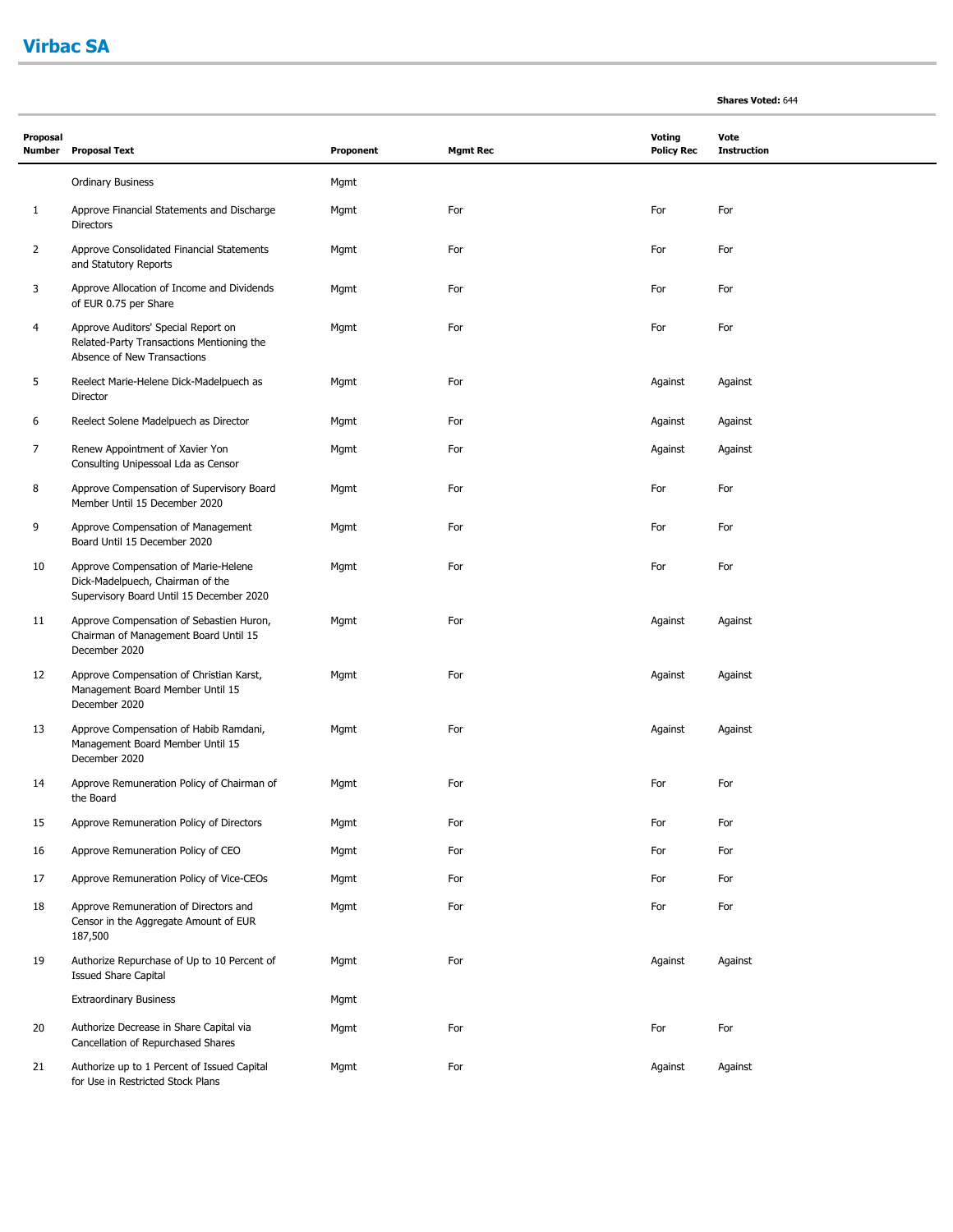## Virbac SA

**Shares Voted:** 644

| Proposal Number | Proposal Text | Proponent | Mgmt Rec | Voting Policy Rec | Vote Instruction |
|---|---|---|---|---|---|
| | Ordinary Business | Mgmt | | | |
| 1 | Approve Financial Statements and Discharge Directors | Mgmt | For | For | For |
| 2 | Approve Consolidated Financial Statements and Statutory Reports | Mgmt | For | For | For |
| 3 | Approve Allocation of Income and Dividends of EUR 0.75 per Share | Mgmt | For | For | For |
| 4 | Approve Auditors' Special Report on Related-Party Transactions Mentioning the Absence of New Transactions | Mgmt | For | For | For |
| 5 | Reelect Marie-Helene Dick-Madelpuech as Director | Mgmt | For | Against | Against |
| 6 | Reelect Solene Madelpuech as Director | Mgmt | For | Against | Against |
| 7 | Renew Appointment of Xavier Yon Consulting Unipessoal Lda as Censor | Mgmt | For | Against | Against |
| 8 | Approve Compensation of Supervisory Board Member Until 15 December 2020 | Mgmt | For | For | For |
| 9 | Approve Compensation of Management Board Until 15 December 2020 | Mgmt | For | For | For |
| 10 | Approve Compensation of Marie-Helene Dick-Madelpuech, Chairman of the Supervisory Board Until 15 December 2020 | Mgmt | For | For | For |
| 11 | Approve Compensation of Sebastien Huron, Chairman of Management Board Until 15 December 2020 | Mgmt | For | Against | Against |
| 12 | Approve Compensation of Christian Karst, Management Board Member Until 15 December 2020 | Mgmt | For | Against | Against |
| 13 | Approve Compensation of Habib Ramdani, Management Board Member Until 15 December 2020 | Mgmt | For | Against | Against |
| 14 | Approve Remuneration Policy of Chairman of the Board | Mgmt | For | For | For |
| 15 | Approve Remuneration Policy of Directors | Mgmt | For | For | For |
| 16 | Approve Remuneration Policy of CEO | Mgmt | For | For | For |
| 17 | Approve Remuneration Policy of Vice-CEOs | Mgmt | For | For | For |
| 18 | Approve Remuneration of Directors and Censor in the Aggregate Amount of EUR 187,500 | Mgmt | For | For | For |
| 19 | Authorize Repurchase of Up to 10 Percent of Issued Share Capital | Mgmt | For | Against | Against |
| | Extraordinary Business | Mgmt | | | |
| 20 | Authorize Decrease in Share Capital via Cancellation of Repurchased Shares | Mgmt | For | For | For |
| 21 | Authorize up to 1 Percent of Issued Capital for Use in Restricted Stock Plans | Mgmt | For | Against | Against |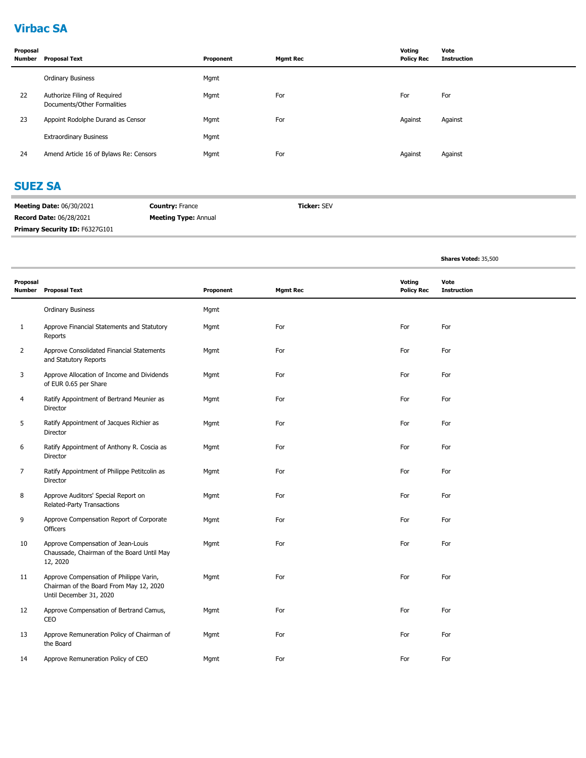## Virbac SA

| Proposal Number | Proposal Text | Proponent | Mgmt Rec | Voting Policy Rec | Vote Instruction |
|---|---|---|---|---|---|
| | Ordinary Business | Mgmt | | | |
| 22 | Authorize Filing of Required Documents/Other Formalities | Mgmt | For | For | For |
| 23 | Appoint Rodolphe Durand as Censor | Mgmt | For | Against | Against |
| | Extraordinary Business | Mgmt | | | |
| 24 | Amend Article 16 of Bylaws Re: Censors | Mgmt | For | Against | Against |

## SUEZ SA

**Meeting Date:** 06/30/2021 **Country:** France **Ticker:** SEV
**Record Date:** 06/28/2021 **Meeting Type:** Annual
**Primary Security ID:** F6327G101

**Shares Voted:** 35,500

| Proposal Number | Proposal Text | Proponent | Mgmt Rec | Voting Policy Rec | Vote Instruction |
|---|---|---|---|---|---|
| | Ordinary Business | Mgmt | | | |
| 1 | Approve Financial Statements and Statutory Reports | Mgmt | For | For | For |
| 2 | Approve Consolidated Financial Statements and Statutory Reports | Mgmt | For | For | For |
| 3 | Approve Allocation of Income and Dividends of EUR 0.65 per Share | Mgmt | For | For | For |
| 4 | Ratify Appointment of Bertrand Meunier as Director | Mgmt | For | For | For |
| 5 | Ratify Appointment of Jacques Richier as Director | Mgmt | For | For | For |
| 6 | Ratify Appointment of Anthony R. Coscia as Director | Mgmt | For | For | For |
| 7 | Ratify Appointment of Philippe Petitcolin as Director | Mgmt | For | For | For |
| 8 | Approve Auditors' Special Report on Related-Party Transactions | Mgmt | For | For | For |
| 9 | Approve Compensation Report of Corporate Officers | Mgmt | For | For | For |
| 10 | Approve Compensation of Jean-Louis Chaussade, Chairman of the Board Until May 12, 2020 | Mgmt | For | For | For |
| 11 | Approve Compensation of Philippe Varin, Chairman of the Board From May 12, 2020 Until December 31, 2020 | Mgmt | For | For | For |
| 12 | Approve Compensation of Bertrand Camus, CEO | Mgmt | For | For | For |
| 13 | Approve Remuneration Policy of Chairman of the Board | Mgmt | For | For | For |
| 14 | Approve Remuneration Policy of CEO | Mgmt | For | For | For |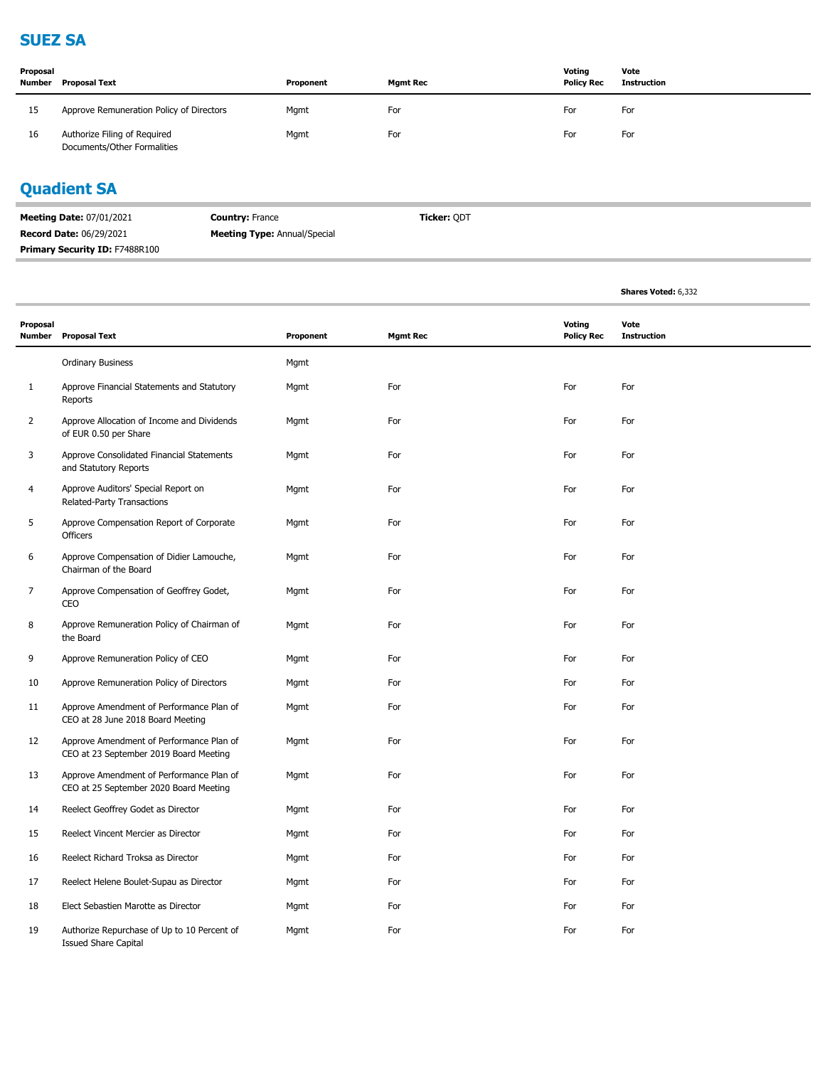## SUEZ SA

| Proposal Number | Proposal Text | Proponent | Mgmt Rec | Voting Policy Rec | Vote Instruction |
|---|---|---|---|---|---|
| 15 | Approve Remuneration Policy of Directors | Mgmt | For | For | For |
| 16 | Authorize Filing of Required Documents/Other Formalities | Mgmt | For | For | For |

## Quadient SA

**Meeting Date:** 07/01/2021 **Country:** France **Ticker:** QDT
**Record Date:** 06/29/2021 **Meeting Type:** Annual/Special
**Primary Security ID:** F7488R100

**Shares Voted:** 6,332

| Proposal Number | Proposal Text | Proponent | Mgmt Rec | Voting Policy Rec | Vote Instruction |
|---|---|---|---|---|---|
| | Ordinary Business | Mgmt | | | |
| 1 | Approve Financial Statements and Statutory Reports | Mgmt | For | For | For |
| 2 | Approve Allocation of Income and Dividends of EUR 0.50 per Share | Mgmt | For | For | For |
| 3 | Approve Consolidated Financial Statements and Statutory Reports | Mgmt | For | For | For |
| 4 | Approve Auditors' Special Report on Related-Party Transactions | Mgmt | For | For | For |
| 5 | Approve Compensation Report of Corporate Officers | Mgmt | For | For | For |
| 6 | Approve Compensation of Didier Lamouche, Chairman of the Board | Mgmt | For | For | For |
| 7 | Approve Compensation of Geoffrey Godet, CEO | Mgmt | For | For | For |
| 8 | Approve Remuneration Policy of Chairman of the Board | Mgmt | For | For | For |
| 9 | Approve Remuneration Policy of CEO | Mgmt | For | For | For |
| 10 | Approve Remuneration Policy of Directors | Mgmt | For | For | For |
| 11 | Approve Amendment of Performance Plan of CEO at 28 June 2018 Board Meeting | Mgmt | For | For | For |
| 12 | Approve Amendment of Performance Plan of CEO at 23 September 2019 Board Meeting | Mgmt | For | For | For |
| 13 | Approve Amendment of Performance Plan of CEO at 25 September 2020 Board Meeting | Mgmt | For | For | For |
| 14 | Reelect Geoffrey Godet as Director | Mgmt | For | For | For |
| 15 | Reelect Vincent Mercier as Director | Mgmt | For | For | For |
| 16 | Reelect Richard Troksa as Director | Mgmt | For | For | For |
| 17 | Reelect Helene Boulet-Supau as Director | Mgmt | For | For | For |
| 18 | Elect Sebastien Marotte as Director | Mgmt | For | For | For |
| 19 | Authorize Repurchase of Up to 10 Percent of Issued Share Capital | Mgmt | For | For | For |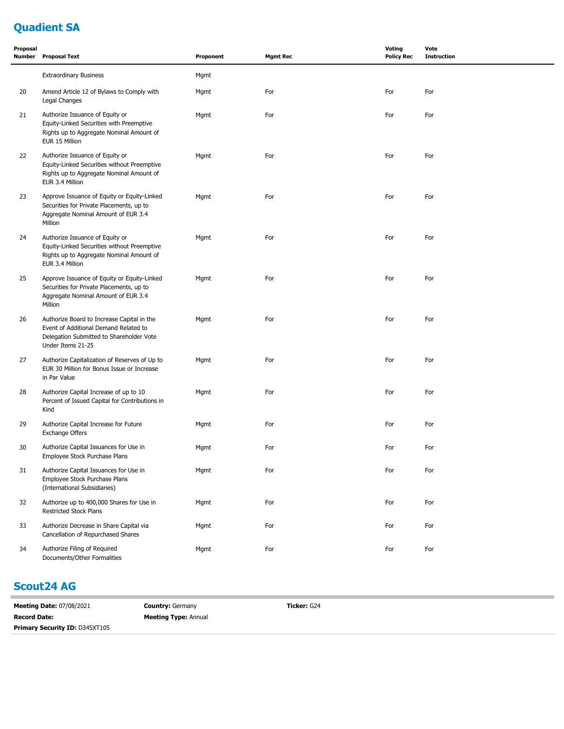## Quadient SA

| Proposal Number | Proposal Text | Proponent | Mgmt Rec | Voting Policy Rec | Vote Instruction |
|---|---|---|---|---|---|
| | Extraordinary Business | Mgmt | | | |
| 20 | Amend Article 12 of Bylaws to Comply with Legal Changes | Mgmt | For | For | For |
| 21 | Authorize Issuance of Equity or Equity-Linked Securities with Preemptive Rights up to Aggregate Nominal Amount of EUR 15 Million | Mgmt | For | For | For |
| 22 | Authorize Issuance of Equity or Equity-Linked Securities without Preemptive Rights up to Aggregate Nominal Amount of EUR 3.4 Million | Mgmt | For | For | For |
| 23 | Approve Issuance of Equity or Equity-Linked Securities for Private Placements, up to Aggregate Nominal Amount of EUR 3.4 Million | Mgmt | For | For | For |
| 24 | Authorize Issuance of Equity or Equity-Linked Securities without Preemptive Rights up to Aggregate Nominal Amount of EUR 3.4 Million | Mgmt | For | For | For |
| 25 | Approve Issuance of Equity or Equity-Linked Securities for Private Placements, up to Aggregate Nominal Amount of EUR 3.4 Million | Mgmt | For | For | For |
| 26 | Authorize Board to Increase Capital in the Event of Additional Demand Related to Delegation Submitted to Shareholder Vote Under Items 21-25 | Mgmt | For | For | For |
| 27 | Authorize Capitalization of Reserves of Up to EUR 30 Million for Bonus Issue or Increase in Par Value | Mgmt | For | For | For |
| 28 | Authorize Capital Increase of up to 10 Percent of Issued Capital for Contributions in Kind | Mgmt | For | For | For |
| 29 | Authorize Capital Increase for Future Exchange Offers | Mgmt | For | For | For |
| 30 | Authorize Capital Issuances for Use in Employee Stock Purchase Plans | Mgmt | For | For | For |
| 31 | Authorize Capital Issuances for Use in Employee Stock Purchase Plans (International Subsidiaries) | Mgmt | For | For | For |
| 32 | Authorize up to 400,000 Shares for Use in Restricted Stock Plans | Mgmt | For | For | For |
| 33 | Authorize Decrease in Share Capital via Cancellation of Repurchased Shares | Mgmt | For | For | For |
| 34 | Authorize Filing of Required Documents/Other Formalities | Mgmt | For | For | For |

## Scout24 AG

**Meeting Date:** 07/08/2021 **Country:** Germany **Ticker:** G24

**Record Date:** **Meeting Type:** Annual

**Primary Security ID:** D345XT105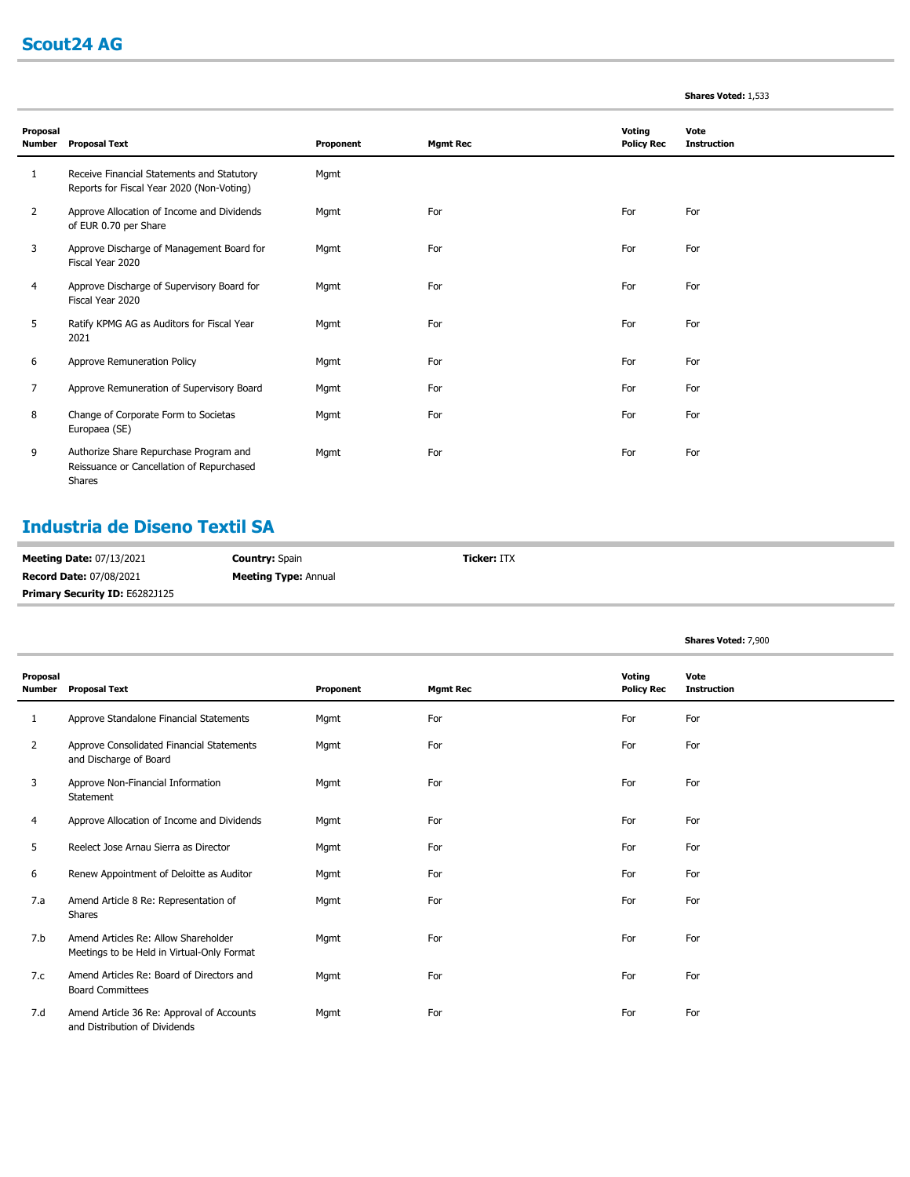## Scout24 AG

**Shares Voted:** 1,533

| Proposal Number | Proposal Text | Proponent | Mgmt Rec | Voting Policy Rec | Vote Instruction |
|---|---|---|---|---|---|
| 1 | Receive Financial Statements and Statutory Reports for Fiscal Year 2020 (Non-Voting) | Mgmt | | | |
| 2 | Approve Allocation of Income and Dividends of EUR 0.70 per Share | Mgmt | For | For | For |
| 3 | Approve Discharge of Management Board for Fiscal Year 2020 | Mgmt | For | For | For |
| 4 | Approve Discharge of Supervisory Board for Fiscal Year 2020 | Mgmt | For | For | For |
| 5 | Ratify KPMG AG as Auditors for Fiscal Year 2021 | Mgmt | For | For | For |
| 6 | Approve Remuneration Policy | Mgmt | For | For | For |
| 7 | Approve Remuneration of Supervisory Board | Mgmt | For | For | For |
| 8 | Change of Corporate Form to Societas Europaea (SE) | Mgmt | For | For | For |
| 9 | Authorize Share Repurchase Program and Reissuance or Cancellation of Repurchased Shares | Mgmt | For | For | For |

## Industria de Diseno Textil SA

**Meeting Date:** 07/13/2021 **Country:** Spain **Ticker:** ITX
**Record Date:** 07/08/2021 **Meeting Type:** Annual
**Primary Security ID:** E6282J125

**Shares Voted:** 7,900

| Proposal Number | Proposal Text | Proponent | Mgmt Rec | Voting Policy Rec | Vote Instruction |
|---|---|---|---|---|---|
| 1 | Approve Standalone Financial Statements | Mgmt | For | For | For |
| 2 | Approve Consolidated Financial Statements and Discharge of Board | Mgmt | For | For | For |
| 3 | Approve Non-Financial Information Statement | Mgmt | For | For | For |
| 4 | Approve Allocation of Income and Dividends | Mgmt | For | For | For |
| 5 | Reelect Jose Arnau Sierra as Director | Mgmt | For | For | For |
| 6 | Renew Appointment of Deloitte as Auditor | Mgmt | For | For | For |
| 7.a | Amend Article 8 Re: Representation of Shares | Mgmt | For | For | For |
| 7.b | Amend Articles Re: Allow Shareholder Meetings to be Held in Virtual-Only Format | Mgmt | For | For | For |
| 7.c | Amend Articles Re: Board of Directors and Board Committees | Mgmt | For | For | For |
| 7.d | Amend Article 36 Re: Approval of Accounts and Distribution of Dividends | Mgmt | For | For | For |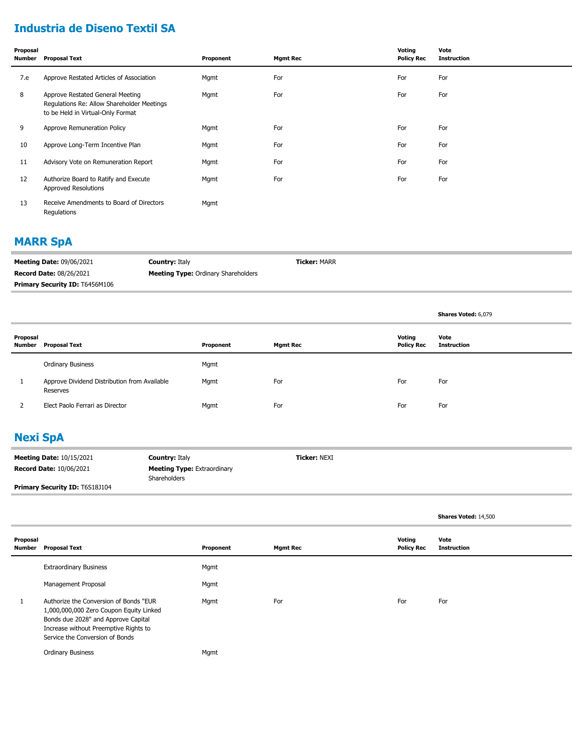## Industria de Diseno Textil SA

| Proposal Number | Proposal Text | Proponent | Mgmt Rec | Voting Policy Rec | Vote Instruction |
|---|---|---|---|---|---|
| 7.e | Approve Restated Articles of Association | Mgmt | For | For | For |
| 8 | Approve Restated General Meeting Regulations Re: Allow Shareholder Meetings to be Held in Virtual-Only Format | Mgmt | For | For | For |
| 9 | Approve Remuneration Policy | Mgmt | For | For | For |
| 10 | Approve Long-Term Incentive Plan | Mgmt | For | For | For |
| 11 | Advisory Vote on Remuneration Report | Mgmt | For | For | For |
| 12 | Authorize Board to Ratify and Execute Approved Resolutions | Mgmt | For | For | For |
| 13 | Receive Amendments to Board of Directors Regulations | Mgmt | | | |

## MARR SpA

**Meeting Date:** 09/06/2021 **Country:** Italy **Ticker:** MARR
**Record Date:** 08/26/2021 **Meeting Type:** Ordinary Shareholders
**Primary Security ID:** T6456M106

**Shares Voted:** 6,079

| Proposal Number | Proposal Text | Proponent | Mgmt Rec | Voting Policy Rec | Vote Instruction |
|---|---|---|---|---|---|
| | Ordinary Business | Mgmt | | | |
| 1 | Approve Dividend Distribution from Available Reserves | Mgmt | For | For | For |
| 2 | Elect Paolo Ferrari as Director | Mgmt | For | For | For |

## Nexi SpA

**Meeting Date:** 10/15/2021 **Country:** Italy **Ticker:** NEXI
**Record Date:** 10/06/2021 **Meeting Type:** Extraordinary Shareholders
**Primary Security ID:** T6S18J104

**Shares Voted:** 14,500

| Proposal Number | Proposal Text | Proponent | Mgmt Rec | Voting Policy Rec | Vote Instruction |
|---|---|---|---|---|---|
| | Extraordinary Business | Mgmt | | | |
| | Management Proposal | Mgmt | | | |
| 1 | Authorize the Conversion of Bonds "EUR 1,000,000,000 Zero Coupon Equity Linked Bonds due 2028" and Approve Capital Increase without Preemptive Rights to Service the Conversion of Bonds | Mgmt | For | For | For |
| | Ordinary Business | Mgmt | | | |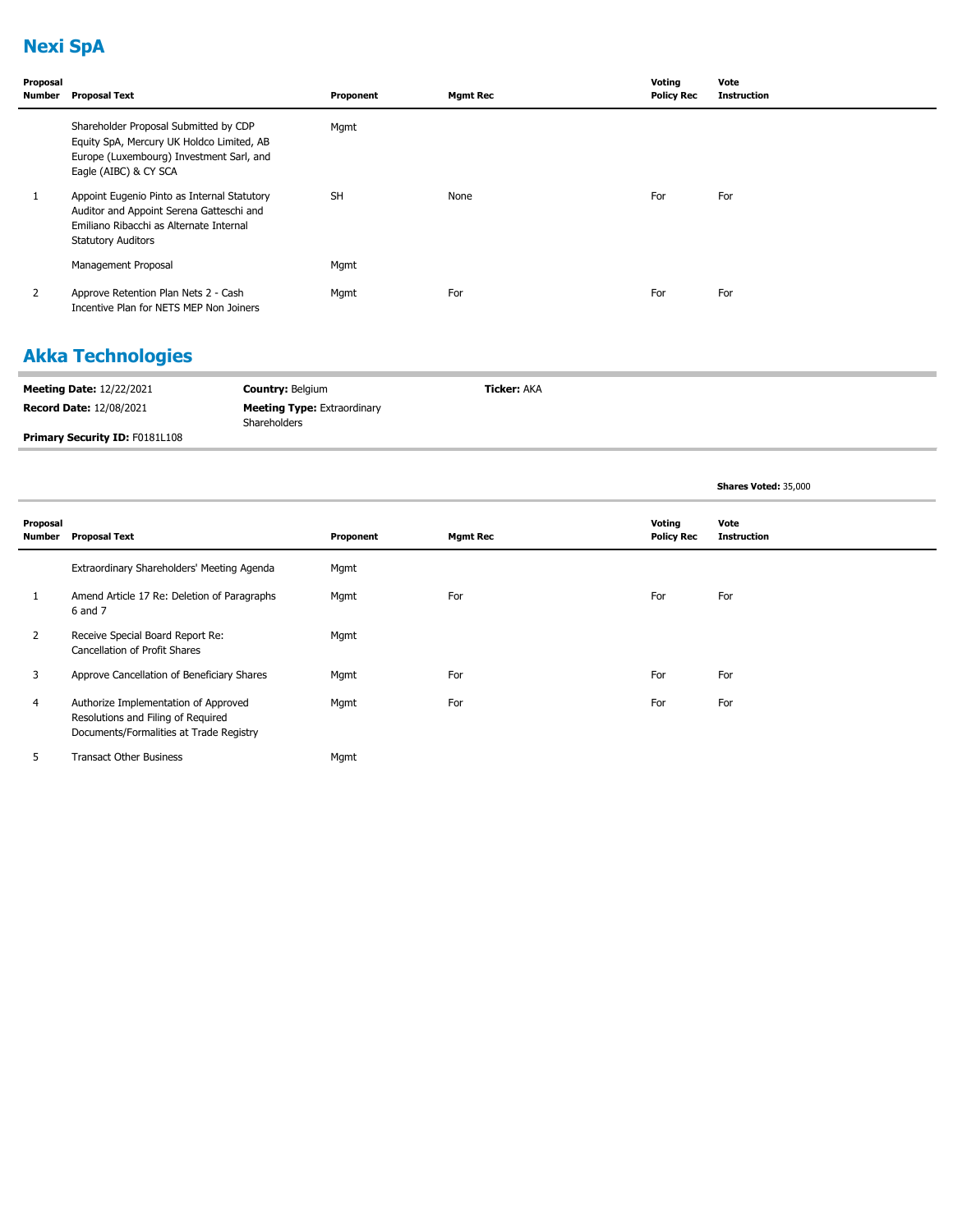## Nexi SpA

| Proposal Number | Proposal Text | Proponent | Mgmt Rec | Voting Policy Rec | Vote Instruction |
|---|---|---|---|---|---|
| | Shareholder Proposal Submitted by CDP Equity SpA, Mercury UK Holdco Limited, AB Europe (Luxembourg) Investment Sarl, and Eagle (AIBC) & CY SCA | Mgmt | | | |
| 1 | Appoint Eugenio Pinto as Internal Statutory Auditor and Appoint Serena Gatteschi and Emiliano Ribacchi as Alternate Internal Statutory Auditors | SH | None | For | For |
| | Management Proposal | Mgmt | | | |
| 2 | Approve Retention Plan Nets 2 - Cash Incentive Plan for NETS MEP Non Joiners | Mgmt | For | For | For |

## Akka Technologies

**Meeting Date:** 12/22/2021
**Country:** Belgium
**Ticker:** AKA
**Record Date:** 12/08/2021
**Meeting Type:** Extraordinary Shareholders
**Primary Security ID:** F0181L108

**Shares Voted:** 35,000

| Proposal Number | Proposal Text | Proponent | Mgmt Rec | Voting Policy Rec | Vote Instruction |
|---|---|---|---|---|---|
| | Extraordinary Shareholders' Meeting Agenda | Mgmt | | | |
| 1 | Amend Article 17 Re: Deletion of Paragraphs 6 and 7 | Mgmt | For | For | For |
| 2 | Receive Special Board Report Re: Cancellation of Profit Shares | Mgmt | | | |
| 3 | Approve Cancellation of Beneficiary Shares | Mgmt | For | For | For |
| 4 | Authorize Implementation of Approved Resolutions and Filing of Required Documents/Formalities at Trade Registry | Mgmt | For | For | For |
| 5 | Transact Other Business | Mgmt | | | |